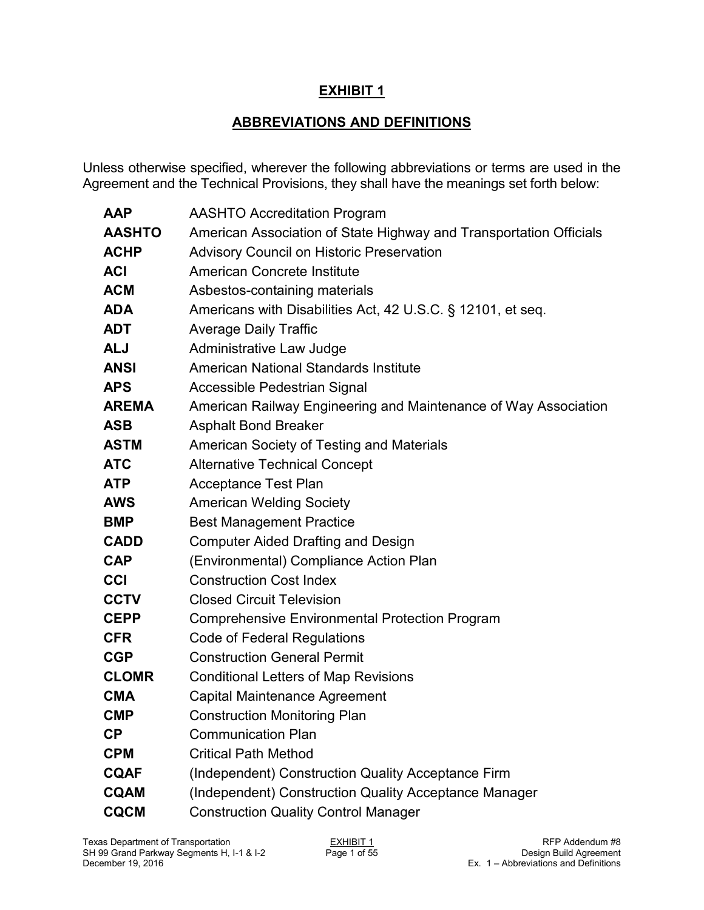# EXHIBIT 1

## ABBREVIATIONS AND DEFINITIONS

Unless otherwise specified, wherever the following abbreviations or terms are used in the Agreement and the Technical Provisions, they shall have the meanings set forth below:

| | |
|---|---|
| **AAP** | AASHTO Accreditation Program |
| **AASHTO** | American Association of State Highway and Transportation Officials |
| **ACHP** | Advisory Council on Historic Preservation |
| **ACI** | American Concrete Institute |
| **ACM** | Asbestos-containing materials |
| **ADA** | Americans with Disabilities Act, 42 U.S.C. § 12101, et seq. |
| **ADT** | Average Daily Traffic |
| **ALJ** | Administrative Law Judge |
| **ANSI** | American National Standards Institute |
| **APS** | Accessible Pedestrian Signal |
| **AREMA** | American Railway Engineering and Maintenance of Way Association |
| **ASB** | Asphalt Bond Breaker |
| **ASTM** | American Society of Testing and Materials |
| **ATC** | Alternative Technical Concept |
| **ATP** | Acceptance Test Plan |
| **AWS** | American Welding Society |
| **BMP** | Best Management Practice |
| **CADD** | Computer Aided Drafting and Design |
| **CAP** | (Environmental) Compliance Action Plan |
| **CCI** | Construction Cost Index |
| **CCTV** | Closed Circuit Television |
| **CEPP** | Comprehensive Environmental Protection Program |
| **CFR** | Code of Federal Regulations |
| **CGP** | Construction General Permit |
| **CLOMR** | Conditional Letters of Map Revisions |
| **CMA** | Capital Maintenance Agreement |
| **CMP** | Construction Monitoring Plan |
| **CP** | Communication Plan |
| **CPM** | Critical Path Method |
| **CQAF** | (Independent) Construction Quality Acceptance Firm |
| **CQAM** | (Independent) Construction Quality Acceptance Manager |
| **CQCM** | Construction Quality Control Manager |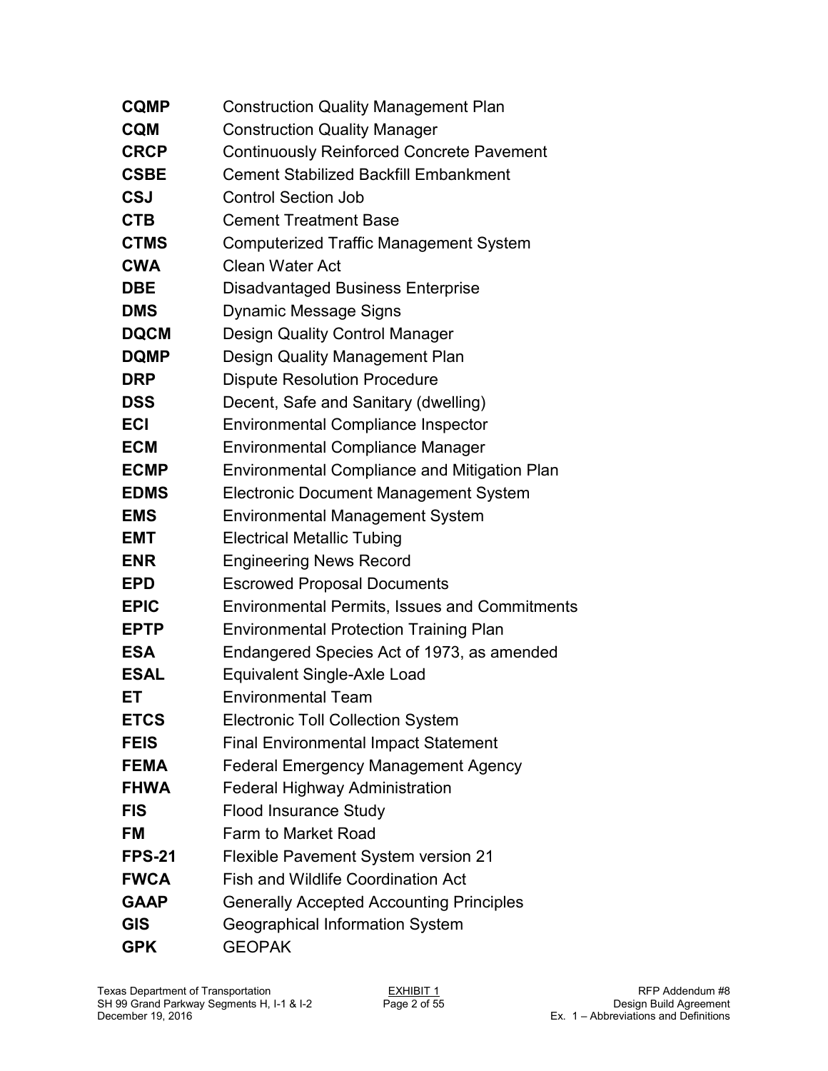| | |
|---|---|
| **CQMP** | Construction Quality Management Plan |
| **CQM** | Construction Quality Manager |
| **CRCP** | Continuously Reinforced Concrete Pavement |
| **CSBE** | Cement Stabilized Backfill Embankment |
| **CSJ** | Control Section Job |
| **CTB** | Cement Treatment Base |
| **CTMS** | Computerized Traffic Management System |
| **CWA** | Clean Water Act |
| **DBE** | Disadvantaged Business Enterprise |
| **DMS** | Dynamic Message Signs |
| **DQCM** | Design Quality Control Manager |
| **DQMP** | Design Quality Management Plan |
| **DRP** | Dispute Resolution Procedure |
| **DSS** | Decent, Safe and Sanitary (dwelling) |
| **ECI** | Environmental Compliance Inspector |
| **ECM** | Environmental Compliance Manager |
| **ECMP** | Environmental Compliance and Mitigation Plan |
| **EDMS** | Electronic Document Management System |
| **EMS** | Environmental Management System |
| **EMT** | Electrical Metallic Tubing |
| **ENR** | Engineering News Record |
| **EPD** | Escrowed Proposal Documents |
| **EPIC** | Environmental Permits, Issues and Commitments |
| **EPTP** | Environmental Protection Training Plan |
| **ESA** | Endangered Species Act of 1973, as amended |
| **ESAL** | Equivalent Single-Axle Load |
| **ET** | Environmental Team |
| **ETCS** | Electronic Toll Collection System |
| **FEIS** | Final Environmental Impact Statement |
| **FEMA** | Federal Emergency Management Agency |
| **FHWA** | Federal Highway Administration |
| **FIS** | Flood Insurance Study |
| **FM** | Farm to Market Road |
| **FPS-21** | Flexible Pavement System version 21 |
| **FWCA** | Fish and Wildlife Coordination Act |
| **GAAP** | Generally Accepted Accounting Principles |
| **GIS** | Geographical Information System |
| **GPK** | GEOPAK |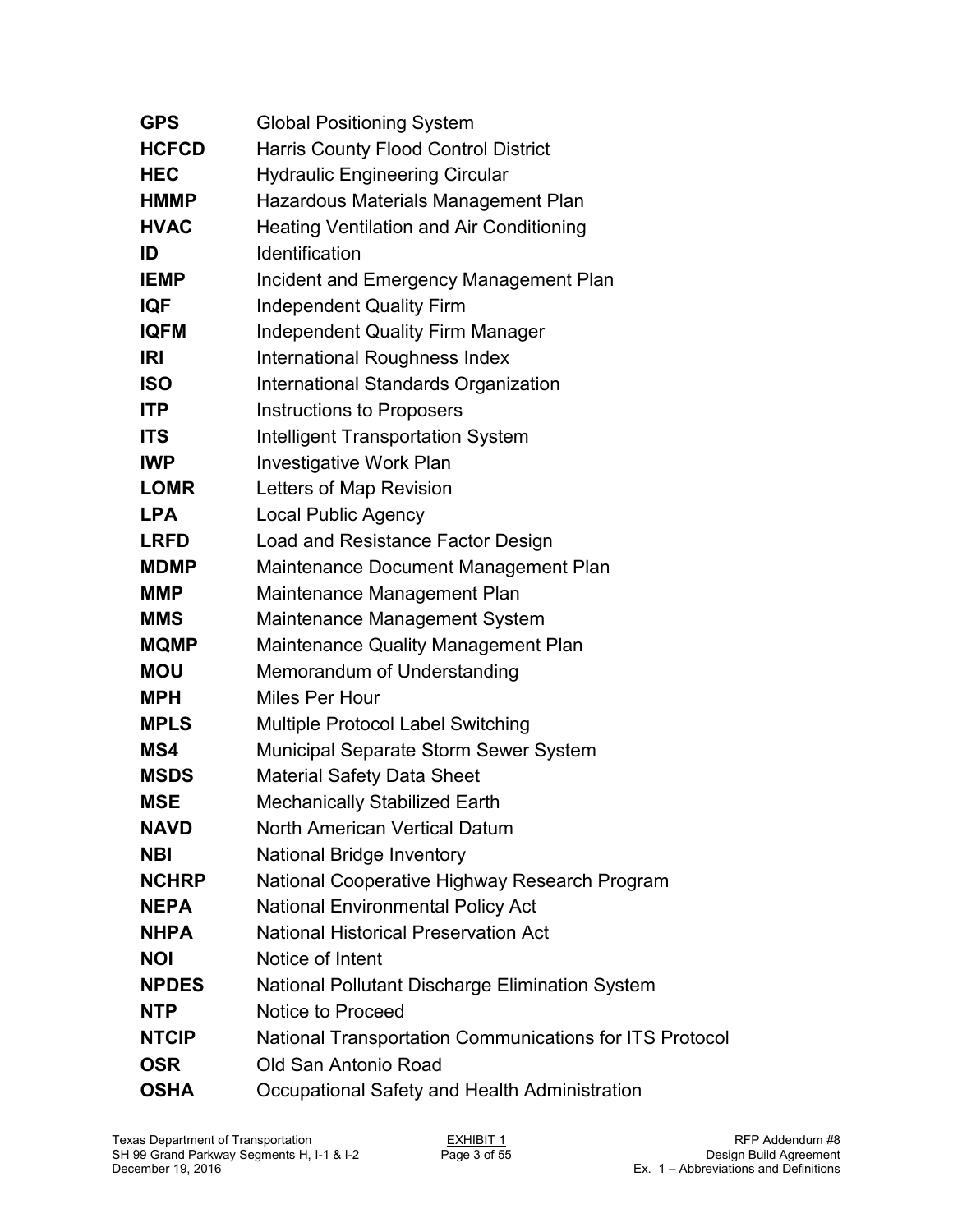| | |
|---|---|
| **GPS** | Global Positioning System |
| **HCFCD** | Harris County Flood Control District |
| **HEC** | Hydraulic Engineering Circular |
| **HMMP** | Hazardous Materials Management Plan |
| **HVAC** | Heating Ventilation and Air Conditioning |
| **ID** | Identification |
| **IEMP** | Incident and Emergency Management Plan |
| **IQF** | Independent Quality Firm |
| **IQFM** | Independent Quality Firm Manager |
| **IRI** | International Roughness Index |
| **ISO** | International Standards Organization |
| **ITP** | Instructions to Proposers |
| **ITS** | Intelligent Transportation System |
| **IWP** | Investigative Work Plan |
| **LOMR** | Letters of Map Revision |
| **LPA** | Local Public Agency |
| **LRFD** | Load and Resistance Factor Design |
| **MDMP** | Maintenance Document Management Plan |
| **MMP** | Maintenance Management Plan |
| **MMS** | Maintenance Management System |
| **MQMP** | Maintenance Quality Management Plan |
| **MOU** | Memorandum of Understanding |
| **MPH** | Miles Per Hour |
| **MPLS** | Multiple Protocol Label Switching |
| **MS4** | Municipal Separate Storm Sewer System |
| **MSDS** | Material Safety Data Sheet |
| **MSE** | Mechanically Stabilized Earth |
| **NAVD** | North American Vertical Datum |
| **NBI** | National Bridge Inventory |
| **NCHRP** | National Cooperative Highway Research Program |
| **NEPA** | National Environmental Policy Act |
| **NHPA** | National Historical Preservation Act |
| **NOI** | Notice of Intent |
| **NPDES** | National Pollutant Discharge Elimination System |
| **NTP** | Notice to Proceed |
| **NTCIP** | National Transportation Communications for ITS Protocol |
| **OSR** | Old San Antonio Road |
| **OSHA** | Occupational Safety and Health Administration |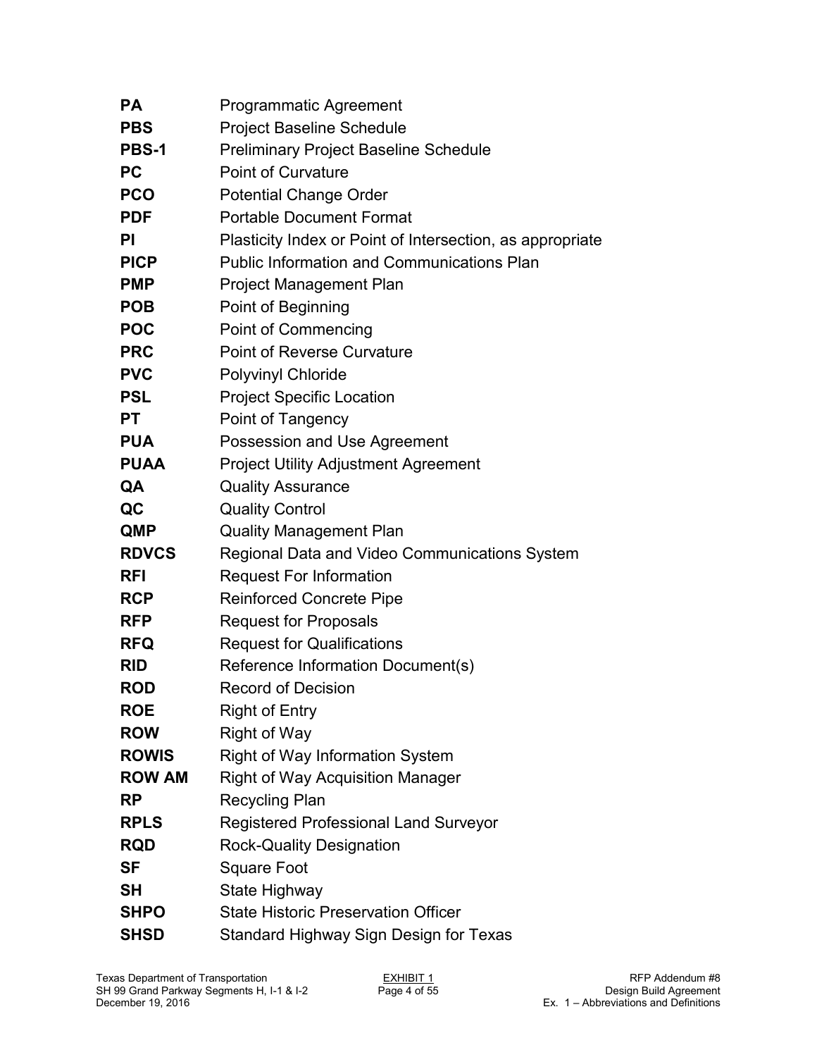| | |
|---|---|
| **PA** | Programmatic Agreement |
| **PBS** | Project Baseline Schedule |
| **PBS-1** | Preliminary Project Baseline Schedule |
| **PC** | Point of Curvature |
| **PCO** | Potential Change Order |
| **PDF** | Portable Document Format |
| **PI** | Plasticity Index or Point of Intersection, as appropriate |
| **PICP** | Public Information and Communications Plan |
| **PMP** | Project Management Plan |
| **POB** | Point of Beginning |
| **POC** | Point of Commencing |
| **PRC** | Point of Reverse Curvature |
| **PVC** | Polyvinyl Chloride |
| **PSL** | Project Specific Location |
| **PT** | Point of Tangency |
| **PUA** | Possession and Use Agreement |
| **PUAA** | Project Utility Adjustment Agreement |
| **QA** | Quality Assurance |
| **QC** | Quality Control |
| **QMP** | Quality Management Plan |
| **RDVCS** | Regional Data and Video Communications System |
| **RFI** | Request For Information |
| **RCP** | Reinforced Concrete Pipe |
| **RFP** | Request for Proposals |
| **RFQ** | Request for Qualifications |
| **RID** | Reference Information Document(s) |
| **ROD** | Record of Decision |
| **ROE** | Right of Entry |
| **ROW** | Right of Way |
| **ROWIS** | Right of Way Information System |
| **ROW AM** | Right of Way Acquisition Manager |
| **RP** | Recycling Plan |
| **RPLS** | Registered Professional Land Surveyor |
| **RQD** | Rock-Quality Designation |
| **SF** | Square Foot |
| **SH** | State Highway |
| **SHPO** | State Historic Preservation Officer |
| **SHSD** | Standard Highway Sign Design for Texas |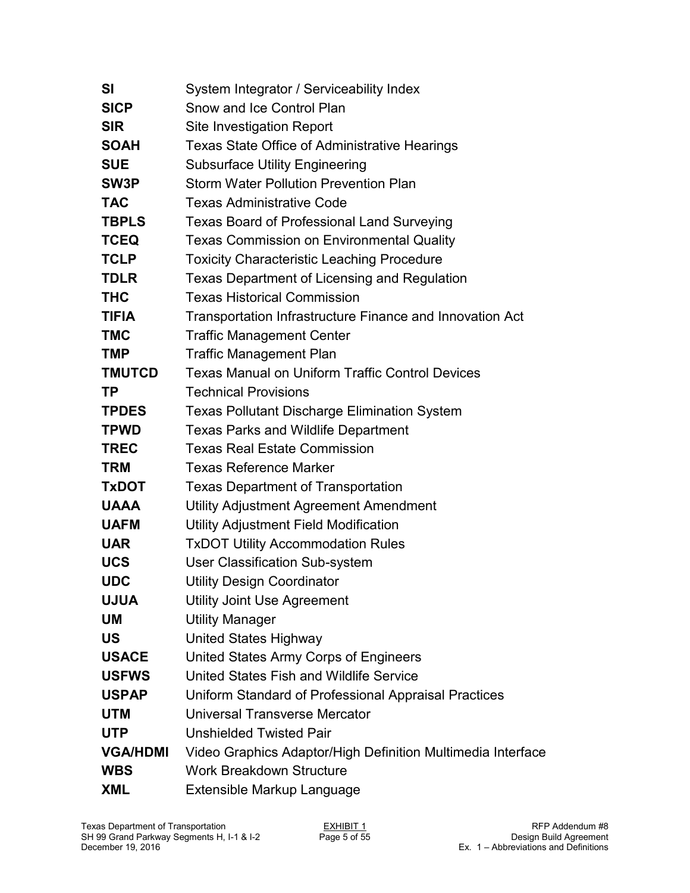| | |
|---|---|
| **SI** | System Integrator / Serviceability Index |
| **SICP** | Snow and Ice Control Plan |
| **SIR** | Site Investigation Report |
| **SOAH** | Texas State Office of Administrative Hearings |
| **SUE** | Subsurface Utility Engineering |
| **SW3P** | Storm Water Pollution Prevention Plan |
| **TAC** | Texas Administrative Code |
| **TBPLS** | Texas Board of Professional Land Surveying |
| **TCEQ** | Texas Commission on Environmental Quality |
| **TCLP** | Toxicity Characteristic Leaching Procedure |
| **TDLR** | Texas Department of Licensing and Regulation |
| **THC** | Texas Historical Commission |
| **TIFIA** | Transportation Infrastructure Finance and Innovation Act |
| **TMC** | Traffic Management Center |
| **TMP** | Traffic Management Plan |
| **TMUTCD** | Texas Manual on Uniform Traffic Control Devices |
| **TP** | Technical Provisions |
| **TPDES** | Texas Pollutant Discharge Elimination System |
| **TPWD** | Texas Parks and Wildlife Department |
| **TREC** | Texas Real Estate Commission |
| **TRM** | Texas Reference Marker |
| **TxDOT** | Texas Department of Transportation |
| **UAAA** | Utility Adjustment Agreement Amendment |
| **UAFM** | Utility Adjustment Field Modification |
| **UAR** | TxDOT Utility Accommodation Rules |
| **UCS** | User Classification Sub-system |
| **UDC** | Utility Design Coordinator |
| **UJUA** | Utility Joint Use Agreement |
| **UM** | Utility Manager |
| **US** | United States Highway |
| **USACE** | United States Army Corps of Engineers |
| **USFWS** | United States Fish and Wildlife Service |
| **USPAP** | Uniform Standard of Professional Appraisal Practices |
| **UTM** | Universal Transverse Mercator |
| **UTP** | Unshielded Twisted Pair |
| **VGA/HDMI** | Video Graphics Adaptor/High Definition Multimedia Interface |
| **WBS** | Work Breakdown Structure |
| **XML** | Extensible Markup Language |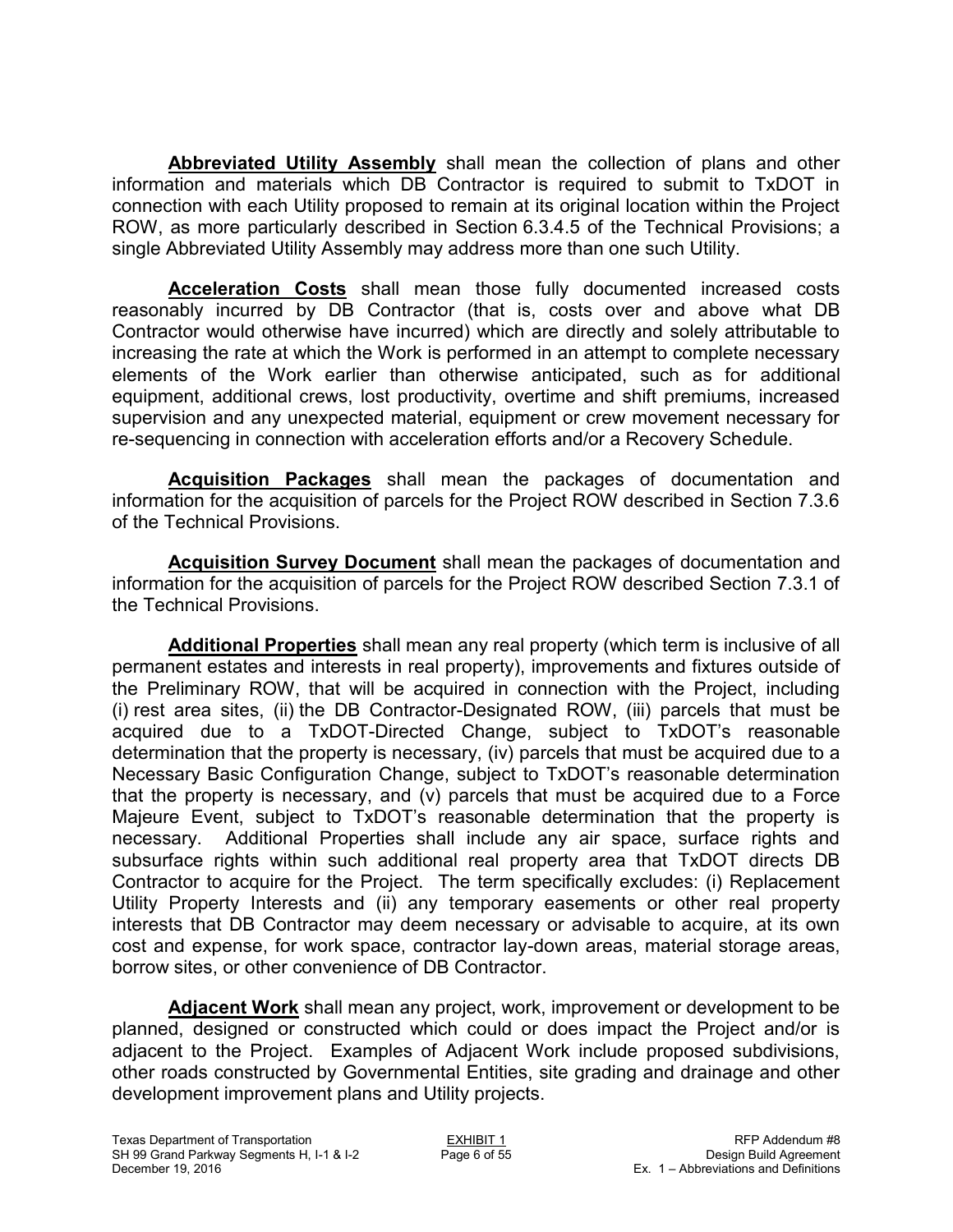**Abbreviated Utility Assembly** shall mean the collection of plans and other information and materials which DB Contractor is required to submit to TxDOT in connection with each Utility proposed to remain at its original location within the Project ROW, as more particularly described in Section 6.3.4.5 of the Technical Provisions; a single Abbreviated Utility Assembly may address more than one such Utility.

**Acceleration Costs** shall mean those fully documented increased costs reasonably incurred by DB Contractor (that is, costs over and above what DB Contractor would otherwise have incurred) which are directly and solely attributable to increasing the rate at which the Work is performed in an attempt to complete necessary elements of the Work earlier than otherwise anticipated, such as for additional equipment, additional crews, lost productivity, overtime and shift premiums, increased supervision and any unexpected material, equipment or crew movement necessary for re-sequencing in connection with acceleration efforts and/or a Recovery Schedule.

**Acquisition Packages** shall mean the packages of documentation and information for the acquisition of parcels for the Project ROW described in Section 7.3.6 of the Technical Provisions.

**Acquisition Survey Document** shall mean the packages of documentation and information for the acquisition of parcels for the Project ROW described Section 7.3.1 of the Technical Provisions.

**Additional Properties** shall mean any real property (which term is inclusive of all permanent estates and interests in real property), improvements and fixtures outside of the Preliminary ROW, that will be acquired in connection with the Project, including (i) rest area sites, (ii) the DB Contractor-Designated ROW, (iii) parcels that must be acquired due to a TxDOT-Directed Change, subject to TxDOT's reasonable determination that the property is necessary, (iv) parcels that must be acquired due to a Necessary Basic Configuration Change, subject to TxDOT's reasonable determination that the property is necessary, and (v) parcels that must be acquired due to a Force Majeure Event, subject to TxDOT's reasonable determination that the property is necessary. Additional Properties shall include any air space, surface rights and subsurface rights within such additional real property area that TxDOT directs DB Contractor to acquire for the Project. The term specifically excludes: (i) Replacement Utility Property Interests and (ii) any temporary easements or other real property interests that DB Contractor may deem necessary or advisable to acquire, at its own cost and expense, for work space, contractor lay-down areas, material storage areas, borrow sites, or other convenience of DB Contractor.

**Adjacent Work** shall mean any project, work, improvement or development to be planned, designed or constructed which could or does impact the Project and/or is adjacent to the Project. Examples of Adjacent Work include proposed subdivisions, other roads constructed by Governmental Entities, site grading and drainage and other development improvement plans and Utility projects.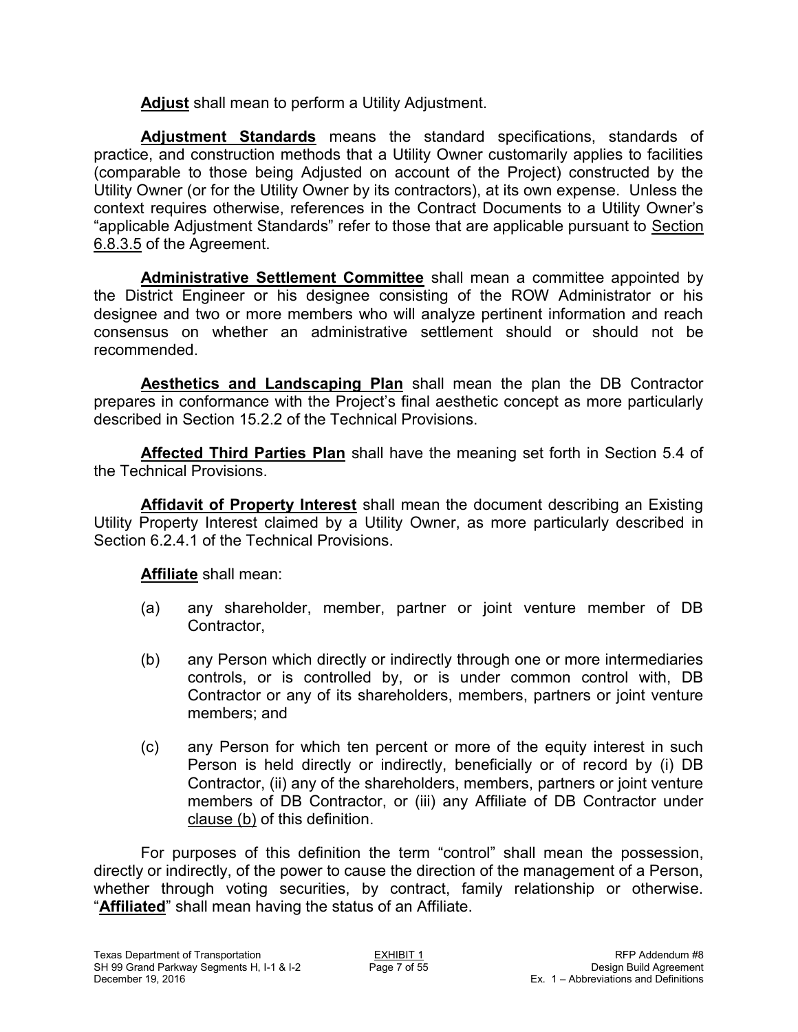**Adjust** shall mean to perform a Utility Adjustment.

**Adjustment Standards** means the standard specifications, standards of practice, and construction methods that a Utility Owner customarily applies to facilities (comparable to those being Adjusted on account of the Project) constructed by the Utility Owner (or for the Utility Owner by its contractors), at its own expense. Unless the context requires otherwise, references in the Contract Documents to a Utility Owner's "applicable Adjustment Standards" refer to those that are applicable pursuant to Section 6.8.3.5 of the Agreement.

**Administrative Settlement Committee** shall mean a committee appointed by the District Engineer or his designee consisting of the ROW Administrator or his designee and two or more members who will analyze pertinent information and reach consensus on whether an administrative settlement should or should not be recommended.

**Aesthetics and Landscaping Plan** shall mean the plan the DB Contractor prepares in conformance with the Project's final aesthetic concept as more particularly described in Section 15.2.2 of the Technical Provisions.

**Affected Third Parties Plan** shall have the meaning set forth in Section 5.4 of the Technical Provisions.

**Affidavit of Property Interest** shall mean the document describing an Existing Utility Property Interest claimed by a Utility Owner, as more particularly described in Section 6.2.4.1 of the Technical Provisions.

**Affiliate** shall mean:

(a) any shareholder, member, partner or joint venture member of DB Contractor,

(b) any Person which directly or indirectly through one or more intermediaries controls, or is controlled by, or is under common control with, DB Contractor or any of its shareholders, members, partners or joint venture members; and

(c) any Person for which ten percent or more of the equity interest in such Person is held directly or indirectly, beneficially or of record by (i) DB Contractor, (ii) any of the shareholders, members, partners or joint venture members of DB Contractor, or (iii) any Affiliate of DB Contractor under clause (b) of this definition.

For purposes of this definition the term "control" shall mean the possession, directly or indirectly, of the power to cause the direction of the management of a Person, whether through voting securities, by contract, family relationship or otherwise. "**Affiliated**" shall mean having the status of an Affiliate.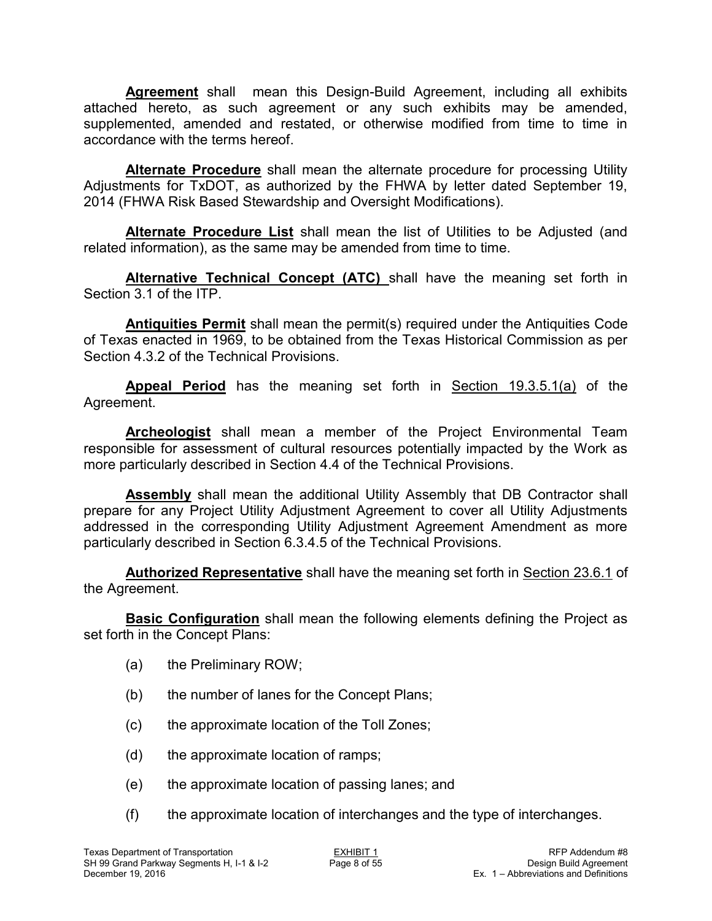**Agreement** shall mean this Design-Build Agreement, including all exhibits attached hereto, as such agreement or any such exhibits may be amended, supplemented, amended and restated, or otherwise modified from time to time in accordance with the terms hereof.

**Alternate Procedure** shall mean the alternate procedure for processing Utility Adjustments for TxDOT, as authorized by the FHWA by letter dated September 19, 2014 (FHWA Risk Based Stewardship and Oversight Modifications).

**Alternate Procedure List** shall mean the list of Utilities to be Adjusted (and related information), as the same may be amended from time to time.

**Alternative Technical Concept (ATC)** shall have the meaning set forth in Section 3.1 of the ITP.

**Antiquities Permit** shall mean the permit(s) required under the Antiquities Code of Texas enacted in 1969, to be obtained from the Texas Historical Commission as per Section 4.3.2 of the Technical Provisions.

**Appeal Period** has the meaning set forth in Section 19.3.5.1(a) of the Agreement.

**Archeologist** shall mean a member of the Project Environmental Team responsible for assessment of cultural resources potentially impacted by the Work as more particularly described in Section 4.4 of the Technical Provisions.

**Assembly** shall mean the additional Utility Assembly that DB Contractor shall prepare for any Project Utility Adjustment Agreement to cover all Utility Adjustments addressed in the corresponding Utility Adjustment Agreement Amendment as more particularly described in Section 6.3.4.5 of the Technical Provisions.

**Authorized Representative** shall have the meaning set forth in Section 23.6.1 of the Agreement.

**Basic Configuration** shall mean the following elements defining the Project as set forth in the Concept Plans:

(a) the Preliminary ROW;

(b) the number of lanes for the Concept Plans;

(c) the approximate location of the Toll Zones;

(d) the approximate location of ramps;

(e) the approximate location of passing lanes; and

(f) the approximate location of interchanges and the type of interchanges.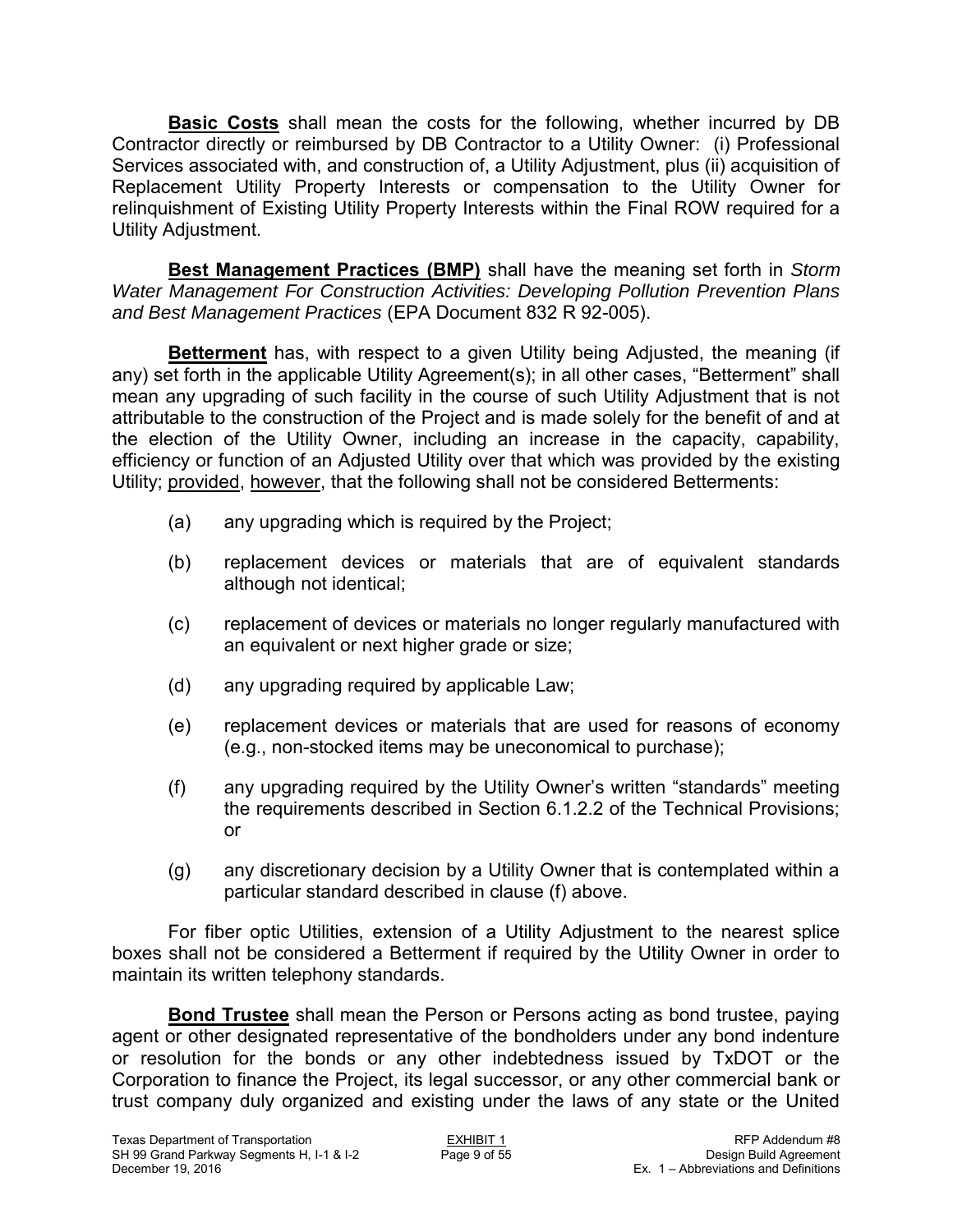**Basic Costs** shall mean the costs for the following, whether incurred by DB Contractor directly or reimbursed by DB Contractor to a Utility Owner: (i) Professional Services associated with, and construction of, a Utility Adjustment, plus (ii) acquisition of Replacement Utility Property Interests or compensation to the Utility Owner for relinquishment of Existing Utility Property Interests within the Final ROW required for a Utility Adjustment.

**Best Management Practices (BMP)** shall have the meaning set forth in *Storm Water Management For Construction Activities: Developing Pollution Prevention Plans and Best Management Practices* (EPA Document 832 R 92-005).

**Betterment** has, with respect to a given Utility being Adjusted, the meaning (if any) set forth in the applicable Utility Agreement(s); in all other cases, "Betterment" shall mean any upgrading of such facility in the course of such Utility Adjustment that is not attributable to the construction of the Project and is made solely for the benefit of and at the election of the Utility Owner, including an increase in the capacity, capability, efficiency or function of an Adjusted Utility over that which was provided by the existing Utility; provided, however, that the following shall not be considered Betterments:

(a) any upgrading which is required by the Project;

(b) replacement devices or materials that are of equivalent standards although not identical;

(c) replacement of devices or materials no longer regularly manufactured with an equivalent or next higher grade or size;

(d) any upgrading required by applicable Law;

(e) replacement devices or materials that are used for reasons of economy (e.g., non-stocked items may be uneconomical to purchase);

(f) any upgrading required by the Utility Owner's written "standards" meeting the requirements described in Section 6.1.2.2 of the Technical Provisions; or

(g) any discretionary decision by a Utility Owner that is contemplated within a particular standard described in clause (f) above.

For fiber optic Utilities, extension of a Utility Adjustment to the nearest splice boxes shall not be considered a Betterment if required by the Utility Owner in order to maintain its written telephony standards.

**Bond Trustee** shall mean the Person or Persons acting as bond trustee, paying agent or other designated representative of the bondholders under any bond indenture or resolution for the bonds or any other indebtedness issued by TxDOT or the Corporation to finance the Project, its legal successor, or any other commercial bank or trust company duly organized and existing under the laws of any state or the United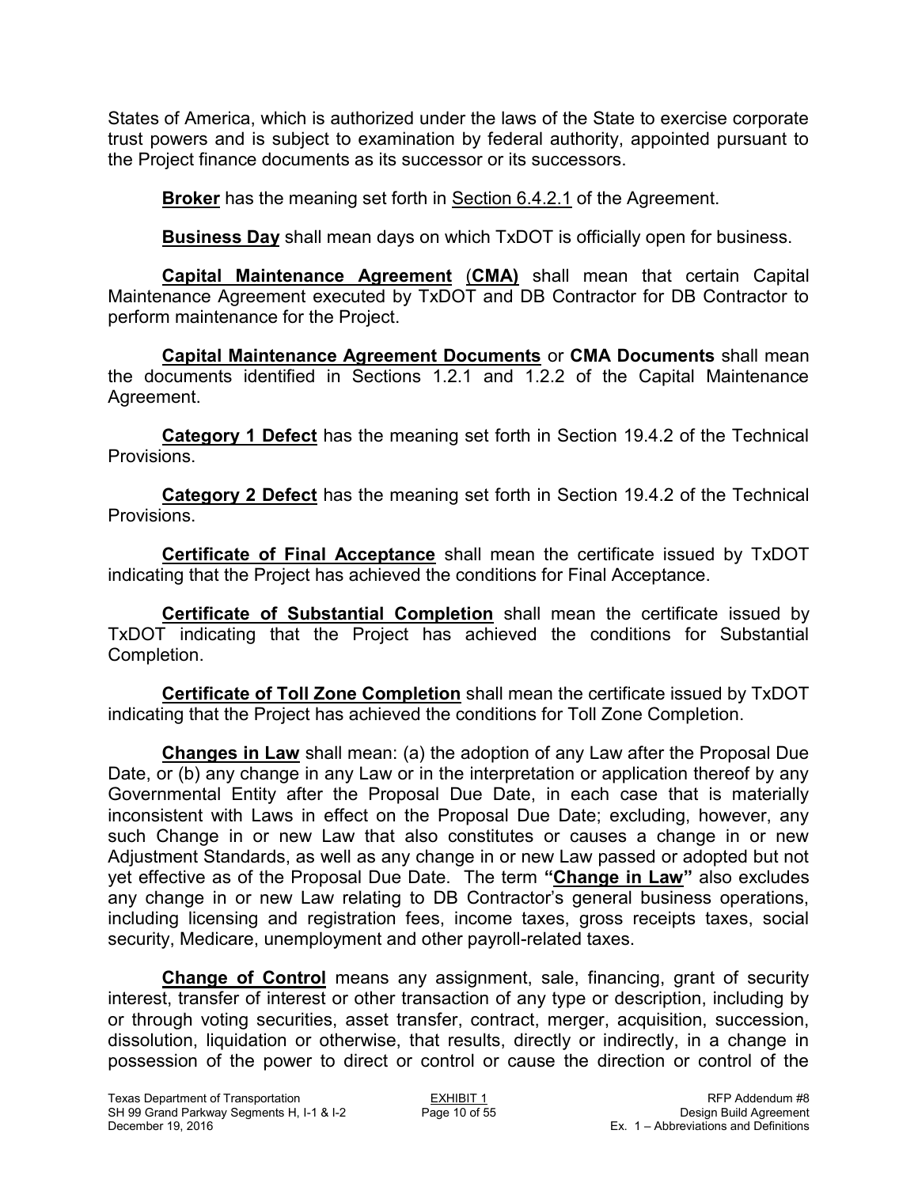States of America, which is authorized under the laws of the State to exercise corporate trust powers and is subject to examination by federal authority, appointed pursuant to the Project finance documents as its successor or its successors.

**Broker** has the meaning set forth in Section 6.4.2.1 of the Agreement.

**Business Day** shall mean days on which TxDOT is officially open for business.

**Capital Maintenance Agreement** (**CMA)** shall mean that certain Capital Maintenance Agreement executed by TxDOT and DB Contractor for DB Contractor to perform maintenance for the Project.

**Capital Maintenance Agreement Documents** or **CMA Documents** shall mean the documents identified in Sections 1.2.1 and 1.2.2 of the Capital Maintenance Agreement.

**Category 1 Defect** has the meaning set forth in Section 19.4.2 of the Technical Provisions.

**Category 2 Defect** has the meaning set forth in Section 19.4.2 of the Technical Provisions.

**Certificate of Final Acceptance** shall mean the certificate issued by TxDOT indicating that the Project has achieved the conditions for Final Acceptance.

**Certificate of Substantial Completion** shall mean the certificate issued by TxDOT indicating that the Project has achieved the conditions for Substantial Completion.

**Certificate of Toll Zone Completion** shall mean the certificate issued by TxDOT indicating that the Project has achieved the conditions for Toll Zone Completion.

**Changes in Law** shall mean: (a) the adoption of any Law after the Proposal Due Date, or (b) any change in any Law or in the interpretation or application thereof by any Governmental Entity after the Proposal Due Date, in each case that is materially inconsistent with Laws in effect on the Proposal Due Date; excluding, however, any such Change in or new Law that also constitutes or causes a change in or new Adjustment Standards, as well as any change in or new Law passed or adopted but not yet effective as of the Proposal Due Date. The term **"Change in Law"** also excludes any change in or new Law relating to DB Contractor's general business operations, including licensing and registration fees, income taxes, gross receipts taxes, social security, Medicare, unemployment and other payroll-related taxes.

**Change of Control** means any assignment, sale, financing, grant of security interest, transfer of interest or other transaction of any type or description, including by or through voting securities, asset transfer, contract, merger, acquisition, succession, dissolution, liquidation or otherwise, that results, directly or indirectly, in a change in possession of the power to direct or control or cause the direction or control of the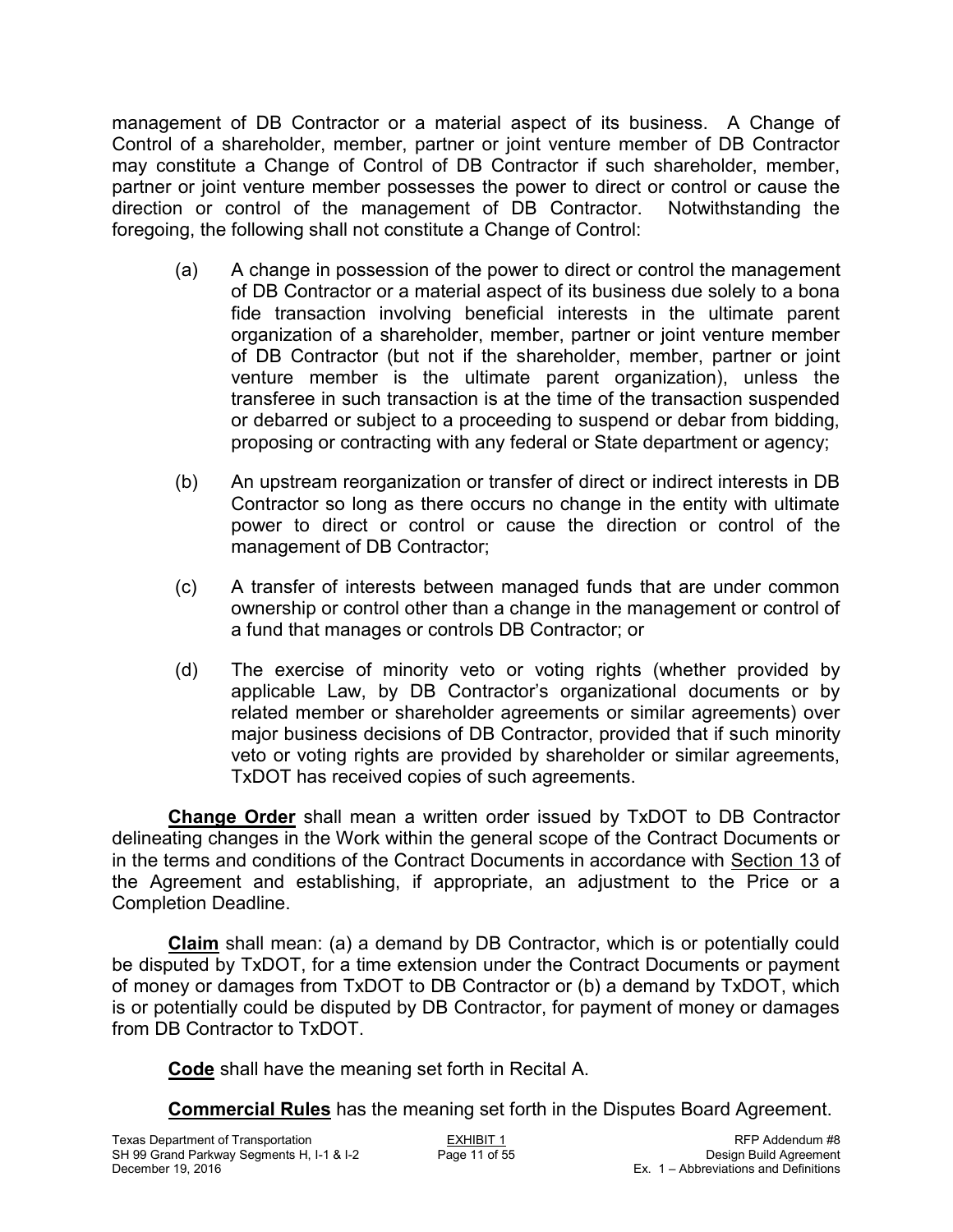management of DB Contractor or a material aspect of its business. A Change of Control of a shareholder, member, partner or joint venture member of DB Contractor may constitute a Change of Control of DB Contractor if such shareholder, member, partner or joint venture member possesses the power to direct or control or cause the direction or control of the management of DB Contractor. Notwithstanding the foregoing, the following shall not constitute a Change of Control:

(a) A change in possession of the power to direct or control the management of DB Contractor or a material aspect of its business due solely to a bona fide transaction involving beneficial interests in the ultimate parent organization of a shareholder, member, partner or joint venture member of DB Contractor (but not if the shareholder, member, partner or joint venture member is the ultimate parent organization), unless the transferee in such transaction is at the time of the transaction suspended or debarred or subject to a proceeding to suspend or debar from bidding, proposing or contracting with any federal or State department or agency;

(b) An upstream reorganization or transfer of direct or indirect interests in DB Contractor so long as there occurs no change in the entity with ultimate power to direct or control or cause the direction or control of the management of DB Contractor;

(c) A transfer of interests between managed funds that are under common ownership or control other than a change in the management or control of a fund that manages or controls DB Contractor; or

(d) The exercise of minority veto or voting rights (whether provided by applicable Law, by DB Contractor's organizational documents or by related member or shareholder agreements or similar agreements) over major business decisions of DB Contractor, provided that if such minority veto or voting rights are provided by shareholder or similar agreements, TxDOT has received copies of such agreements.

**Change Order** shall mean a written order issued by TxDOT to DB Contractor delineating changes in the Work within the general scope of the Contract Documents or in the terms and conditions of the Contract Documents in accordance with Section 13 of the Agreement and establishing, if appropriate, an adjustment to the Price or a Completion Deadline.

**Claim** shall mean: (a) a demand by DB Contractor, which is or potentially could be disputed by TxDOT, for a time extension under the Contract Documents or payment of money or damages from TxDOT to DB Contractor or (b) a demand by TxDOT, which is or potentially could be disputed by DB Contractor, for payment of money or damages from DB Contractor to TxDOT.

**Code** shall have the meaning set forth in Recital A.

**Commercial Rules** has the meaning set forth in the Disputes Board Agreement.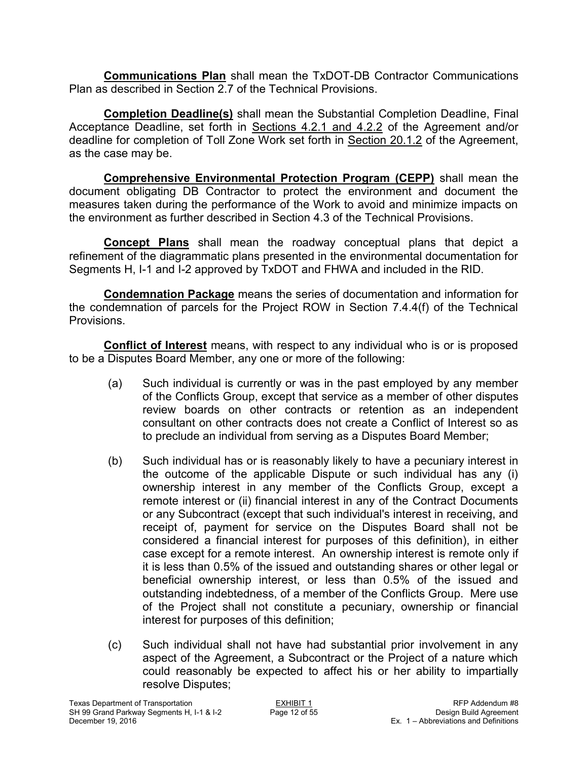**Communications Plan** shall mean the TxDOT-DB Contractor Communications Plan as described in Section 2.7 of the Technical Provisions.

**Completion Deadline(s)** shall mean the Substantial Completion Deadline, Final Acceptance Deadline, set forth in Sections 4.2.1 and 4.2.2 of the Agreement and/or deadline for completion of Toll Zone Work set forth in Section 20.1.2 of the Agreement, as the case may be.

**Comprehensive Environmental Protection Program (CEPP)** shall mean the document obligating DB Contractor to protect the environment and document the measures taken during the performance of the Work to avoid and minimize impacts on the environment as further described in Section 4.3 of the Technical Provisions.

**Concept Plans** shall mean the roadway conceptual plans that depict a refinement of the diagrammatic plans presented in the environmental documentation for Segments H, I-1 and I-2 approved by TxDOT and FHWA and included in the RID.

**Condemnation Package** means the series of documentation and information for the condemnation of parcels for the Project ROW in Section 7.4.4(f) of the Technical Provisions.

**Conflict of Interest** means, with respect to any individual who is or is proposed to be a Disputes Board Member, any one or more of the following:

(a) Such individual is currently or was in the past employed by any member of the Conflicts Group, except that service as a member of other disputes review boards on other contracts or retention as an independent consultant on other contracts does not create a Conflict of Interest so as to preclude an individual from serving as a Disputes Board Member;

(b) Such individual has or is reasonably likely to have a pecuniary interest in the outcome of the applicable Dispute or such individual has any (i) ownership interest in any member of the Conflicts Group, except a remote interest or (ii) financial interest in any of the Contract Documents or any Subcontract (except that such individual's interest in receiving, and receipt of, payment for service on the Disputes Board shall not be considered a financial interest for purposes of this definition), in either case except for a remote interest. An ownership interest is remote only if it is less than 0.5% of the issued and outstanding shares or other legal or beneficial ownership interest, or less than 0.5% of the issued and outstanding indebtedness, of a member of the Conflicts Group. Mere use of the Project shall not constitute a pecuniary, ownership or financial interest for purposes of this definition;

(c) Such individual shall not have had substantial prior involvement in any aspect of the Agreement, a Subcontract or the Project of a nature which could reasonably be expected to affect his or her ability to impartially resolve Disputes;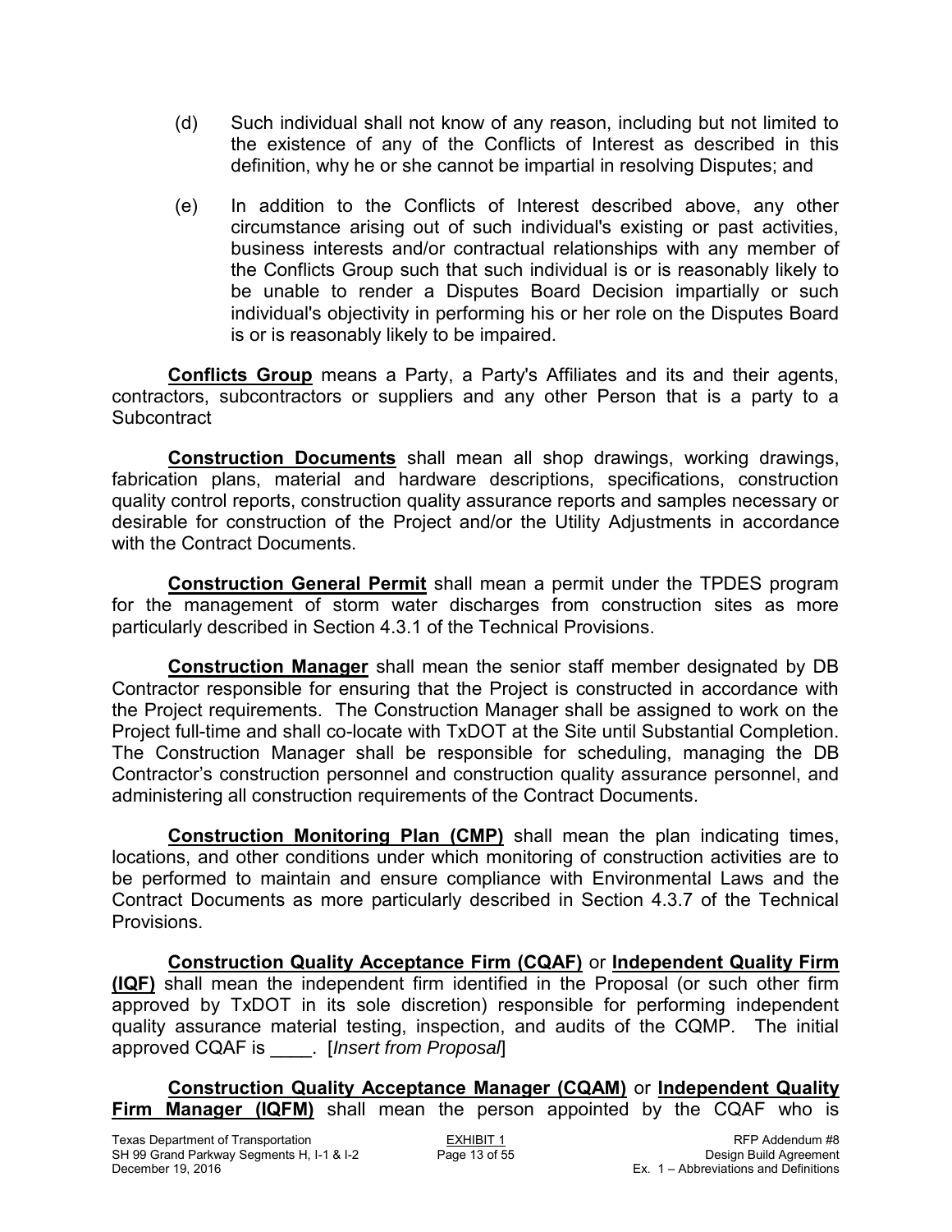(d) Such individual shall not know of any reason, including but not limited to the existence of any of the Conflicts of Interest as described in this definition, why he or she cannot be impartial in resolving Disputes; and

(e) In addition to the Conflicts of Interest described above, any other circumstance arising out of such individual's existing or past activities, business interests and/or contractual relationships with any member of the Conflicts Group such that such individual is or is reasonably likely to be unable to render a Disputes Board Decision impartially or such individual's objectivity in performing his or her role on the Disputes Board is or is reasonably likely to be impaired.

**Conflicts Group** means a Party, a Party's Affiliates and its and their agents, contractors, subcontractors or suppliers and any other Person that is a party to a Subcontract

**Construction Documents** shall mean all shop drawings, working drawings, fabrication plans, material and hardware descriptions, specifications, construction quality control reports, construction quality assurance reports and samples necessary or desirable for construction of the Project and/or the Utility Adjustments in accordance with the Contract Documents.

**Construction General Permit** shall mean a permit under the TPDES program for the management of storm water discharges from construction sites as more particularly described in Section 4.3.1 of the Technical Provisions.

**Construction Manager** shall mean the senior staff member designated by DB Contractor responsible for ensuring that the Project is constructed in accordance with the Project requirements. The Construction Manager shall be assigned to work on the Project full-time and shall co-locate with TxDOT at the Site until Substantial Completion. The Construction Manager shall be responsible for scheduling, managing the DB Contractor's construction personnel and construction quality assurance personnel, and administering all construction requirements of the Contract Documents.

**Construction Monitoring Plan (CMP)** shall mean the plan indicating times, locations, and other conditions under which monitoring of construction activities are to be performed to maintain and ensure compliance with Environmental Laws and the Contract Documents as more particularly described in Section 4.3.7 of the Technical Provisions.

**Construction Quality Acceptance Firm (CQAF)** or **Independent Quality Firm (IQF)** shall mean the independent firm identified in the Proposal (or such other firm approved by TxDOT in its sole discretion) responsible for performing independent quality assurance material testing, inspection, and audits of the CQMP. The initial approved CQAF is ____. [*Insert from Proposal*]

**Construction Quality Acceptance Manager (CQAM)** or **Independent Quality Firm Manager (IQFM)** shall mean the person appointed by the CQAF who is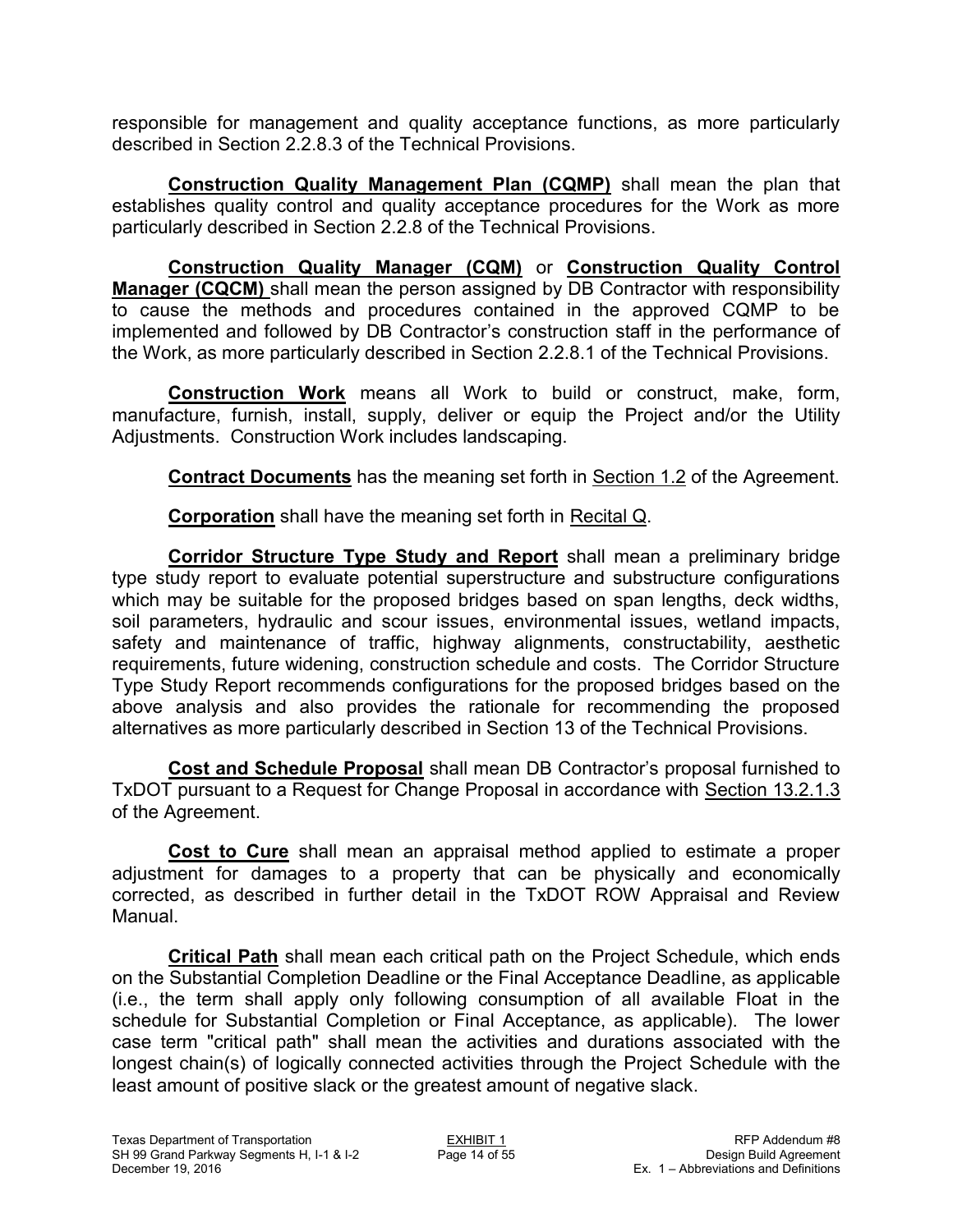responsible for management and quality acceptance functions, as more particularly described in Section 2.2.8.3 of the Technical Provisions.

**Construction Quality Management Plan (CQMP)** shall mean the plan that establishes quality control and quality acceptance procedures for the Work as more particularly described in Section 2.2.8 of the Technical Provisions.

**Construction Quality Manager (CQM)** or **Construction Quality Control Manager (CQCM)** shall mean the person assigned by DB Contractor with responsibility to cause the methods and procedures contained in the approved CQMP to be implemented and followed by DB Contractor's construction staff in the performance of the Work, as more particularly described in Section 2.2.8.1 of the Technical Provisions.

**Construction Work** means all Work to build or construct, make, form, manufacture, furnish, install, supply, deliver or equip the Project and/or the Utility Adjustments. Construction Work includes landscaping.

**Contract Documents** has the meaning set forth in Section 1.2 of the Agreement.

**Corporation** shall have the meaning set forth in Recital Q.

**Corridor Structure Type Study and Report** shall mean a preliminary bridge type study report to evaluate potential superstructure and substructure configurations which may be suitable for the proposed bridges based on span lengths, deck widths, soil parameters, hydraulic and scour issues, environmental issues, wetland impacts, safety and maintenance of traffic, highway alignments, constructability, aesthetic requirements, future widening, construction schedule and costs. The Corridor Structure Type Study Report recommends configurations for the proposed bridges based on the above analysis and also provides the rationale for recommending the proposed alternatives as more particularly described in Section 13 of the Technical Provisions.

**Cost and Schedule Proposal** shall mean DB Contractor's proposal furnished to TxDOT pursuant to a Request for Change Proposal in accordance with Section 13.2.1.3 of the Agreement.

**Cost to Cure** shall mean an appraisal method applied to estimate a proper adjustment for damages to a property that can be physically and economically corrected, as described in further detail in the TxDOT ROW Appraisal and Review Manual.

**Critical Path** shall mean each critical path on the Project Schedule, which ends on the Substantial Completion Deadline or the Final Acceptance Deadline, as applicable (i.e., the term shall apply only following consumption of all available Float in the schedule for Substantial Completion or Final Acceptance, as applicable). The lower case term "critical path" shall mean the activities and durations associated with the longest chain(s) of logically connected activities through the Project Schedule with the least amount of positive slack or the greatest amount of negative slack.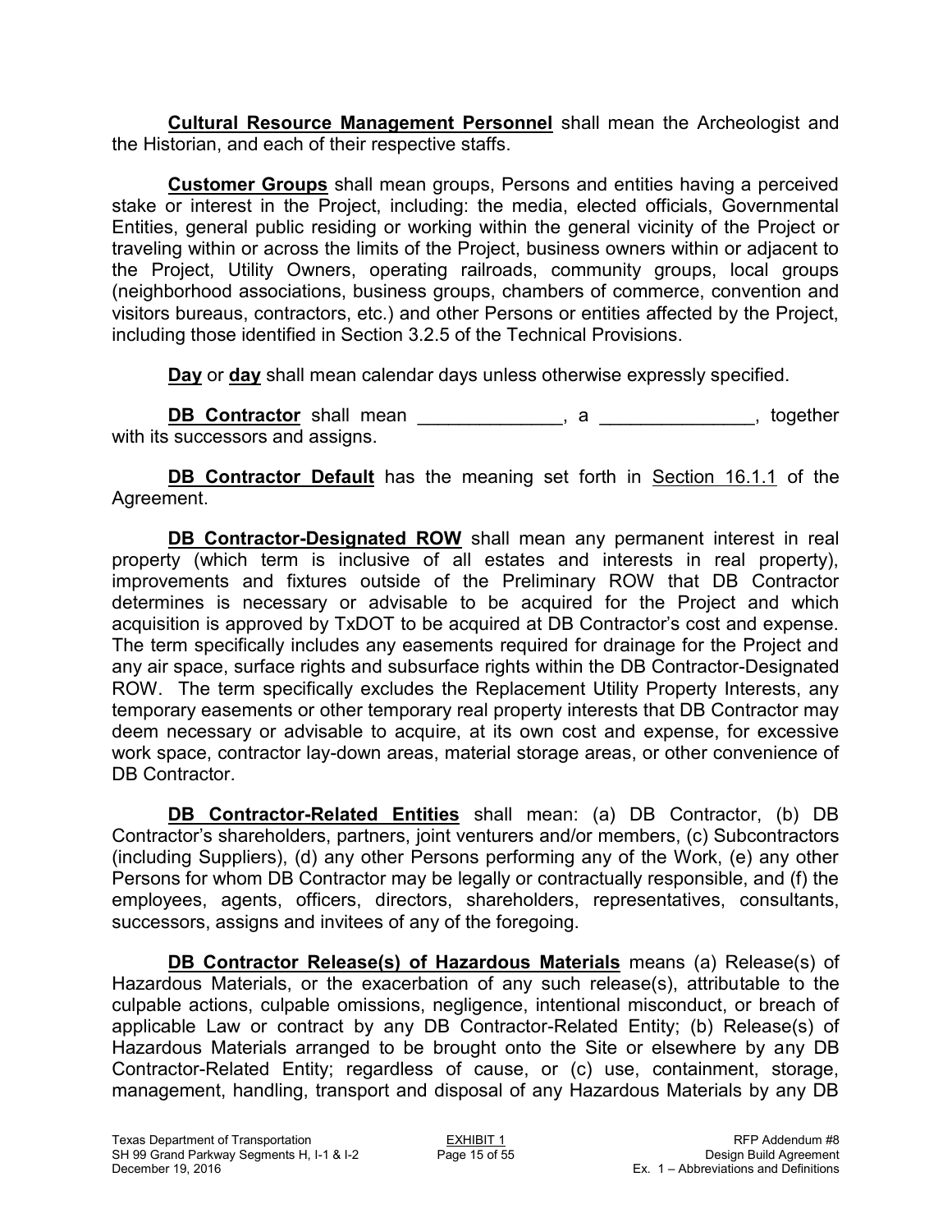**Cultural Resource Management Personnel** shall mean the Archeologist and the Historian, and each of their respective staffs.

**Customer Groups** shall mean groups, Persons and entities having a perceived stake or interest in the Project, including: the media, elected officials, Governmental Entities, general public residing or working within the general vicinity of the Project or traveling within or across the limits of the Project, business owners within or adjacent to the Project, Utility Owners, operating railroads, community groups, local groups (neighborhood associations, business groups, chambers of commerce, convention and visitors bureaus, contractors, etc.) and other Persons or entities affected by the Project, including those identified in Section 3.2.5 of the Technical Provisions.

**Day** or **day** shall mean calendar days unless otherwise expressly specified.

**DB Contractor** shall mean ______________, a _______________, together with its successors and assigns.

**DB Contractor Default** has the meaning set forth in Section 16.1.1 of the Agreement.

**DB Contractor-Designated ROW** shall mean any permanent interest in real property (which term is inclusive of all estates and interests in real property), improvements and fixtures outside of the Preliminary ROW that DB Contractor determines is necessary or advisable to be acquired for the Project and which acquisition is approved by TxDOT to be acquired at DB Contractor's cost and expense. The term specifically includes any easements required for drainage for the Project and any air space, surface rights and subsurface rights within the DB Contractor-Designated ROW. The term specifically excludes the Replacement Utility Property Interests, any temporary easements or other temporary real property interests that DB Contractor may deem necessary or advisable to acquire, at its own cost and expense, for excessive work space, contractor lay-down areas, material storage areas, or other convenience of DB Contractor.

**DB Contractor-Related Entities** shall mean: (a) DB Contractor, (b) DB Contractor's shareholders, partners, joint venturers and/or members, (c) Subcontractors (including Suppliers), (d) any other Persons performing any of the Work, (e) any other Persons for whom DB Contractor may be legally or contractually responsible, and (f) the employees, agents, officers, directors, shareholders, representatives, consultants, successors, assigns and invitees of any of the foregoing.

**DB Contractor Release(s) of Hazardous Materials** means (a) Release(s) of Hazardous Materials, or the exacerbation of any such release(s), attributable to the culpable actions, culpable omissions, negligence, intentional misconduct, or breach of applicable Law or contract by any DB Contractor-Related Entity; (b) Release(s) of Hazardous Materials arranged to be brought onto the Site or elsewhere by any DB Contractor-Related Entity; regardless of cause, or (c) use, containment, storage, management, handling, transport and disposal of any Hazardous Materials by any DB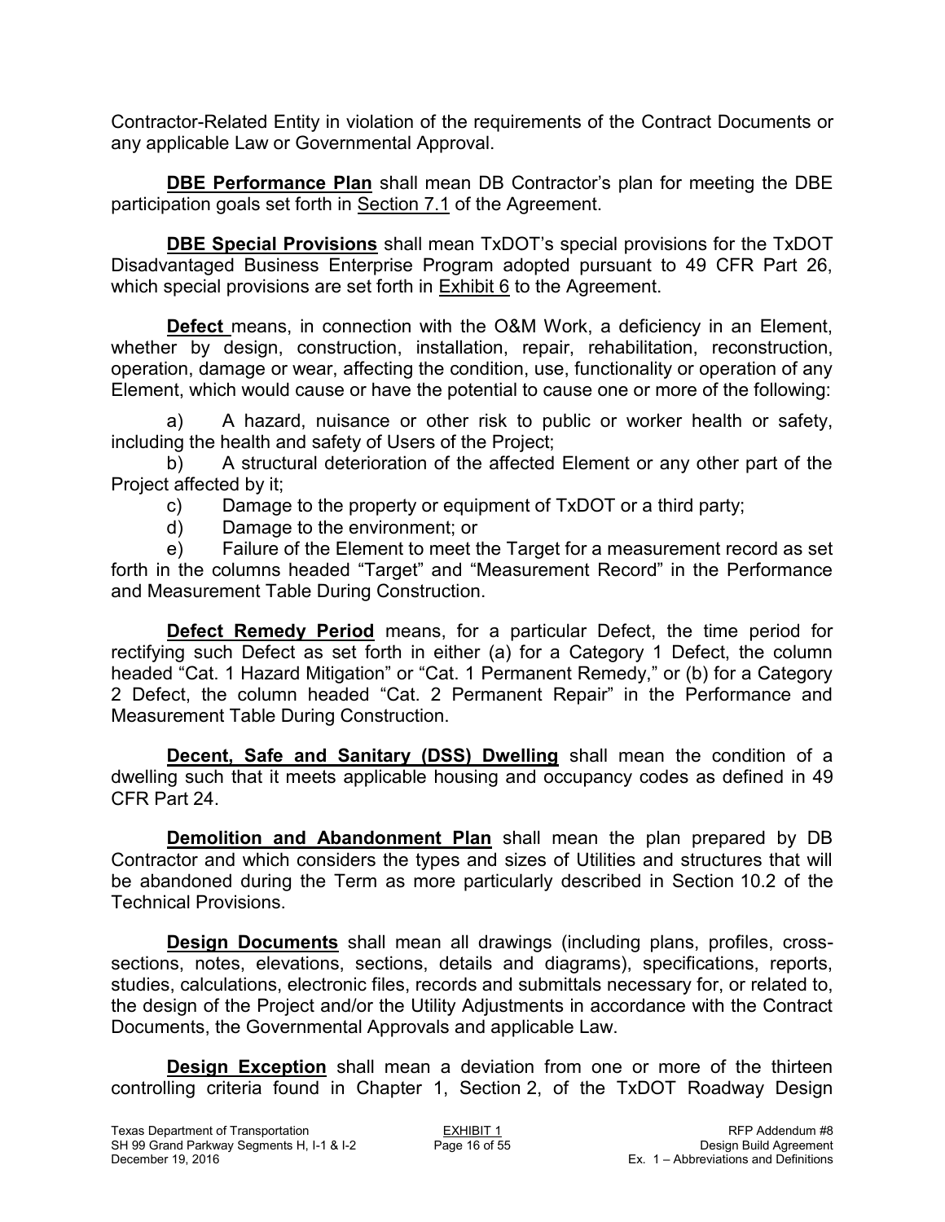Contractor-Related Entity in violation of the requirements of the Contract Documents or any applicable Law or Governmental Approval.

**DBE Performance Plan** shall mean DB Contractor's plan for meeting the DBE participation goals set forth in Section 7.1 of the Agreement.

**DBE Special Provisions** shall mean TxDOT's special provisions for the TxDOT Disadvantaged Business Enterprise Program adopted pursuant to 49 CFR Part 26, which special provisions are set forth in Exhibit 6 to the Agreement.

**Defect** means, in connection with the O&M Work, a deficiency in an Element, whether by design, construction, installation, repair, rehabilitation, reconstruction, operation, damage or wear, affecting the condition, use, functionality or operation of any Element, which would cause or have the potential to cause one or more of the following:

a) A hazard, nuisance or other risk to public or worker health or safety, including the health and safety of Users of the Project;

b) A structural deterioration of the affected Element or any other part of the Project affected by it;

c) Damage to the property or equipment of TxDOT or a third party;

d) Damage to the environment; or

e) Failure of the Element to meet the Target for a measurement record as set forth in the columns headed "Target" and "Measurement Record" in the Performance and Measurement Table During Construction.

**Defect Remedy Period** means, for a particular Defect, the time period for rectifying such Defect as set forth in either (a) for a Category 1 Defect, the column headed "Cat. 1 Hazard Mitigation" or "Cat. 1 Permanent Remedy," or (b) for a Category 2 Defect, the column headed "Cat. 2 Permanent Repair" in the Performance and Measurement Table During Construction.

**Decent, Safe and Sanitary (DSS) Dwelling** shall mean the condition of a dwelling such that it meets applicable housing and occupancy codes as defined in 49 CFR Part 24.

**Demolition and Abandonment Plan** shall mean the plan prepared by DB Contractor and which considers the types and sizes of Utilities and structures that will be abandoned during the Term as more particularly described in Section 10.2 of the Technical Provisions.

**Design Documents** shall mean all drawings (including plans, profiles, cross-sections, notes, elevations, sections, details and diagrams), specifications, reports, studies, calculations, electronic files, records and submittals necessary for, or related to, the design of the Project and/or the Utility Adjustments in accordance with the Contract Documents, the Governmental Approvals and applicable Law.

**Design Exception** shall mean a deviation from one or more of the thirteen controlling criteria found in Chapter 1, Section 2, of the TxDOT Roadway Design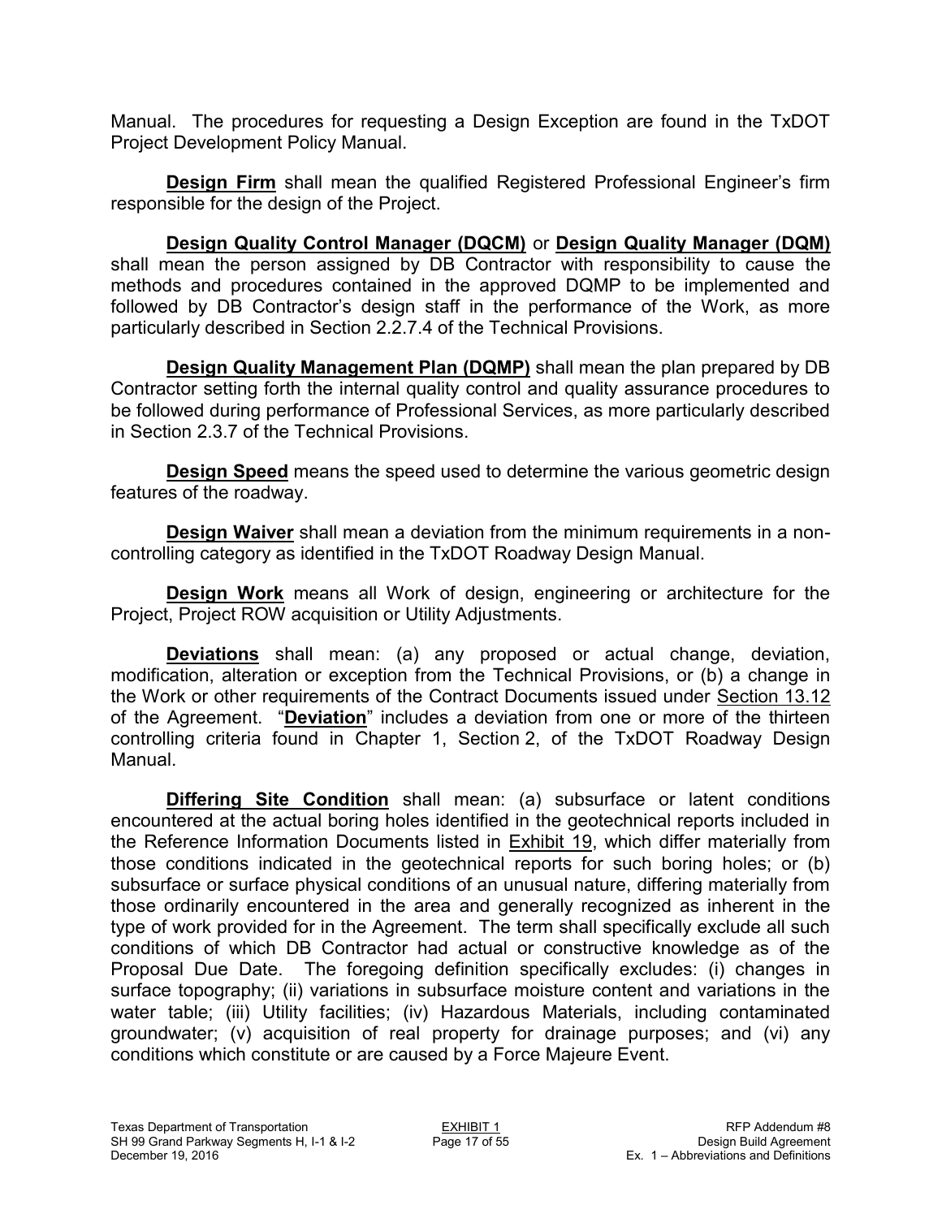Manual. The procedures for requesting a Design Exception are found in the TxDOT Project Development Policy Manual.

**Design Firm** shall mean the qualified Registered Professional Engineer's firm responsible for the design of the Project.

**Design Quality Control Manager (DQCM)** or **Design Quality Manager (DQM)** shall mean the person assigned by DB Contractor with responsibility to cause the methods and procedures contained in the approved DQMP to be implemented and followed by DB Contractor's design staff in the performance of the Work, as more particularly described in Section 2.2.7.4 of the Technical Provisions.

**Design Quality Management Plan (DQMP)** shall mean the plan prepared by DB Contractor setting forth the internal quality control and quality assurance procedures to be followed during performance of Professional Services, as more particularly described in Section 2.3.7 of the Technical Provisions.

**Design Speed** means the speed used to determine the various geometric design features of the roadway.

**Design Waiver** shall mean a deviation from the minimum requirements in a non-controlling category as identified in the TxDOT Roadway Design Manual.

**Design Work** means all Work of design, engineering or architecture for the Project, Project ROW acquisition or Utility Adjustments.

**Deviations** shall mean: (a) any proposed or actual change, deviation, modification, alteration or exception from the Technical Provisions, or (b) a change in the Work or other requirements of the Contract Documents issued under Section 13.12 of the Agreement. "**Deviation**" includes a deviation from one or more of the thirteen controlling criteria found in Chapter 1, Section 2, of the TxDOT Roadway Design Manual.

**Differing Site Condition** shall mean: (a) subsurface or latent conditions encountered at the actual boring holes identified in the geotechnical reports included in the Reference Information Documents listed in Exhibit 19, which differ materially from those conditions indicated in the geotechnical reports for such boring holes; or (b) subsurface or surface physical conditions of an unusual nature, differing materially from those ordinarily encountered in the area and generally recognized as inherent in the type of work provided for in the Agreement. The term shall specifically exclude all such conditions of which DB Contractor had actual or constructive knowledge as of the Proposal Due Date. The foregoing definition specifically excludes: (i) changes in surface topography; (ii) variations in subsurface moisture content and variations in the water table; (iii) Utility facilities; (iv) Hazardous Materials, including contaminated groundwater; (v) acquisition of real property for drainage purposes; and (vi) any conditions which constitute or are caused by a Force Majeure Event.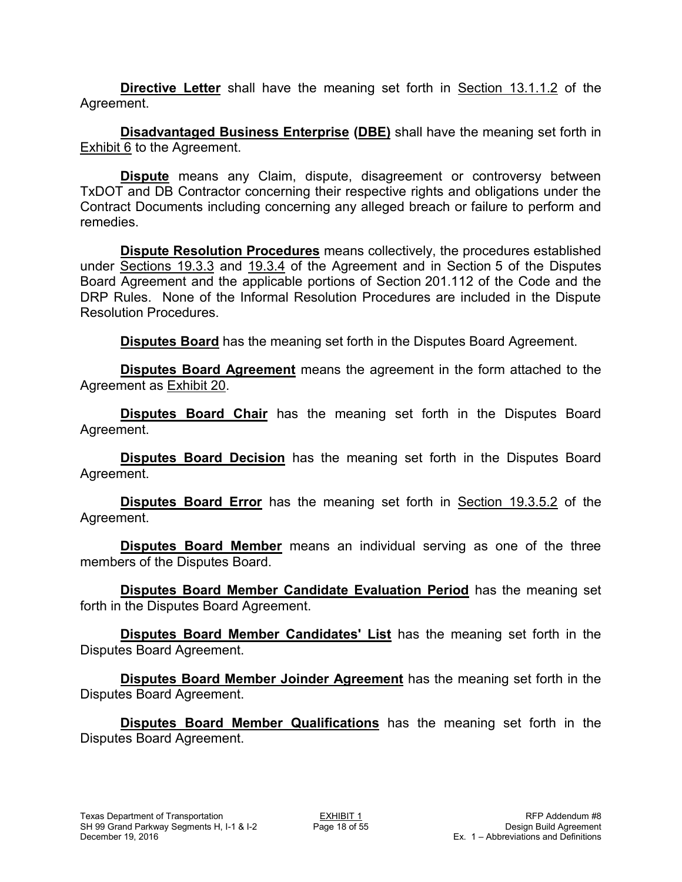**Directive Letter** shall have the meaning set forth in Section 13.1.1.2 of the Agreement.

**Disadvantaged Business Enterprise (DBE)** shall have the meaning set forth in Exhibit 6 to the Agreement.

**Dispute** means any Claim, dispute, disagreement or controversy between TxDOT and DB Contractor concerning their respective rights and obligations under the Contract Documents including concerning any alleged breach or failure to perform and remedies.

**Dispute Resolution Procedures** means collectively, the procedures established under Sections 19.3.3 and 19.3.4 of the Agreement and in Section 5 of the Disputes Board Agreement and the applicable portions of Section 201.112 of the Code and the DRP Rules. None of the Informal Resolution Procedures are included in the Dispute Resolution Procedures.

**Disputes Board** has the meaning set forth in the Disputes Board Agreement.

**Disputes Board Agreement** means the agreement in the form attached to the Agreement as Exhibit 20.

**Disputes Board Chair** has the meaning set forth in the Disputes Board Agreement.

**Disputes Board Decision** has the meaning set forth in the Disputes Board Agreement.

**Disputes Board Error** has the meaning set forth in Section 19.3.5.2 of the Agreement.

**Disputes Board Member** means an individual serving as one of the three members of the Disputes Board.

**Disputes Board Member Candidate Evaluation Period** has the meaning set forth in the Disputes Board Agreement.

**Disputes Board Member Candidates' List** has the meaning set forth in the Disputes Board Agreement.

**Disputes Board Member Joinder Agreement** has the meaning set forth in the Disputes Board Agreement.

**Disputes Board Member Qualifications** has the meaning set forth in the Disputes Board Agreement.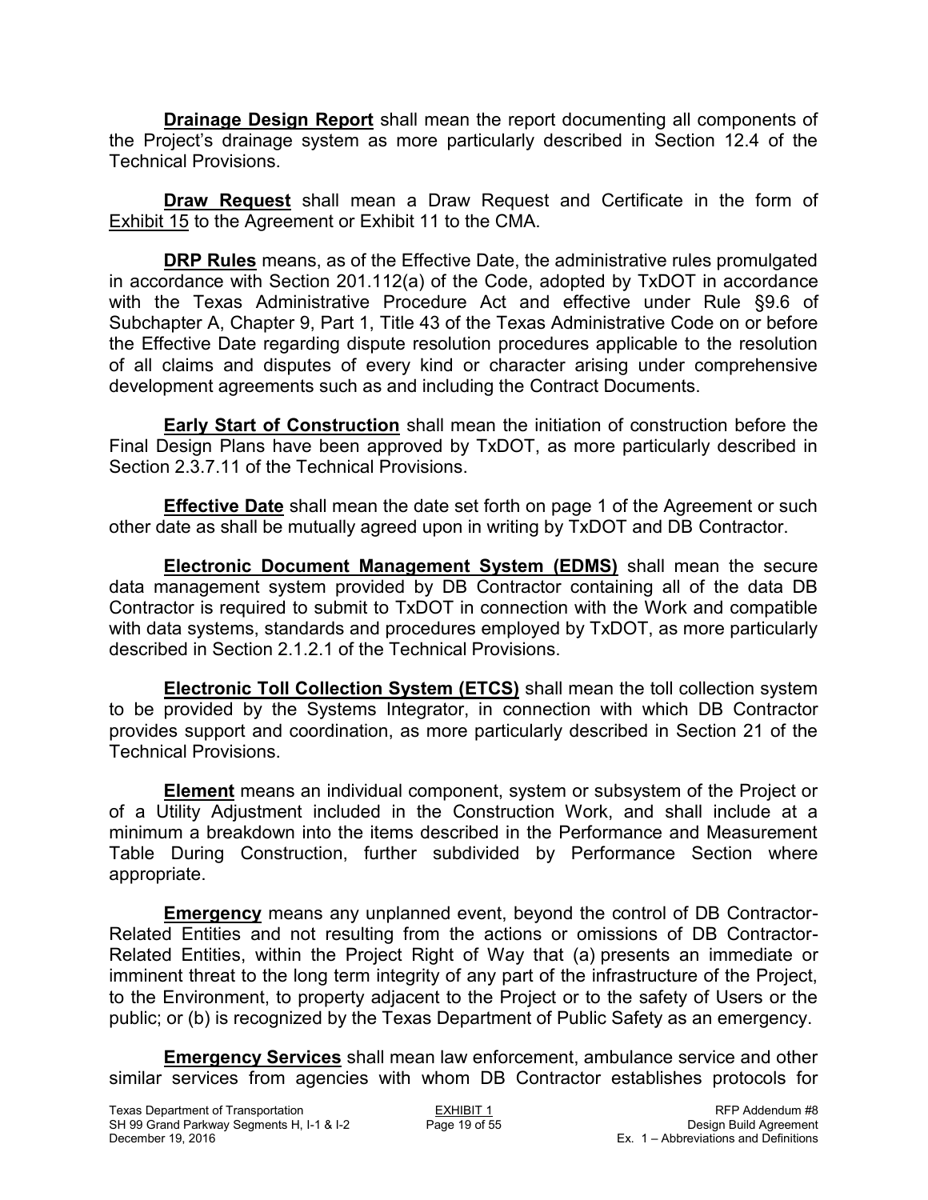**Drainage Design Report** shall mean the report documenting all components of the Project's drainage system as more particularly described in Section 12.4 of the Technical Provisions.

**Draw Request** shall mean a Draw Request and Certificate in the form of Exhibit 15 to the Agreement or Exhibit 11 to the CMA.

**DRP Rules** means, as of the Effective Date, the administrative rules promulgated in accordance with Section 201.112(a) of the Code, adopted by TxDOT in accordance with the Texas Administrative Procedure Act and effective under Rule §9.6 of Subchapter A, Chapter 9, Part 1, Title 43 of the Texas Administrative Code on or before the Effective Date regarding dispute resolution procedures applicable to the resolution of all claims and disputes of every kind or character arising under comprehensive development agreements such as and including the Contract Documents.

**Early Start of Construction** shall mean the initiation of construction before the Final Design Plans have been approved by TxDOT, as more particularly described in Section 2.3.7.11 of the Technical Provisions.

**Effective Date** shall mean the date set forth on page 1 of the Agreement or such other date as shall be mutually agreed upon in writing by TxDOT and DB Contractor.

**Electronic Document Management System (EDMS)** shall mean the secure data management system provided by DB Contractor containing all of the data DB Contractor is required to submit to TxDOT in connection with the Work and compatible with data systems, standards and procedures employed by TxDOT, as more particularly described in Section 2.1.2.1 of the Technical Provisions.

**Electronic Toll Collection System (ETCS)** shall mean the toll collection system to be provided by the Systems Integrator, in connection with which DB Contractor provides support and coordination, as more particularly described in Section 21 of the Technical Provisions.

**Element** means an individual component, system or subsystem of the Project or of a Utility Adjustment included in the Construction Work, and shall include at a minimum a breakdown into the items described in the Performance and Measurement Table During Construction, further subdivided by Performance Section where appropriate.

**Emergency** means any unplanned event, beyond the control of DB Contractor-Related Entities and not resulting from the actions or omissions of DB Contractor-Related Entities, within the Project Right of Way that (a) presents an immediate or imminent threat to the long term integrity of any part of the infrastructure of the Project, to the Environment, to property adjacent to the Project or to the safety of Users or the public; or (b) is recognized by the Texas Department of Public Safety as an emergency.

**Emergency Services** shall mean law enforcement, ambulance service and other similar services from agencies with whom DB Contractor establishes protocols for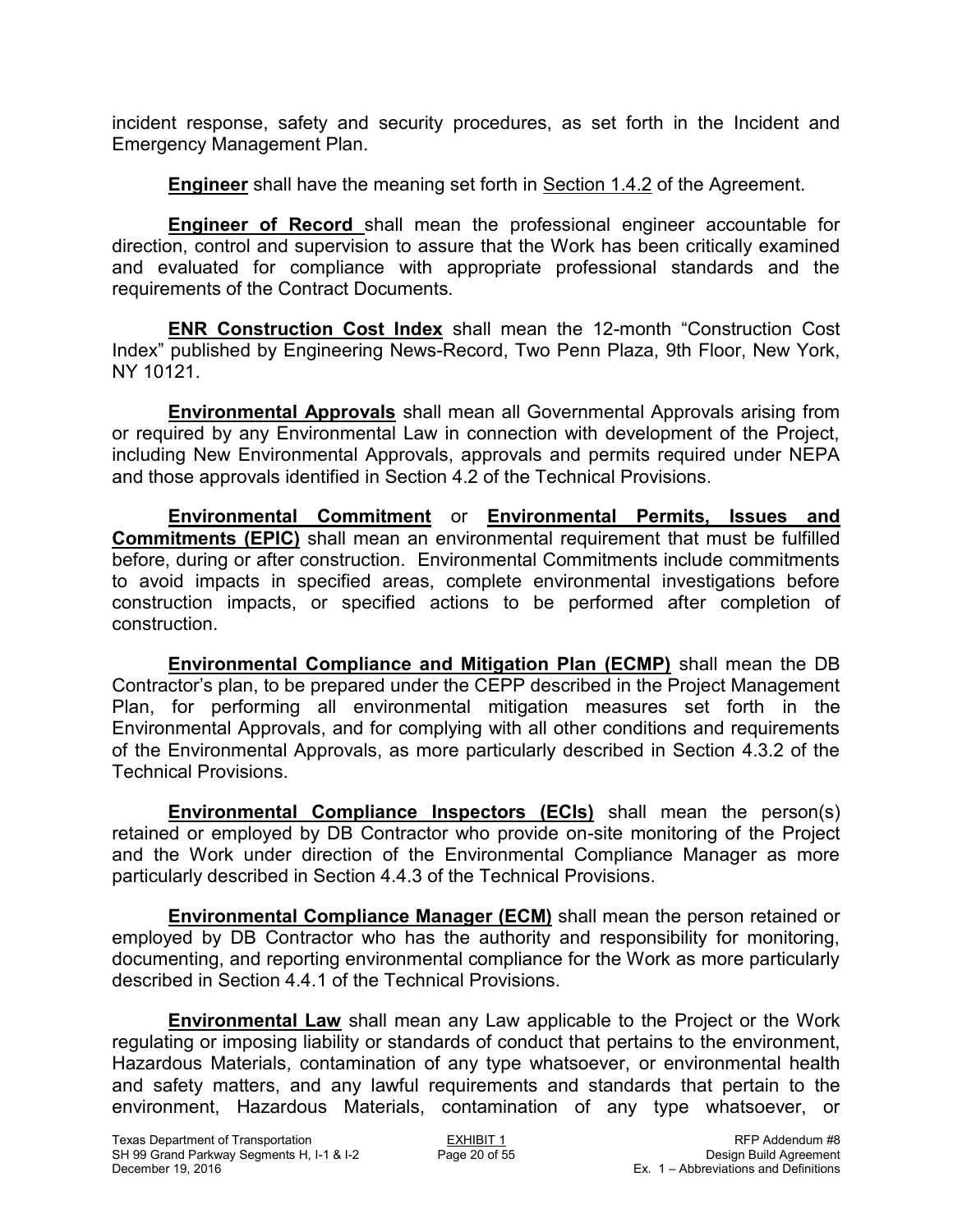incident response, safety and security procedures, as set forth in the Incident and Emergency Management Plan.

**Engineer** shall have the meaning set forth in Section 1.4.2 of the Agreement.

**Engineer of Record** shall mean the professional engineer accountable for direction, control and supervision to assure that the Work has been critically examined and evaluated for compliance with appropriate professional standards and the requirements of the Contract Documents.

**ENR Construction Cost Index** shall mean the 12-month "Construction Cost Index" published by Engineering News-Record, Two Penn Plaza, 9th Floor, New York, NY 10121.

**Environmental Approvals** shall mean all Governmental Approvals arising from or required by any Environmental Law in connection with development of the Project, including New Environmental Approvals, approvals and permits required under NEPA and those approvals identified in Section 4.2 of the Technical Provisions.

**Environmental Commitment** or **Environmental Permits, Issues and Commitments (EPIC)** shall mean an environmental requirement that must be fulfilled before, during or after construction. Environmental Commitments include commitments to avoid impacts in specified areas, complete environmental investigations before construction impacts, or specified actions to be performed after completion of construction.

**Environmental Compliance and Mitigation Plan (ECMP)** shall mean the DB Contractor's plan, to be prepared under the CEPP described in the Project Management Plan, for performing all environmental mitigation measures set forth in the Environmental Approvals, and for complying with all other conditions and requirements of the Environmental Approvals, as more particularly described in Section 4.3.2 of the Technical Provisions.

**Environmental Compliance Inspectors (ECIs)** shall mean the person(s) retained or employed by DB Contractor who provide on-site monitoring of the Project and the Work under direction of the Environmental Compliance Manager as more particularly described in Section 4.4.3 of the Technical Provisions.

**Environmental Compliance Manager (ECM)** shall mean the person retained or employed by DB Contractor who has the authority and responsibility for monitoring, documenting, and reporting environmental compliance for the Work as more particularly described in Section 4.4.1 of the Technical Provisions.

**Environmental Law** shall mean any Law applicable to the Project or the Work regulating or imposing liability or standards of conduct that pertains to the environment, Hazardous Materials, contamination of any type whatsoever, or environmental health and safety matters, and any lawful requirements and standards that pertain to the environment, Hazardous Materials, contamination of any type whatsoever, or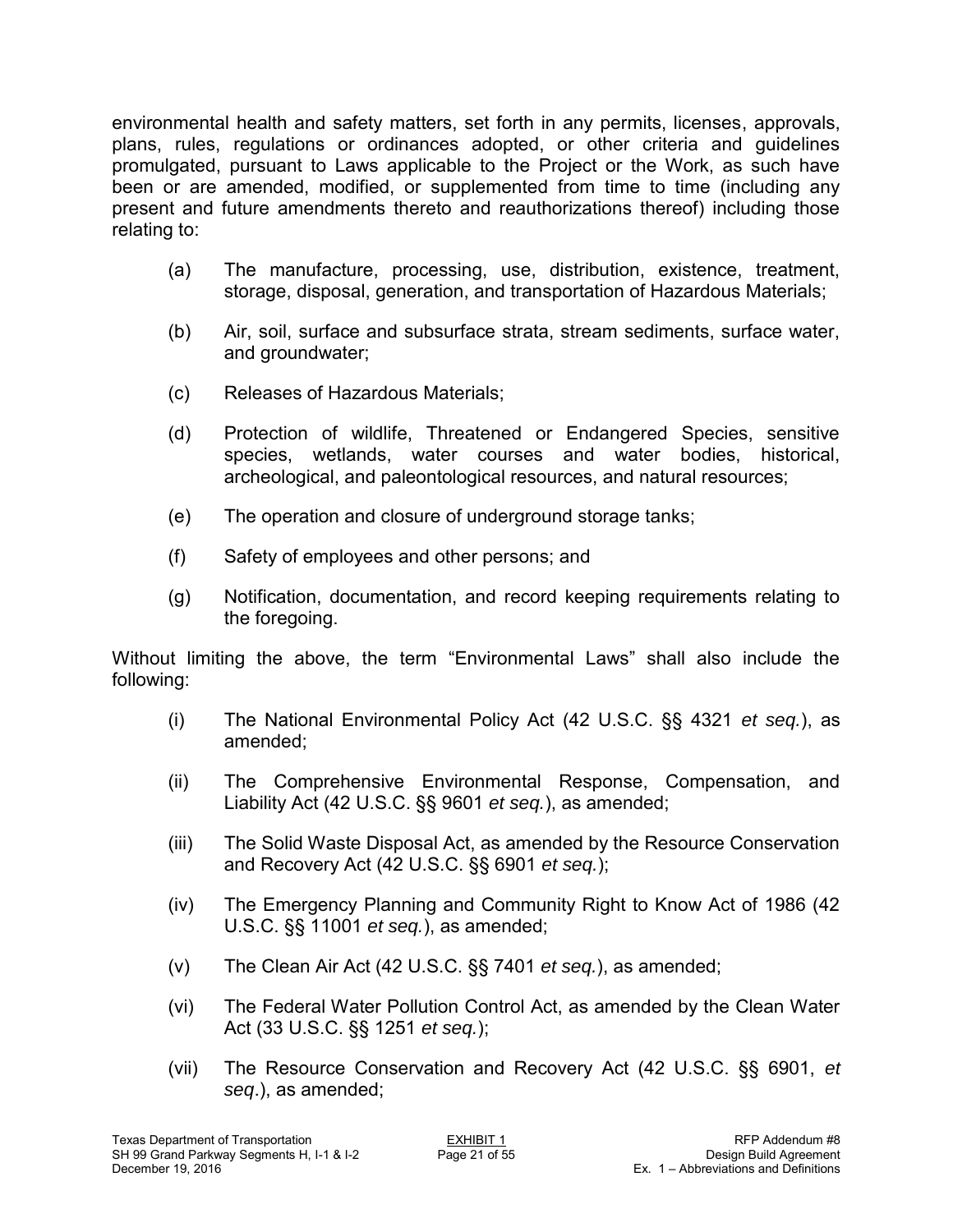environmental health and safety matters, set forth in any permits, licenses, approvals, plans, rules, regulations or ordinances adopted, or other criteria and guidelines promulgated, pursuant to Laws applicable to the Project or the Work, as such have been or are amended, modified, or supplemented from time to time (including any present and future amendments thereto and reauthorizations thereof) including those relating to:

(a) The manufacture, processing, use, distribution, existence, treatment, storage, disposal, generation, and transportation of Hazardous Materials;

(b) Air, soil, surface and subsurface strata, stream sediments, surface water, and groundwater;

(c) Releases of Hazardous Materials;

(d) Protection of wildlife, Threatened or Endangered Species, sensitive species, wetlands, water courses and water bodies, historical, archeological, and paleontological resources, and natural resources;

(e) The operation and closure of underground storage tanks;

(f) Safety of employees and other persons; and

(g) Notification, documentation, and record keeping requirements relating to the foregoing.

Without limiting the above, the term "Environmental Laws" shall also include the following:

(i) The National Environmental Policy Act (42 U.S.C. §§ 4321 *et seq.*), as amended;

(ii) The Comprehensive Environmental Response, Compensation, and Liability Act (42 U.S.C. §§ 9601 *et seq.*), as amended;

(iii) The Solid Waste Disposal Act, as amended by the Resource Conservation and Recovery Act (42 U.S.C. §§ 6901 *et seq.*);

(iv) The Emergency Planning and Community Right to Know Act of 1986 (42 U.S.C. §§ 11001 *et seq.*), as amended;

(v) The Clean Air Act (42 U.S.C. §§ 7401 *et seq.*), as amended;

(vi) The Federal Water Pollution Control Act, as amended by the Clean Water Act (33 U.S.C. §§ 1251 *et seq.*);

(vii) The Resource Conservation and Recovery Act (42 U.S.C. §§ 6901, *et seq*.), as amended;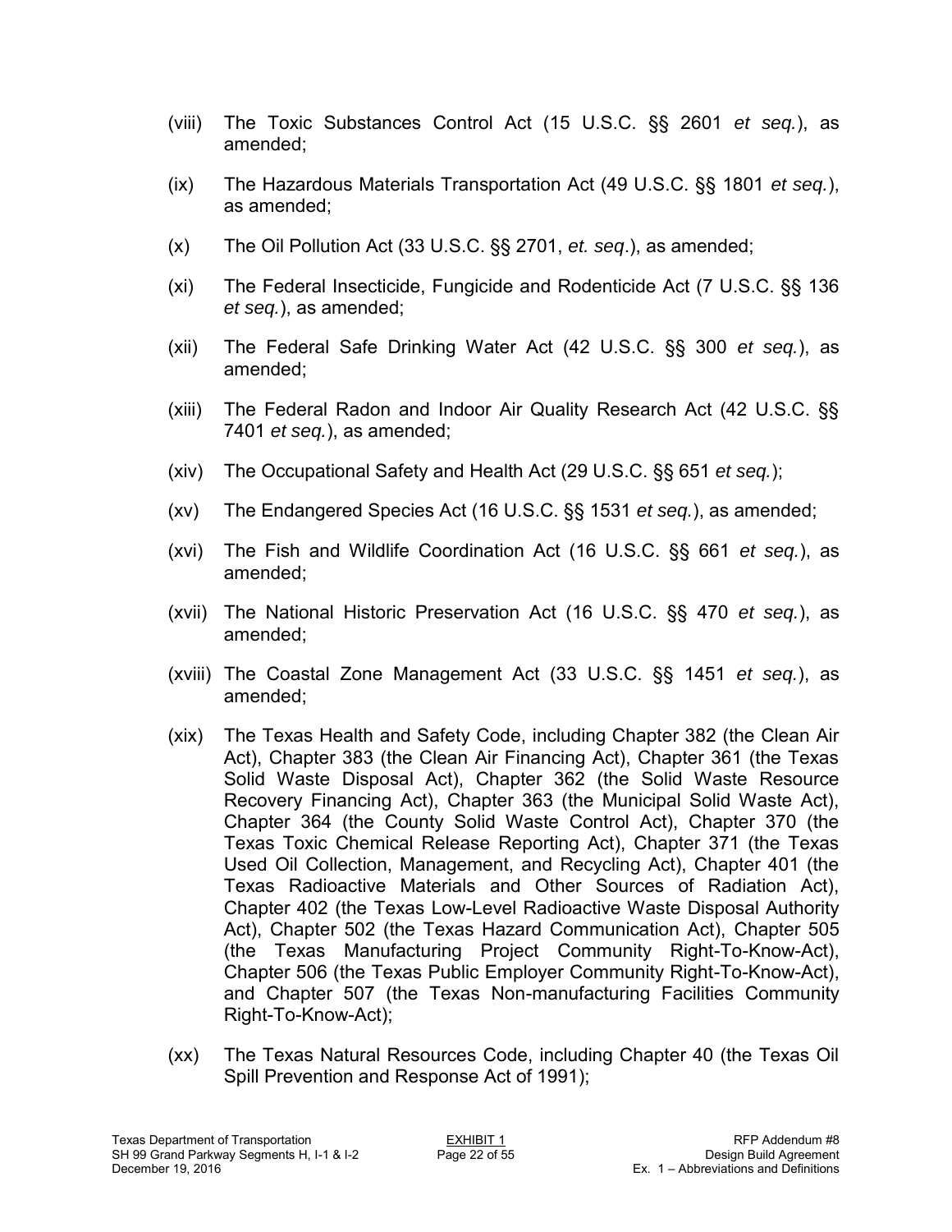(viii) The Toxic Substances Control Act (15 U.S.C. §§ 2601 *et seq.*), as amended;

(ix) The Hazardous Materials Transportation Act (49 U.S.C. §§ 1801 *et seq.*), as amended;

(x) The Oil Pollution Act (33 U.S.C. §§ 2701, *et. seq*.), as amended;

(xi) The Federal Insecticide, Fungicide and Rodenticide Act (7 U.S.C. §§ 136 *et seq.*), as amended;

(xii) The Federal Safe Drinking Water Act (42 U.S.C. §§ 300 *et seq.*), as amended;

(xiii) The Federal Radon and Indoor Air Quality Research Act (42 U.S.C. §§ 7401 *et seq.*), as amended;

(xiv) The Occupational Safety and Health Act (29 U.S.C. §§ 651 *et seq.*);

(xv) The Endangered Species Act (16 U.S.C. §§ 1531 *et seq.*), as amended;

(xvi) The Fish and Wildlife Coordination Act (16 U.S.C. §§ 661 *et seq.*), as amended;

(xvii) The National Historic Preservation Act (16 U.S.C. §§ 470 *et seq.*), as amended;

(xviii) The Coastal Zone Management Act (33 U.S.C. §§ 1451 *et seq.*), as amended;

(xix) The Texas Health and Safety Code, including Chapter 382 (the Clean Air Act), Chapter 383 (the Clean Air Financing Act), Chapter 361 (the Texas Solid Waste Disposal Act), Chapter 362 (the Solid Waste Resource Recovery Financing Act), Chapter 363 (the Municipal Solid Waste Act), Chapter 364 (the County Solid Waste Control Act), Chapter 370 (the Texas Toxic Chemical Release Reporting Act), Chapter 371 (the Texas Used Oil Collection, Management, and Recycling Act), Chapter 401 (the Texas Radioactive Materials and Other Sources of Radiation Act), Chapter 402 (the Texas Low-Level Radioactive Waste Disposal Authority Act), Chapter 502 (the Texas Hazard Communication Act), Chapter 505 (the Texas Manufacturing Project Community Right-To-Know-Act), Chapter 506 (the Texas Public Employer Community Right-To-Know-Act), and Chapter 507 (the Texas Non-manufacturing Facilities Community Right-To-Know-Act);

(xx) The Texas Natural Resources Code, including Chapter 40 (the Texas Oil Spill Prevention and Response Act of 1991);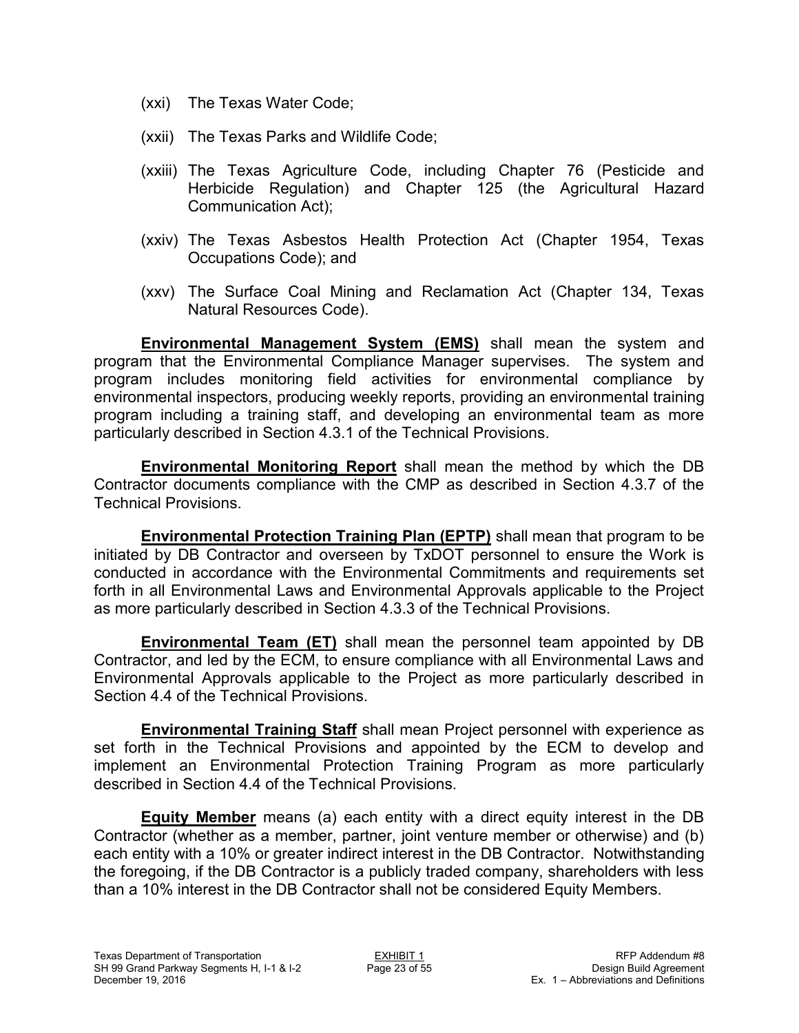(xxi) The Texas Water Code;

(xxii) The Texas Parks and Wildlife Code;

(xxiii) The Texas Agriculture Code, including Chapter 76 (Pesticide and Herbicide Regulation) and Chapter 125 (the Agricultural Hazard Communication Act);

(xxiv) The Texas Asbestos Health Protection Act (Chapter 1954, Texas Occupations Code); and

(xxv) The Surface Coal Mining and Reclamation Act (Chapter 134, Texas Natural Resources Code).

**Environmental Management System (EMS)** shall mean the system and program that the Environmental Compliance Manager supervises. The system and program includes monitoring field activities for environmental compliance by environmental inspectors, producing weekly reports, providing an environmental training program including a training staff, and developing an environmental team as more particularly described in Section 4.3.1 of the Technical Provisions.

**Environmental Monitoring Report** shall mean the method by which the DB Contractor documents compliance with the CMP as described in Section 4.3.7 of the Technical Provisions.

**Environmental Protection Training Plan (EPTP)** shall mean that program to be initiated by DB Contractor and overseen by TxDOT personnel to ensure the Work is conducted in accordance with the Environmental Commitments and requirements set forth in all Environmental Laws and Environmental Approvals applicable to the Project as more particularly described in Section 4.3.3 of the Technical Provisions.

**Environmental Team (ET)** shall mean the personnel team appointed by DB Contractor, and led by the ECM, to ensure compliance with all Environmental Laws and Environmental Approvals applicable to the Project as more particularly described in Section 4.4 of the Technical Provisions.

**Environmental Training Staff** shall mean Project personnel with experience as set forth in the Technical Provisions and appointed by the ECM to develop and implement an Environmental Protection Training Program as more particularly described in Section 4.4 of the Technical Provisions.

**Equity Member** means (a) each entity with a direct equity interest in the DB Contractor (whether as a member, partner, joint venture member or otherwise) and (b) each entity with a 10% or greater indirect interest in the DB Contractor. Notwithstanding the foregoing, if the DB Contractor is a publicly traded company, shareholders with less than a 10% interest in the DB Contractor shall not be considered Equity Members.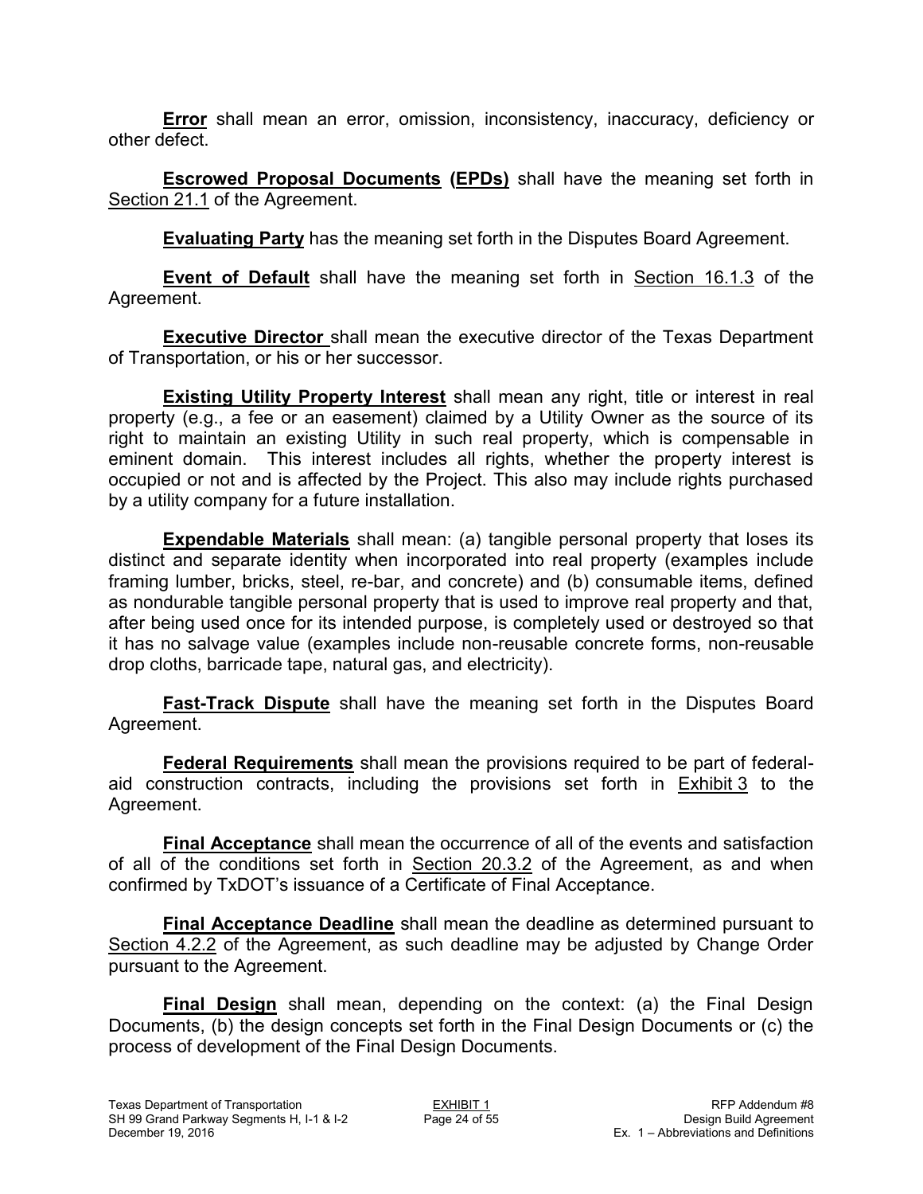**Error** shall mean an error, omission, inconsistency, inaccuracy, deficiency or other defect.

**Escrowed Proposal Documents (EPDs)** shall have the meaning set forth in Section 21.1 of the Agreement.

**Evaluating Party** has the meaning set forth in the Disputes Board Agreement.

**Event of Default** shall have the meaning set forth in Section 16.1.3 of the Agreement.

**Executive Director** shall mean the executive director of the Texas Department of Transportation, or his or her successor.

**Existing Utility Property Interest** shall mean any right, title or interest in real property (e.g., a fee or an easement) claimed by a Utility Owner as the source of its right to maintain an existing Utility in such real property, which is compensable in eminent domain. This interest includes all rights, whether the property interest is occupied or not and is affected by the Project. This also may include rights purchased by a utility company for a future installation.

**Expendable Materials** shall mean: (a) tangible personal property that loses its distinct and separate identity when incorporated into real property (examples include framing lumber, bricks, steel, re-bar, and concrete) and (b) consumable items, defined as nondurable tangible personal property that is used to improve real property and that, after being used once for its intended purpose, is completely used or destroyed so that it has no salvage value (examples include non-reusable concrete forms, non-reusable drop cloths, barricade tape, natural gas, and electricity).

**Fast-Track Dispute** shall have the meaning set forth in the Disputes Board Agreement.

**Federal Requirements** shall mean the provisions required to be part of federal-aid construction contracts, including the provisions set forth in Exhibit 3 to the Agreement.

**Final Acceptance** shall mean the occurrence of all of the events and satisfaction of all of the conditions set forth in Section 20.3.2 of the Agreement, as and when confirmed by TxDOT's issuance of a Certificate of Final Acceptance.

**Final Acceptance Deadline** shall mean the deadline as determined pursuant to Section 4.2.2 of the Agreement, as such deadline may be adjusted by Change Order pursuant to the Agreement.

**Final Design** shall mean, depending on the context: (a) the Final Design Documents, (b) the design concepts set forth in the Final Design Documents or (c) the process of development of the Final Design Documents.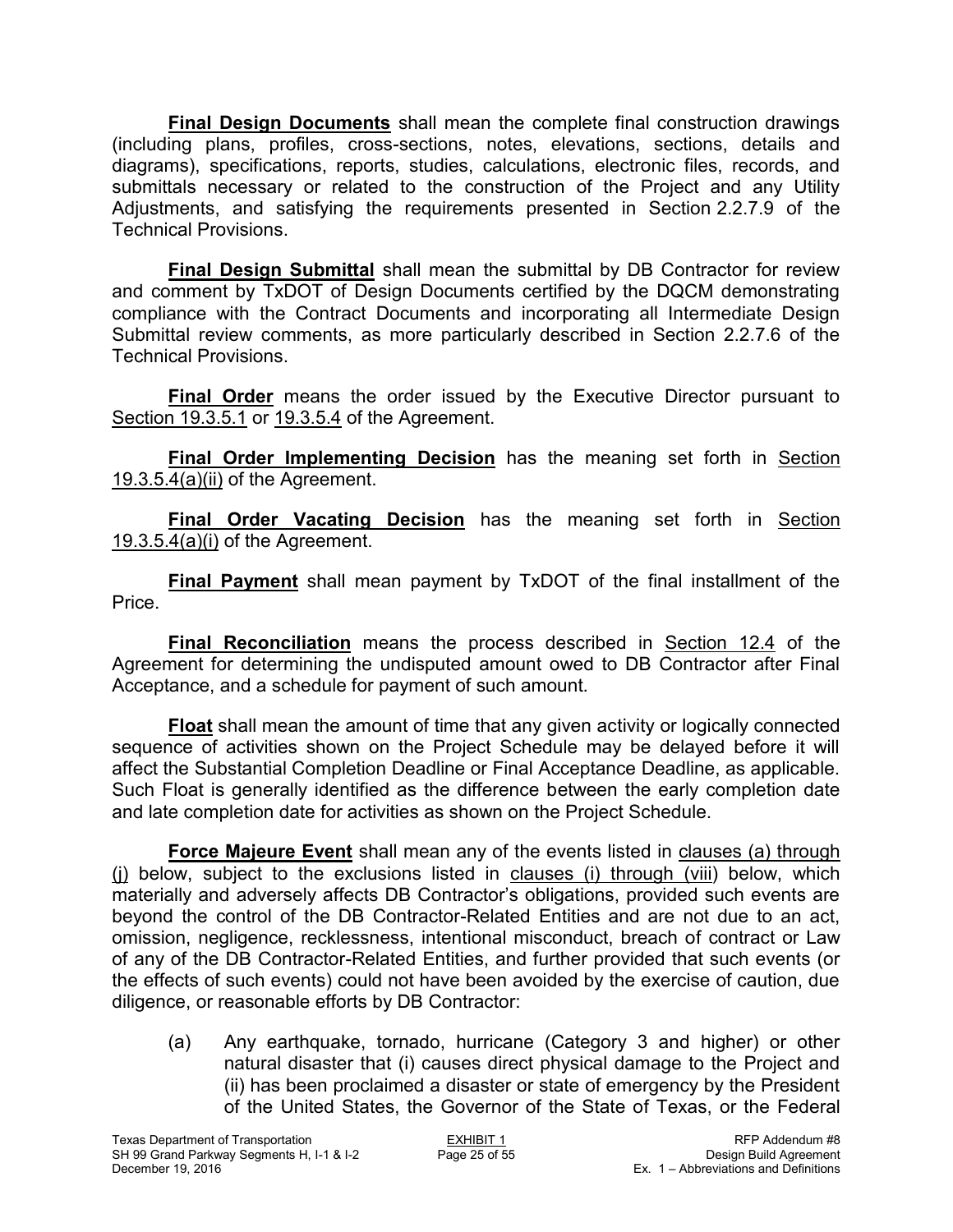**Final Design Documents** shall mean the complete final construction drawings (including plans, profiles, cross-sections, notes, elevations, sections, details and diagrams), specifications, reports, studies, calculations, electronic files, records, and submittals necessary or related to the construction of the Project and any Utility Adjustments, and satisfying the requirements presented in Section 2.2.7.9 of the Technical Provisions.

**Final Design Submittal** shall mean the submittal by DB Contractor for review and comment by TxDOT of Design Documents certified by the DQCM demonstrating compliance with the Contract Documents and incorporating all Intermediate Design Submittal review comments, as more particularly described in Section 2.2.7.6 of the Technical Provisions.

**Final Order** means the order issued by the Executive Director pursuant to Section 19.3.5.1 or 19.3.5.4 of the Agreement.

**Final Order Implementing Decision** has the meaning set forth in Section 19.3.5.4(a)(ii) of the Agreement.

**Final Order Vacating Decision** has the meaning set forth in Section 19.3.5.4(a)(i) of the Agreement.

**Final Payment** shall mean payment by TxDOT of the final installment of the Price.

**Final Reconciliation** means the process described in Section 12.4 of the Agreement for determining the undisputed amount owed to DB Contractor after Final Acceptance, and a schedule for payment of such amount.

**Float** shall mean the amount of time that any given activity or logically connected sequence of activities shown on the Project Schedule may be delayed before it will affect the Substantial Completion Deadline or Final Acceptance Deadline, as applicable. Such Float is generally identified as the difference between the early completion date and late completion date for activities as shown on the Project Schedule.

**Force Majeure Event** shall mean any of the events listed in clauses (a) through (j) below, subject to the exclusions listed in clauses (i) through (viii) below, which materially and adversely affects DB Contractor's obligations, provided such events are beyond the control of the DB Contractor-Related Entities and are not due to an act, omission, negligence, recklessness, intentional misconduct, breach of contract or Law of any of the DB Contractor-Related Entities, and further provided that such events (or the effects of such events) could not have been avoided by the exercise of caution, due diligence, or reasonable efforts by DB Contractor:

(a) Any earthquake, tornado, hurricane (Category 3 and higher) or other natural disaster that (i) causes direct physical damage to the Project and (ii) has been proclaimed a disaster or state of emergency by the President of the United States, the Governor of the State of Texas, or the Federal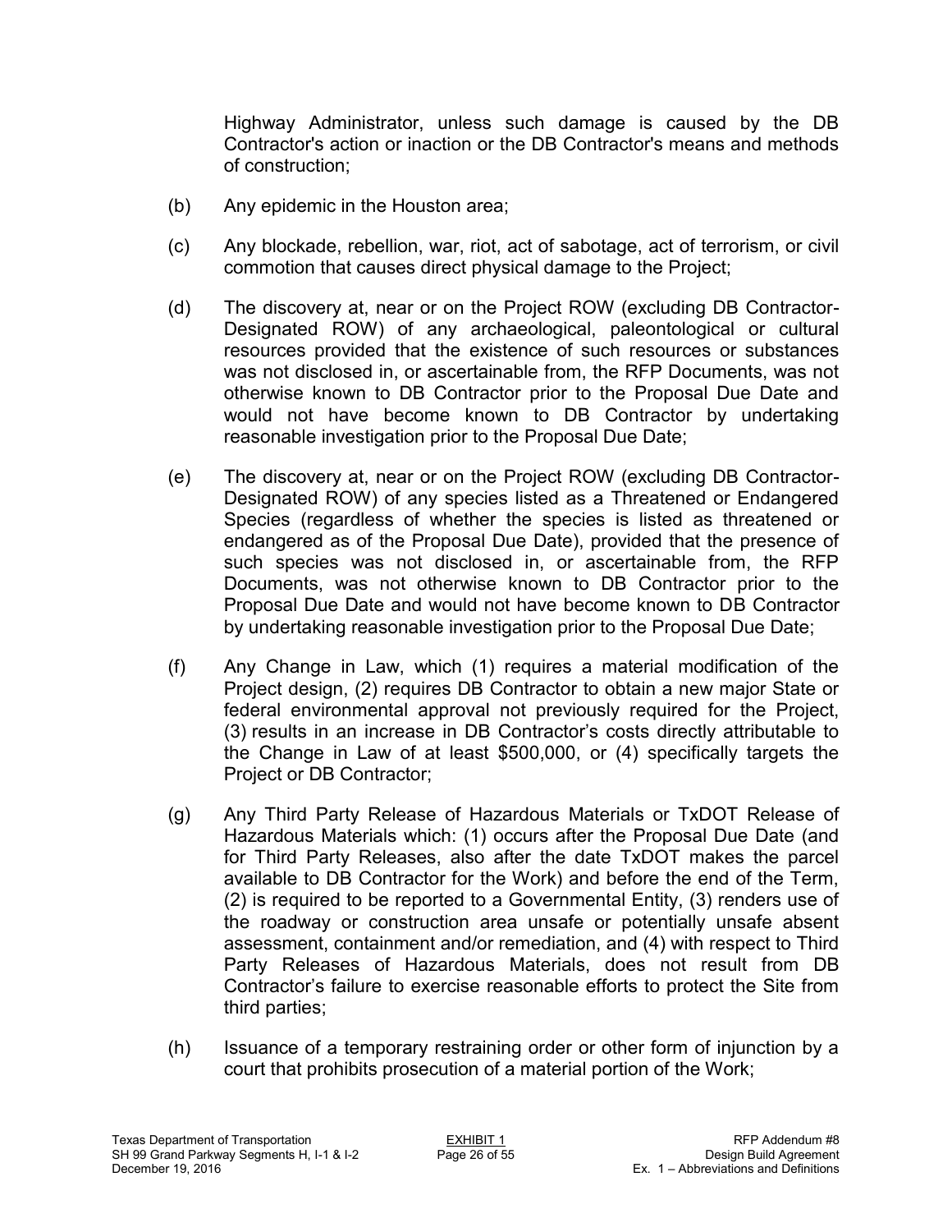Highway Administrator, unless such damage is caused by the DB Contractor's action or inaction or the DB Contractor's means and methods of construction;

(b) Any epidemic in the Houston area;

(c) Any blockade, rebellion, war, riot, act of sabotage, act of terrorism, or civil commotion that causes direct physical damage to the Project;

(d) The discovery at, near or on the Project ROW (excluding DB Contractor-Designated ROW) of any archaeological, paleontological or cultural resources provided that the existence of such resources or substances was not disclosed in, or ascertainable from, the RFP Documents, was not otherwise known to DB Contractor prior to the Proposal Due Date and would not have become known to DB Contractor by undertaking reasonable investigation prior to the Proposal Due Date;

(e) The discovery at, near or on the Project ROW (excluding DB Contractor-Designated ROW) of any species listed as a Threatened or Endangered Species (regardless of whether the species is listed as threatened or endangered as of the Proposal Due Date), provided that the presence of such species was not disclosed in, or ascertainable from, the RFP Documents, was not otherwise known to DB Contractor prior to the Proposal Due Date and would not have become known to DB Contractor by undertaking reasonable investigation prior to the Proposal Due Date;

(f) Any Change in Law, which (1) requires a material modification of the Project design, (2) requires DB Contractor to obtain a new major State or federal environmental approval not previously required for the Project, (3) results in an increase in DB Contractor's costs directly attributable to the Change in Law of at least $500,000, or (4) specifically targets the Project or DB Contractor;

(g) Any Third Party Release of Hazardous Materials or TxDOT Release of Hazardous Materials which: (1) occurs after the Proposal Due Date (and for Third Party Releases, also after the date TxDOT makes the parcel available to DB Contractor for the Work) and before the end of the Term, (2) is required to be reported to a Governmental Entity, (3) renders use of the roadway or construction area unsafe or potentially unsafe absent assessment, containment and/or remediation, and (4) with respect to Third Party Releases of Hazardous Materials, does not result from DB Contractor's failure to exercise reasonable efforts to protect the Site from third parties;

(h) Issuance of a temporary restraining order or other form of injunction by a court that prohibits prosecution of a material portion of the Work;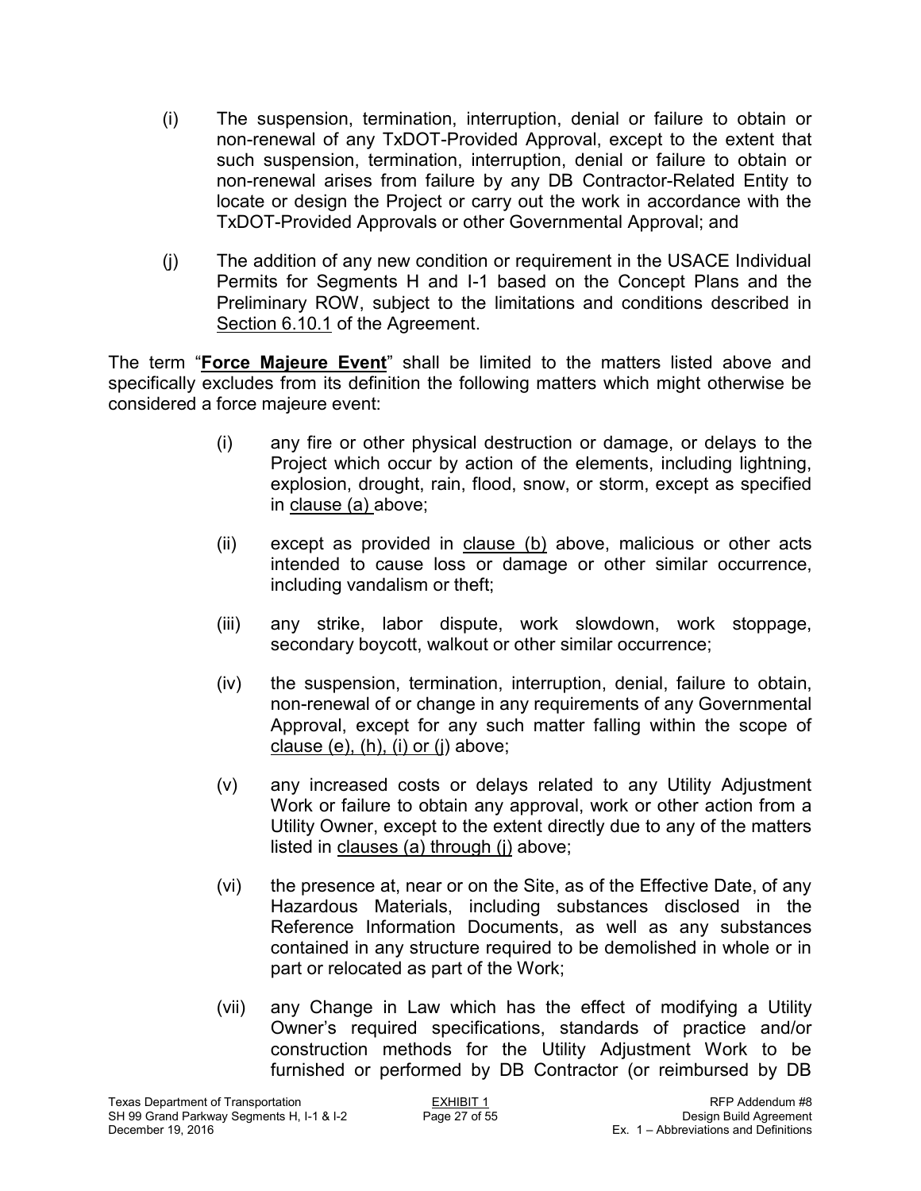(i) The suspension, termination, interruption, denial or failure to obtain or non-renewal of any TxDOT-Provided Approval, except to the extent that such suspension, termination, interruption, denial or failure to obtain or non-renewal arises from failure by any DB Contractor-Related Entity to locate or design the Project or carry out the work in accordance with the TxDOT-Provided Approvals or other Governmental Approval; and

(j) The addition of any new condition or requirement in the USACE Individual Permits for Segments H and I-1 based on the Concept Plans and the Preliminary ROW, subject to the limitations and conditions described in Section 6.10.1 of the Agreement.

The term "**Force Majeure Event**" shall be limited to the matters listed above and specifically excludes from its definition the following matters which might otherwise be considered a force majeure event:

(i) any fire or other physical destruction or damage, or delays to the Project which occur by action of the elements, including lightning, explosion, drought, rain, flood, snow, or storm, except as specified in clause (a) above;

(ii) except as provided in clause (b) above, malicious or other acts intended to cause loss or damage or other similar occurrence, including vandalism or theft;

(iii) any strike, labor dispute, work slowdown, work stoppage, secondary boycott, walkout or other similar occurrence;

(iv) the suspension, termination, interruption, denial, failure to obtain, non-renewal of or change in any requirements of any Governmental Approval, except for any such matter falling within the scope of clause (e), (h), (i) or (j) above;

(v) any increased costs or delays related to any Utility Adjustment Work or failure to obtain any approval, work or other action from a Utility Owner, except to the extent directly due to any of the matters listed in clauses (a) through (j) above;

(vi) the presence at, near or on the Site, as of the Effective Date, of any Hazardous Materials, including substances disclosed in the Reference Information Documents, as well as any substances contained in any structure required to be demolished in whole or in part or relocated as part of the Work;

(vii) any Change in Law which has the effect of modifying a Utility Owner's required specifications, standards of practice and/or construction methods for the Utility Adjustment Work to be furnished or performed by DB Contractor (or reimbursed by DB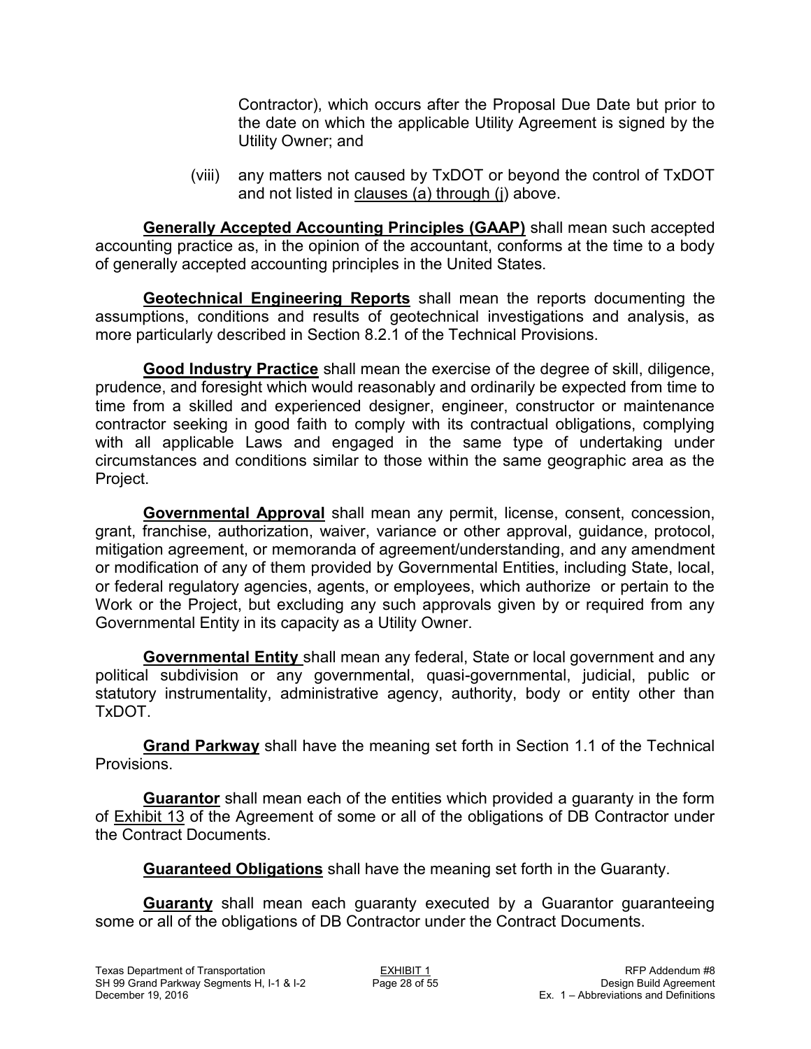Contractor), which occurs after the Proposal Due Date but prior to the date on which the applicable Utility Agreement is signed by the Utility Owner; and

(viii) any matters not caused by TxDOT or beyond the control of TxDOT and not listed in clauses (a) through (j) above.

**Generally Accepted Accounting Principles (GAAP)** shall mean such accepted accounting practice as, in the opinion of the accountant, conforms at the time to a body of generally accepted accounting principles in the United States.

**Geotechnical Engineering Reports** shall mean the reports documenting the assumptions, conditions and results of geotechnical investigations and analysis, as more particularly described in Section 8.2.1 of the Technical Provisions.

**Good Industry Practice** shall mean the exercise of the degree of skill, diligence, prudence, and foresight which would reasonably and ordinarily be expected from time to time from a skilled and experienced designer, engineer, constructor or maintenance contractor seeking in good faith to comply with its contractual obligations, complying with all applicable Laws and engaged in the same type of undertaking under circumstances and conditions similar to those within the same geographic area as the Project.

**Governmental Approval** shall mean any permit, license, consent, concession, grant, franchise, authorization, waiver, variance or other approval, guidance, protocol, mitigation agreement, or memoranda of agreement/understanding, and any amendment or modification of any of them provided by Governmental Entities, including State, local, or federal regulatory agencies, agents, or employees, which authorize or pertain to the Work or the Project, but excluding any such approvals given by or required from any Governmental Entity in its capacity as a Utility Owner.

**Governmental Entity** shall mean any federal, State or local government and any political subdivision or any governmental, quasi-governmental, judicial, public or statutory instrumentality, administrative agency, authority, body or entity other than TxDOT.

**Grand Parkway** shall have the meaning set forth in Section 1.1 of the Technical Provisions.

**Guarantor** shall mean each of the entities which provided a guaranty in the form of Exhibit 13 of the Agreement of some or all of the obligations of DB Contractor under the Contract Documents.

**Guaranteed Obligations** shall have the meaning set forth in the Guaranty.

**Guaranty** shall mean each guaranty executed by a Guarantor guaranteeing some or all of the obligations of DB Contractor under the Contract Documents.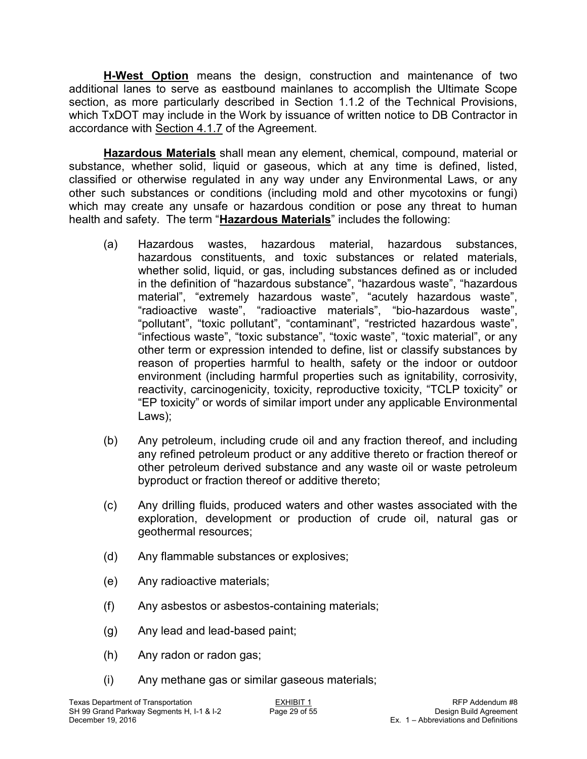**H-West Option** means the design, construction and maintenance of two additional lanes to serve as eastbound mainlanes to accomplish the Ultimate Scope section, as more particularly described in Section 1.1.2 of the Technical Provisions, which TxDOT may include in the Work by issuance of written notice to DB Contractor in accordance with Section 4.1.7 of the Agreement.

**Hazardous Materials** shall mean any element, chemical, compound, material or substance, whether solid, liquid or gaseous, which at any time is defined, listed, classified or otherwise regulated in any way under any Environmental Laws, or any other such substances or conditions (including mold and other mycotoxins or fungi) which may create any unsafe or hazardous condition or pose any threat to human health and safety. The term "**Hazardous Materials**" includes the following:

(a) Hazardous wastes, hazardous material, hazardous substances, hazardous constituents, and toxic substances or related materials, whether solid, liquid, or gas, including substances defined as or included in the definition of "hazardous substance", "hazardous waste", "hazardous material", "extremely hazardous waste", "acutely hazardous waste", "radioactive waste", "radioactive materials", "bio-hazardous waste", "pollutant", "toxic pollutant", "contaminant", "restricted hazardous waste", "infectious waste", "toxic substance", "toxic waste", "toxic material", or any other term or expression intended to define, list or classify substances by reason of properties harmful to health, safety or the indoor or outdoor environment (including harmful properties such as ignitability, corrosivity, reactivity, carcinogenicity, toxicity, reproductive toxicity, "TCLP toxicity" or "EP toxicity" or words of similar import under any applicable Environmental Laws);

(b) Any petroleum, including crude oil and any fraction thereof, and including any refined petroleum product or any additive thereto or fraction thereof or other petroleum derived substance and any waste oil or waste petroleum byproduct or fraction thereof or additive thereto;

(c) Any drilling fluids, produced waters and other wastes associated with the exploration, development or production of crude oil, natural gas or geothermal resources;

(d) Any flammable substances or explosives;

(e) Any radioactive materials;

(f) Any asbestos or asbestos-containing materials;

(g) Any lead and lead-based paint;

(h) Any radon or radon gas;

(i) Any methane gas or similar gaseous materials;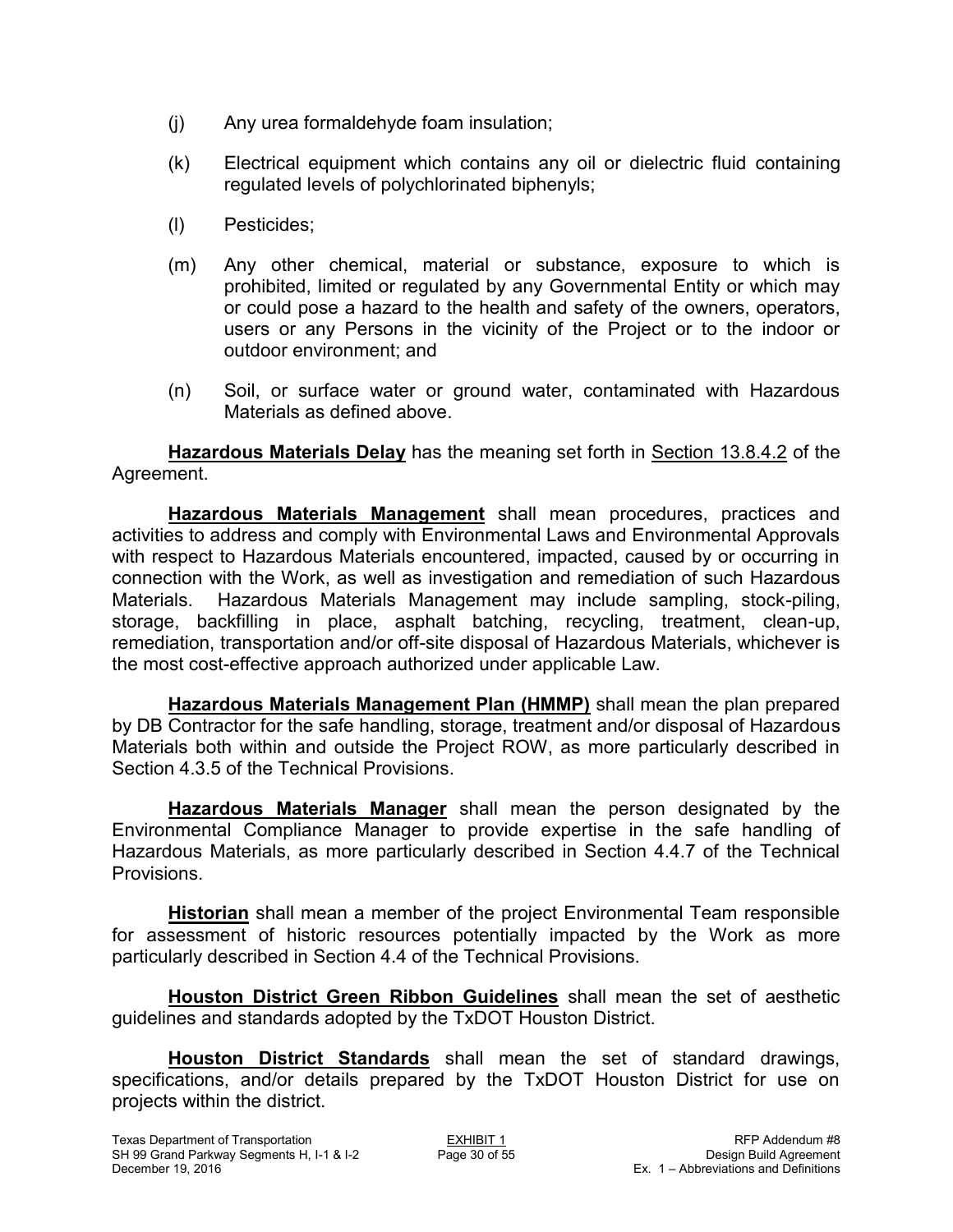(j) Any urea formaldehyde foam insulation;

(k) Electrical equipment which contains any oil or dielectric fluid containing regulated levels of polychlorinated biphenyls;

(l) Pesticides;

(m) Any other chemical, material or substance, exposure to which is prohibited, limited or regulated by any Governmental Entity or which may or could pose a hazard to the health and safety of the owners, operators, users or any Persons in the vicinity of the Project or to the indoor or outdoor environment; and

(n) Soil, or surface water or ground water, contaminated with Hazardous Materials as defined above.

**Hazardous Materials Delay** has the meaning set forth in Section 13.8.4.2 of the Agreement.

**Hazardous Materials Management** shall mean procedures, practices and activities to address and comply with Environmental Laws and Environmental Approvals with respect to Hazardous Materials encountered, impacted, caused by or occurring in connection with the Work, as well as investigation and remediation of such Hazardous Materials. Hazardous Materials Management may include sampling, stock-piling, storage, backfilling in place, asphalt batching, recycling, treatment, clean-up, remediation, transportation and/or off-site disposal of Hazardous Materials, whichever is the most cost-effective approach authorized under applicable Law.

**Hazardous Materials Management Plan (HMMP)** shall mean the plan prepared by DB Contractor for the safe handling, storage, treatment and/or disposal of Hazardous Materials both within and outside the Project ROW, as more particularly described in Section 4.3.5 of the Technical Provisions.

**Hazardous Materials Manager** shall mean the person designated by the Environmental Compliance Manager to provide expertise in the safe handling of Hazardous Materials, as more particularly described in Section 4.4.7 of the Technical Provisions.

**Historian** shall mean a member of the project Environmental Team responsible for assessment of historic resources potentially impacted by the Work as more particularly described in Section 4.4 of the Technical Provisions.

**Houston District Green Ribbon Guidelines** shall mean the set of aesthetic guidelines and standards adopted by the TxDOT Houston District.

**Houston District Standards** shall mean the set of standard drawings, specifications, and/or details prepared by the TxDOT Houston District for use on projects within the district.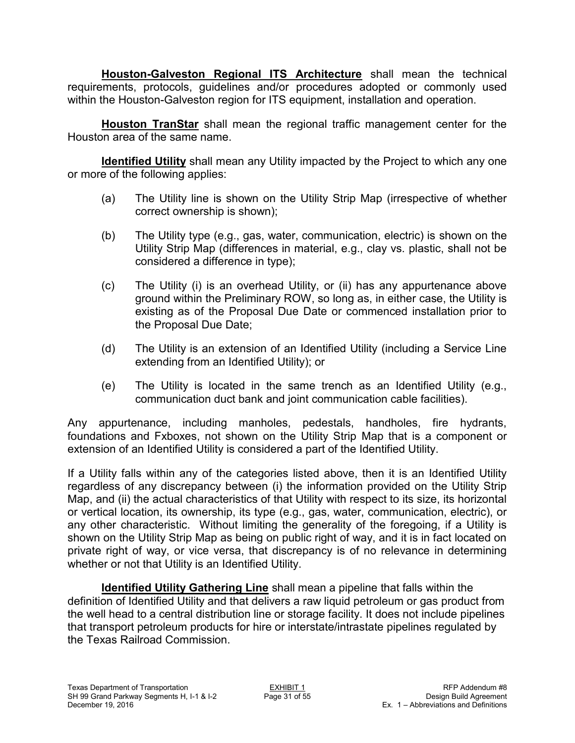**Houston-Galveston Regional ITS Architecture** shall mean the technical requirements, protocols, guidelines and/or procedures adopted or commonly used within the Houston-Galveston region for ITS equipment, installation and operation.

**Houston TranStar** shall mean the regional traffic management center for the Houston area of the same name.

**Identified Utility** shall mean any Utility impacted by the Project to which any one or more of the following applies:

(a) The Utility line is shown on the Utility Strip Map (irrespective of whether correct ownership is shown);

(b) The Utility type (e.g., gas, water, communication, electric) is shown on the Utility Strip Map (differences in material, e.g., clay vs. plastic, shall not be considered a difference in type);

(c) The Utility (i) is an overhead Utility, or (ii) has any appurtenance above ground within the Preliminary ROW, so long as, in either case, the Utility is existing as of the Proposal Due Date or commenced installation prior to the Proposal Due Date;

(d) The Utility is an extension of an Identified Utility (including a Service Line extending from an Identified Utility); or

(e) The Utility is located in the same trench as an Identified Utility (e.g., communication duct bank and joint communication cable facilities).

Any appurtenance, including manholes, pedestals, handholes, fire hydrants, foundations and Fxboxes, not shown on the Utility Strip Map that is a component or extension of an Identified Utility is considered a part of the Identified Utility.

If a Utility falls within any of the categories listed above, then it is an Identified Utility regardless of any discrepancy between (i) the information provided on the Utility Strip Map, and (ii) the actual characteristics of that Utility with respect to its size, its horizontal or vertical location, its ownership, its type (e.g., gas, water, communication, electric), or any other characteristic. Without limiting the generality of the foregoing, if a Utility is shown on the Utility Strip Map as being on public right of way, and it is in fact located on private right of way, or vice versa, that discrepancy is of no relevance in determining whether or not that Utility is an Identified Utility.

**Identified Utility Gathering Line** shall mean a pipeline that falls within the definition of Identified Utility and that delivers a raw liquid petroleum or gas product from the well head to a central distribution line or storage facility. It does not include pipelines that transport petroleum products for hire or interstate/intrastate pipelines regulated by the Texas Railroad Commission.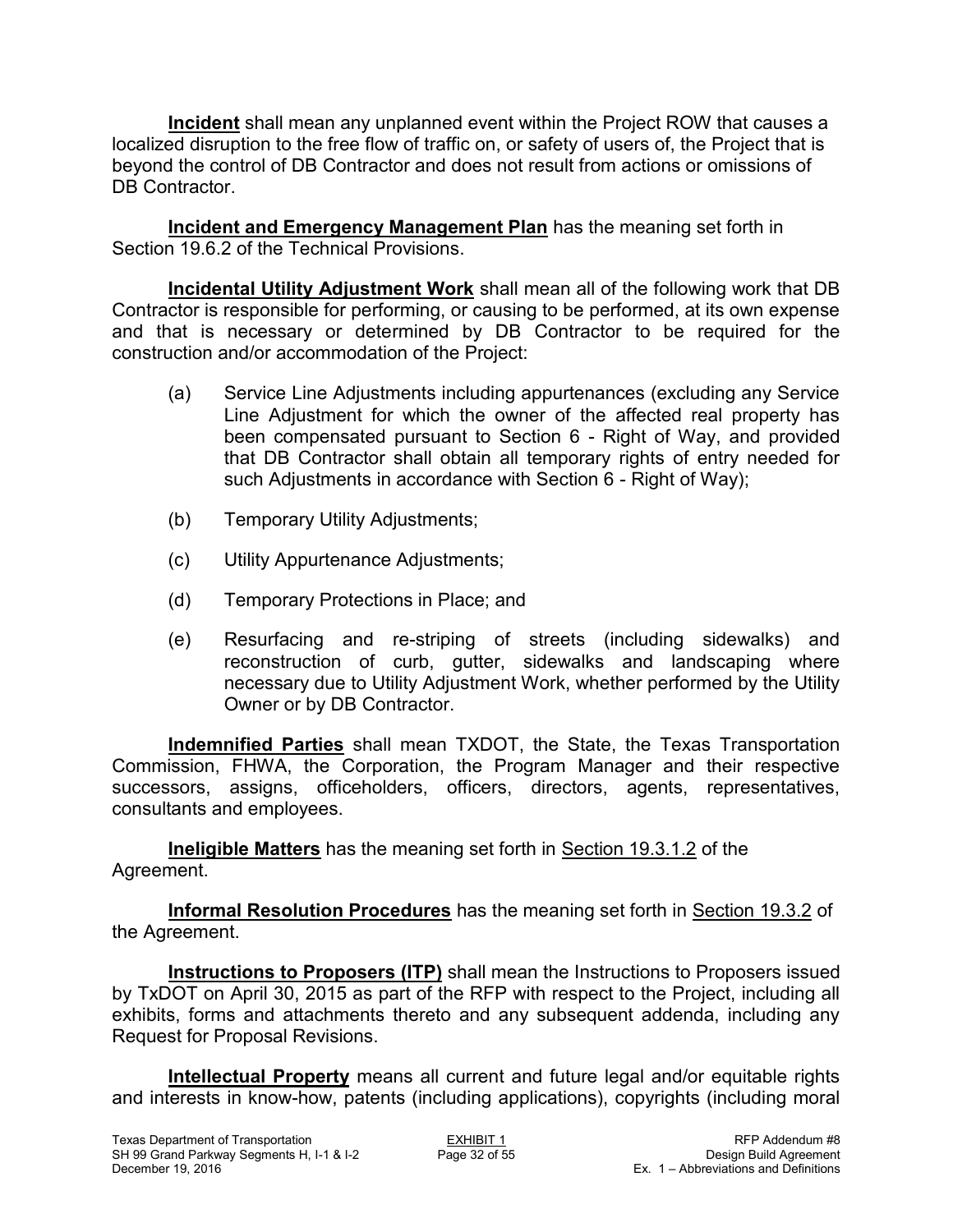**Incident** shall mean any unplanned event within the Project ROW that causes a localized disruption to the free flow of traffic on, or safety of users of, the Project that is beyond the control of DB Contractor and does not result from actions or omissions of DB Contractor.

**Incident and Emergency Management Plan** has the meaning set forth in Section 19.6.2 of the Technical Provisions.

**Incidental Utility Adjustment Work** shall mean all of the following work that DB Contractor is responsible for performing, or causing to be performed, at its own expense and that is necessary or determined by DB Contractor to be required for the construction and/or accommodation of the Project:

(a) Service Line Adjustments including appurtenances (excluding any Service Line Adjustment for which the owner of the affected real property has been compensated pursuant to Section 6 - Right of Way, and provided that DB Contractor shall obtain all temporary rights of entry needed for such Adjustments in accordance with Section 6 - Right of Way);

(b) Temporary Utility Adjustments;

(c) Utility Appurtenance Adjustments;

(d) Temporary Protections in Place; and

(e) Resurfacing and re-striping of streets (including sidewalks) and reconstruction of curb, gutter, sidewalks and landscaping where necessary due to Utility Adjustment Work, whether performed by the Utility Owner or by DB Contractor.

**Indemnified Parties** shall mean TXDOT, the State, the Texas Transportation Commission, FHWA, the Corporation, the Program Manager and their respective successors, assigns, officeholders, officers, directors, agents, representatives, consultants and employees.

**Ineligible Matters** has the meaning set forth in Section 19.3.1.2 of the Agreement.

**Informal Resolution Procedures** has the meaning set forth in Section 19.3.2 of the Agreement.

**Instructions to Proposers (ITP)** shall mean the Instructions to Proposers issued by TxDOT on April 30, 2015 as part of the RFP with respect to the Project, including all exhibits, forms and attachments thereto and any subsequent addenda, including any Request for Proposal Revisions.

**Intellectual Property** means all current and future legal and/or equitable rights and interests in know-how, patents (including applications), copyrights (including moral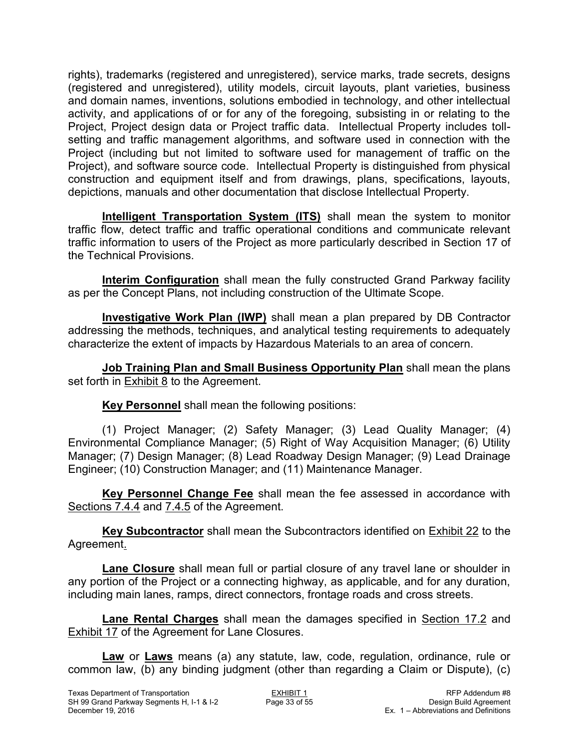rights), trademarks (registered and unregistered), service marks, trade secrets, designs (registered and unregistered), utility models, circuit layouts, plant varieties, business and domain names, inventions, solutions embodied in technology, and other intellectual activity, and applications of or for any of the foregoing, subsisting in or relating to the Project, Project design data or Project traffic data. Intellectual Property includes toll-setting and traffic management algorithms, and software used in connection with the Project (including but not limited to software used for management of traffic on the Project), and software source code. Intellectual Property is distinguished from physical construction and equipment itself and from drawings, plans, specifications, layouts, depictions, manuals and other documentation that disclose Intellectual Property.

**Intelligent Transportation System (ITS)** shall mean the system to monitor traffic flow, detect traffic and traffic operational conditions and communicate relevant traffic information to users of the Project as more particularly described in Section 17 of the Technical Provisions.

**Interim Configuration** shall mean the fully constructed Grand Parkway facility as per the Concept Plans, not including construction of the Ultimate Scope.

**Investigative Work Plan (IWP)** shall mean a plan prepared by DB Contractor addressing the methods, techniques, and analytical testing requirements to adequately characterize the extent of impacts by Hazardous Materials to an area of concern.

**Job Training Plan and Small Business Opportunity Plan** shall mean the plans set forth in Exhibit 8 to the Agreement.

**Key Personnel** shall mean the following positions:

(1) Project Manager; (2) Safety Manager; (3) Lead Quality Manager; (4) Environmental Compliance Manager; (5) Right of Way Acquisition Manager; (6) Utility Manager; (7) Design Manager; (8) Lead Roadway Design Manager; (9) Lead Drainage Engineer; (10) Construction Manager; and (11) Maintenance Manager.

**Key Personnel Change Fee** shall mean the fee assessed in accordance with Sections 7.4.4 and 7.4.5 of the Agreement.

**Key Subcontractor** shall mean the Subcontractors identified on Exhibit 22 to the Agreement.

**Lane Closure** shall mean full or partial closure of any travel lane or shoulder in any portion of the Project or a connecting highway, as applicable, and for any duration, including main lanes, ramps, direct connectors, frontage roads and cross streets.

**Lane Rental Charges** shall mean the damages specified in Section 17.2 and Exhibit 17 of the Agreement for Lane Closures.

**Law** or **Laws** means (a) any statute, law, code, regulation, ordinance, rule or common law, (b) any binding judgment (other than regarding a Claim or Dispute), (c)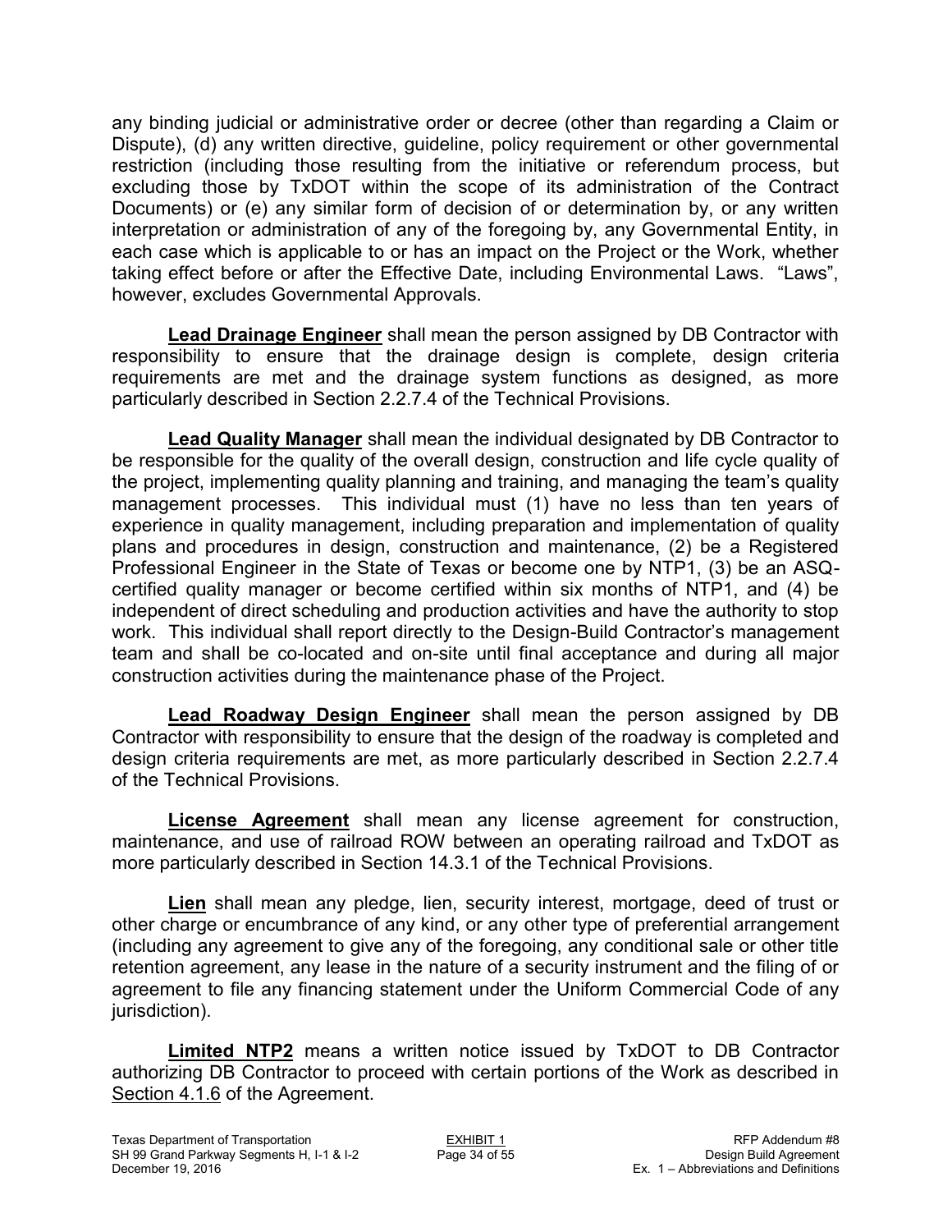any binding judicial or administrative order or decree (other than regarding a Claim or Dispute), (d) any written directive, guideline, policy requirement or other governmental restriction (including those resulting from the initiative or referendum process, but excluding those by TxDOT within the scope of its administration of the Contract Documents) or (e) any similar form of decision of or determination by, or any written interpretation or administration of any of the foregoing by, any Governmental Entity, in each case which is applicable to or has an impact on the Project or the Work, whether taking effect before or after the Effective Date, including Environmental Laws. "Laws", however, excludes Governmental Approvals.

**Lead Drainage Engineer** shall mean the person assigned by DB Contractor with responsibility to ensure that the drainage design is complete, design criteria requirements are met and the drainage system functions as designed, as more particularly described in Section 2.2.7.4 of the Technical Provisions.

**Lead Quality Manager** shall mean the individual designated by DB Contractor to be responsible for the quality of the overall design, construction and life cycle quality of the project, implementing quality planning and training, and managing the team's quality management processes. This individual must (1) have no less than ten years of experience in quality management, including preparation and implementation of quality plans and procedures in design, construction and maintenance, (2) be a Registered Professional Engineer in the State of Texas or become one by NTP1, (3) be an ASQ-certified quality manager or become certified within six months of NTP1, and (4) be independent of direct scheduling and production activities and have the authority to stop work. This individual shall report directly to the Design-Build Contractor's management team and shall be co-located and on-site until final acceptance and during all major construction activities during the maintenance phase of the Project.

**Lead Roadway Design Engineer** shall mean the person assigned by DB Contractor with responsibility to ensure that the design of the roadway is completed and design criteria requirements are met, as more particularly described in Section 2.2.7.4 of the Technical Provisions.

**License Agreement** shall mean any license agreement for construction, maintenance, and use of railroad ROW between an operating railroad and TxDOT as more particularly described in Section 14.3.1 of the Technical Provisions.

**Lien** shall mean any pledge, lien, security interest, mortgage, deed of trust or other charge or encumbrance of any kind, or any other type of preferential arrangement (including any agreement to give any of the foregoing, any conditional sale or other title retention agreement, any lease in the nature of a security instrument and the filing of or agreement to file any financing statement under the Uniform Commercial Code of any jurisdiction).

**Limited NTP2** means a written notice issued by TxDOT to DB Contractor authorizing DB Contractor to proceed with certain portions of the Work as described in Section 4.1.6 of the Agreement.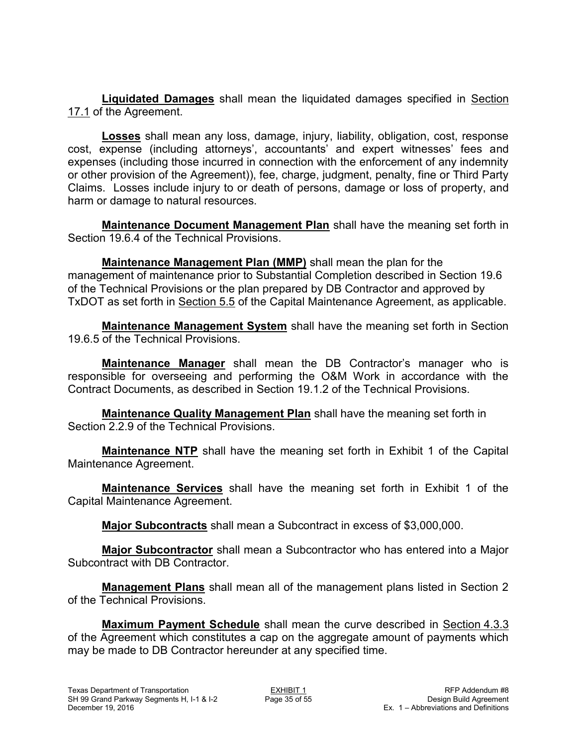**Liquidated Damages** shall mean the liquidated damages specified in Section 17.1 of the Agreement.

**Losses** shall mean any loss, damage, injury, liability, obligation, cost, response cost, expense (including attorneys', accountants' and expert witnesses' fees and expenses (including those incurred in connection with the enforcement of any indemnity or other provision of the Agreement)), fee, charge, judgment, penalty, fine or Third Party Claims. Losses include injury to or death of persons, damage or loss of property, and harm or damage to natural resources.

**Maintenance Document Management Plan** shall have the meaning set forth in Section 19.6.4 of the Technical Provisions.

**Maintenance Management Plan (MMP)** shall mean the plan for the management of maintenance prior to Substantial Completion described in Section 19.6 of the Technical Provisions or the plan prepared by DB Contractor and approved by TxDOT as set forth in Section 5.5 of the Capital Maintenance Agreement, as applicable.

**Maintenance Management System** shall have the meaning set forth in Section 19.6.5 of the Technical Provisions.

**Maintenance Manager** shall mean the DB Contractor's manager who is responsible for overseeing and performing the O&M Work in accordance with the Contract Documents, as described in Section 19.1.2 of the Technical Provisions.

**Maintenance Quality Management Plan** shall have the meaning set forth in Section 2.2.9 of the Technical Provisions.

**Maintenance NTP** shall have the meaning set forth in Exhibit 1 of the Capital Maintenance Agreement.

**Maintenance Services** shall have the meaning set forth in Exhibit 1 of the Capital Maintenance Agreement.

**Major Subcontracts** shall mean a Subcontract in excess of $3,000,000.

**Major Subcontractor** shall mean a Subcontractor who has entered into a Major Subcontract with DB Contractor.

**Management Plans** shall mean all of the management plans listed in Section 2 of the Technical Provisions.

**Maximum Payment Schedule** shall mean the curve described in Section 4.3.3 of the Agreement which constitutes a cap on the aggregate amount of payments which may be made to DB Contractor hereunder at any specified time.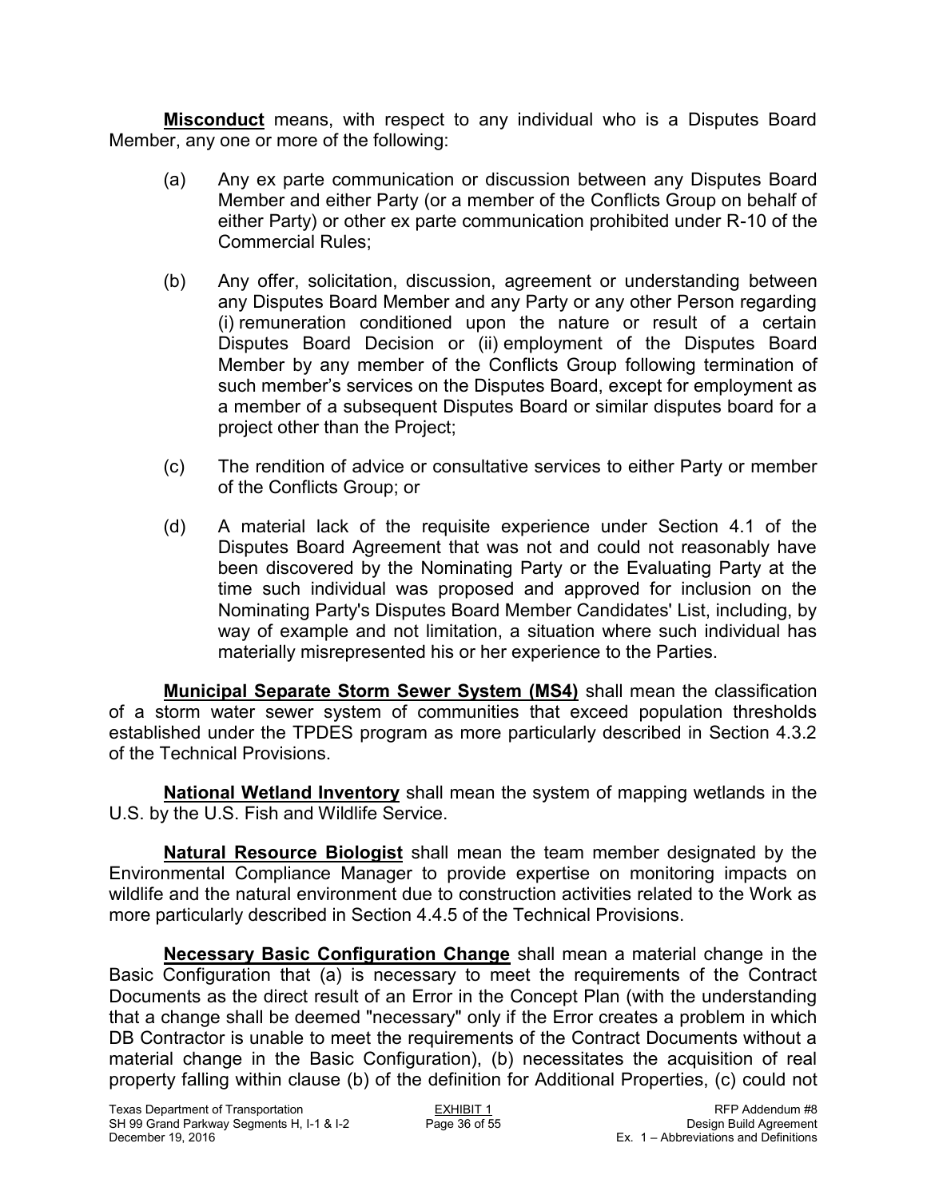**Misconduct** means, with respect to any individual who is a Disputes Board Member, any one or more of the following:

(a) Any ex parte communication or discussion between any Disputes Board Member and either Party (or a member of the Conflicts Group on behalf of either Party) or other ex parte communication prohibited under R-10 of the Commercial Rules;

(b) Any offer, solicitation, discussion, agreement or understanding between any Disputes Board Member and any Party or any other Person regarding (i) remuneration conditioned upon the nature or result of a certain Disputes Board Decision or (ii) employment of the Disputes Board Member by any member of the Conflicts Group following termination of such member's services on the Disputes Board, except for employment as a member of a subsequent Disputes Board or similar disputes board for a project other than the Project;

(c) The rendition of advice or consultative services to either Party or member of the Conflicts Group; or

(d) A material lack of the requisite experience under Section 4.1 of the Disputes Board Agreement that was not and could not reasonably have been discovered by the Nominating Party or the Evaluating Party at the time such individual was proposed and approved for inclusion on the Nominating Party's Disputes Board Member Candidates' List, including, by way of example and not limitation, a situation where such individual has materially misrepresented his or her experience to the Parties.

**Municipal Separate Storm Sewer System (MS4)** shall mean the classification of a storm water sewer system of communities that exceed population thresholds established under the TPDES program as more particularly described in Section 4.3.2 of the Technical Provisions.

**National Wetland Inventory** shall mean the system of mapping wetlands in the U.S. by the U.S. Fish and Wildlife Service.

**Natural Resource Biologist** shall mean the team member designated by the Environmental Compliance Manager to provide expertise on monitoring impacts on wildlife and the natural environment due to construction activities related to the Work as more particularly described in Section 4.4.5 of the Technical Provisions.

**Necessary Basic Configuration Change** shall mean a material change in the Basic Configuration that (a) is necessary to meet the requirements of the Contract Documents as the direct result of an Error in the Concept Plan (with the understanding that a change shall be deemed "necessary" only if the Error creates a problem in which DB Contractor is unable to meet the requirements of the Contract Documents without a material change in the Basic Configuration), (b) necessitates the acquisition of real property falling within clause (b) of the definition for Additional Properties, (c) could not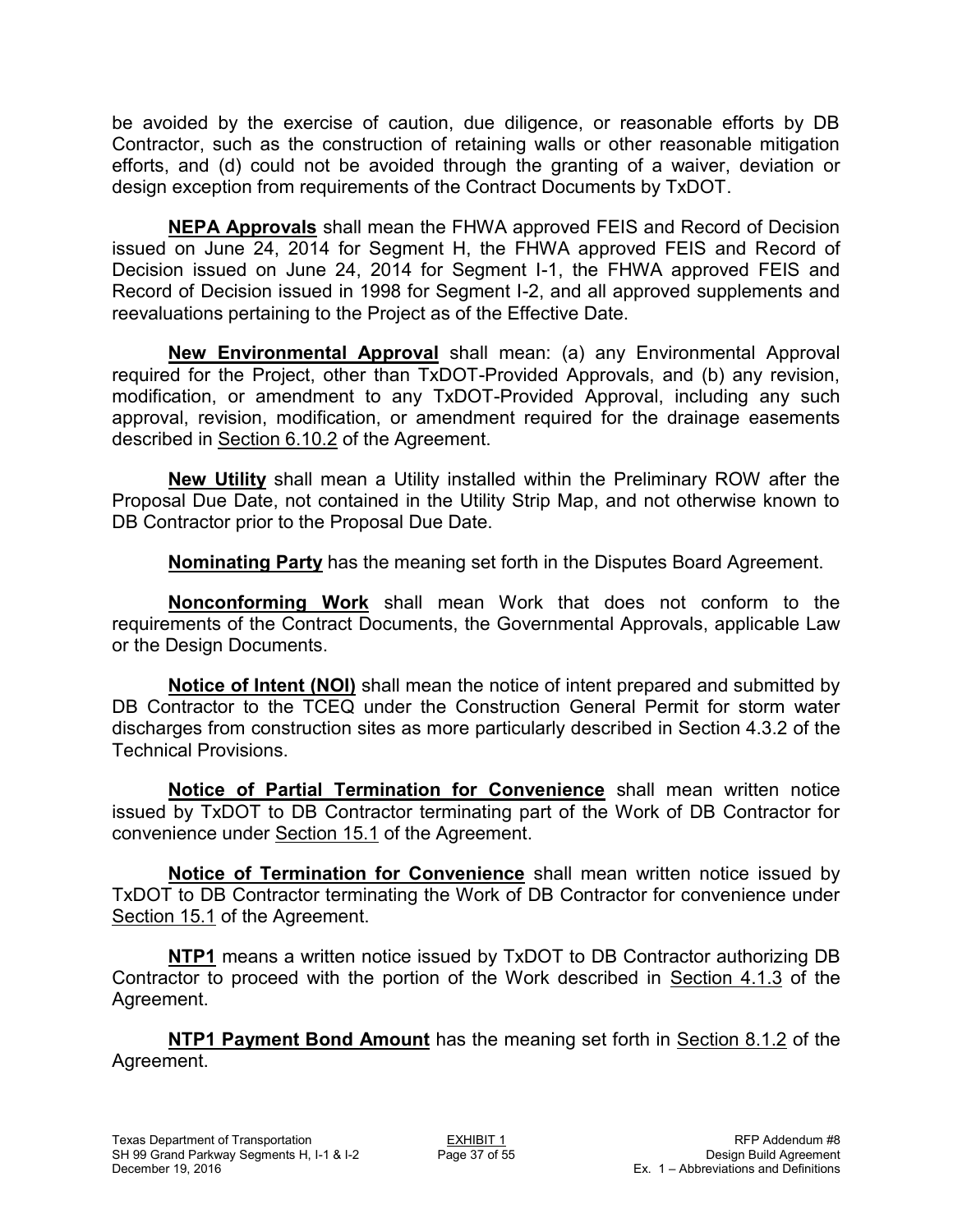be avoided by the exercise of caution, due diligence, or reasonable efforts by DB Contractor, such as the construction of retaining walls or other reasonable mitigation efforts, and (d) could not be avoided through the granting of a waiver, deviation or design exception from requirements of the Contract Documents by TxDOT.

**NEPA Approvals** shall mean the FHWA approved FEIS and Record of Decision issued on June 24, 2014 for Segment H, the FHWA approved FEIS and Record of Decision issued on June 24, 2014 for Segment I-1, the FHWA approved FEIS and Record of Decision issued in 1998 for Segment I-2, and all approved supplements and reevaluations pertaining to the Project as of the Effective Date.

**New Environmental Approval** shall mean: (a) any Environmental Approval required for the Project, other than TxDOT-Provided Approvals, and (b) any revision, modification, or amendment to any TxDOT-Provided Approval, including any such approval, revision, modification, or amendment required for the drainage easements described in Section 6.10.2 of the Agreement.

**New Utility** shall mean a Utility installed within the Preliminary ROW after the Proposal Due Date, not contained in the Utility Strip Map, and not otherwise known to DB Contractor prior to the Proposal Due Date.

**Nominating Party** has the meaning set forth in the Disputes Board Agreement.

**Nonconforming Work** shall mean Work that does not conform to the requirements of the Contract Documents, the Governmental Approvals, applicable Law or the Design Documents.

**Notice of Intent (NOI)** shall mean the notice of intent prepared and submitted by DB Contractor to the TCEQ under the Construction General Permit for storm water discharges from construction sites as more particularly described in Section 4.3.2 of the Technical Provisions.

**Notice of Partial Termination for Convenience** shall mean written notice issued by TxDOT to DB Contractor terminating part of the Work of DB Contractor for convenience under Section 15.1 of the Agreement.

**Notice of Termination for Convenience** shall mean written notice issued by TxDOT to DB Contractor terminating the Work of DB Contractor for convenience under Section 15.1 of the Agreement.

**NTP1** means a written notice issued by TxDOT to DB Contractor authorizing DB Contractor to proceed with the portion of the Work described in Section 4.1.3 of the Agreement.

**NTP1 Payment Bond Amount** has the meaning set forth in Section 8.1.2 of the Agreement.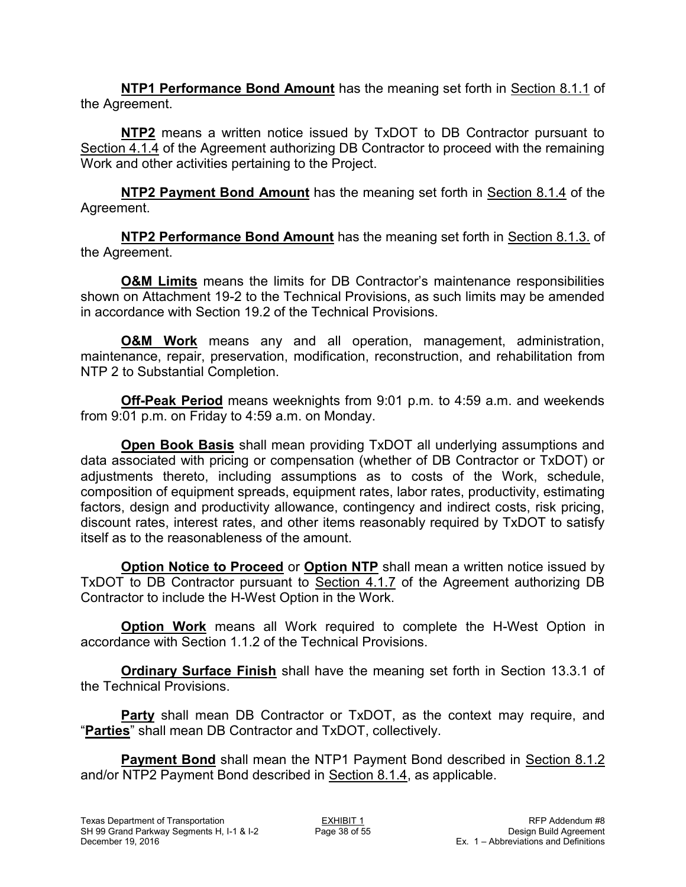**NTP1 Performance Bond Amount** has the meaning set forth in Section 8.1.1 of the Agreement.

**NTP2** means a written notice issued by TxDOT to DB Contractor pursuant to Section 4.1.4 of the Agreement authorizing DB Contractor to proceed with the remaining Work and other activities pertaining to the Project.

**NTP2 Payment Bond Amount** has the meaning set forth in Section 8.1.4 of the Agreement.

**NTP2 Performance Bond Amount** has the meaning set forth in Section 8.1.3. of the Agreement.

**O&M Limits** means the limits for DB Contractor's maintenance responsibilities shown on Attachment 19-2 to the Technical Provisions, as such limits may be amended in accordance with Section 19.2 of the Technical Provisions.

**O&M Work** means any and all operation, management, administration, maintenance, repair, preservation, modification, reconstruction, and rehabilitation from NTP 2 to Substantial Completion.

**Off-Peak Period** means weeknights from 9:01 p.m. to 4:59 a.m. and weekends from 9:01 p.m. on Friday to 4:59 a.m. on Monday.

**Open Book Basis** shall mean providing TxDOT all underlying assumptions and data associated with pricing or compensation (whether of DB Contractor or TxDOT) or adjustments thereto, including assumptions as to costs of the Work, schedule, composition of equipment spreads, equipment rates, labor rates, productivity, estimating factors, design and productivity allowance, contingency and indirect costs, risk pricing, discount rates, interest rates, and other items reasonably required by TxDOT to satisfy itself as to the reasonableness of the amount.

**Option Notice to Proceed** or **Option NTP** shall mean a written notice issued by TxDOT to DB Contractor pursuant to Section 4.1.7 of the Agreement authorizing DB Contractor to include the H-West Option in the Work.

**Option Work** means all Work required to complete the H-West Option in accordance with Section 1.1.2 of the Technical Provisions.

**Ordinary Surface Finish** shall have the meaning set forth in Section 13.3.1 of the Technical Provisions.

**Party** shall mean DB Contractor or TxDOT, as the context may require, and "**Parties**" shall mean DB Contractor and TxDOT, collectively.

**Payment Bond** shall mean the NTP1 Payment Bond described in Section 8.1.2 and/or NTP2 Payment Bond described in Section 8.1.4, as applicable.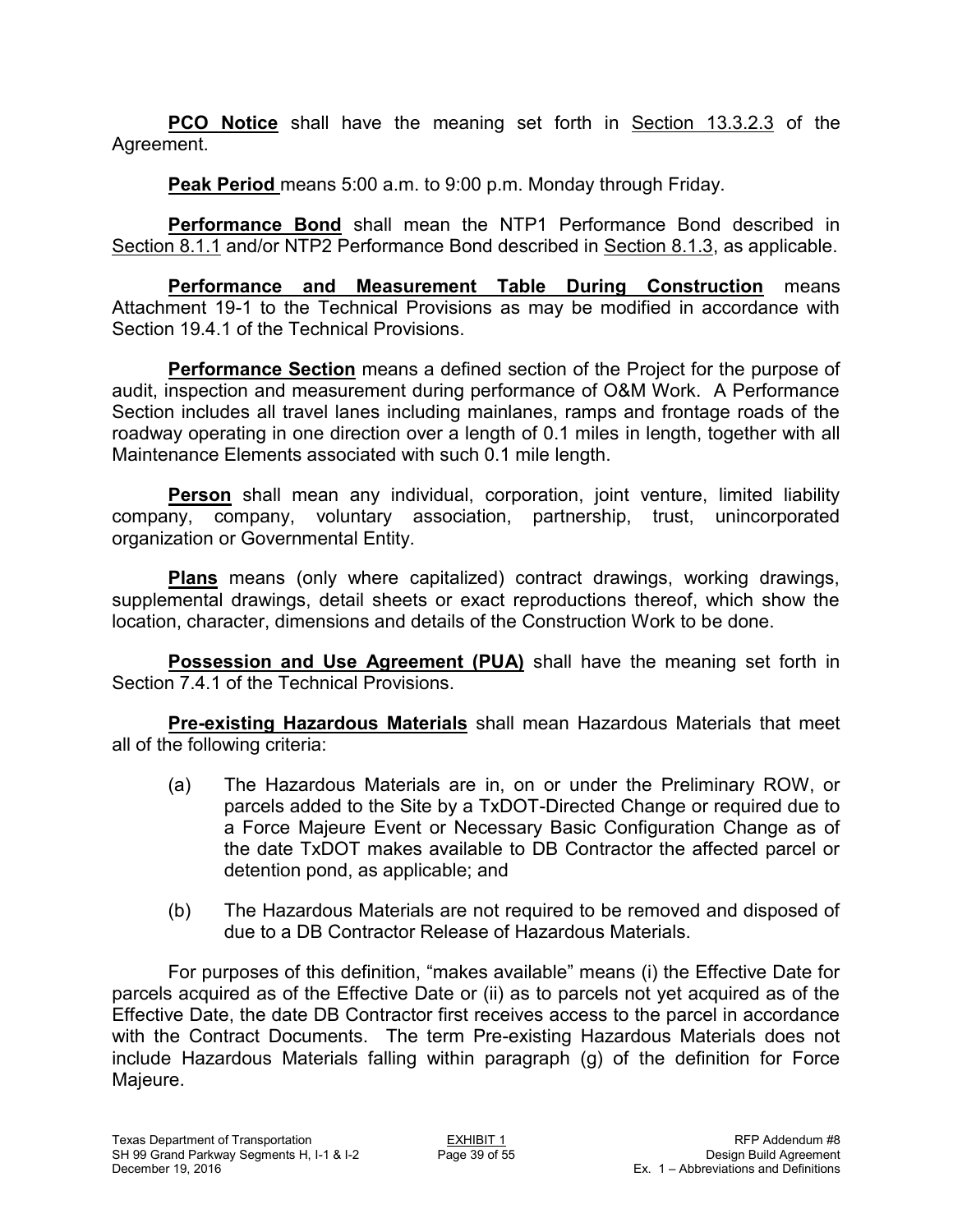**PCO Notice** shall have the meaning set forth in Section 13.3.2.3 of the Agreement.

**Peak Period** means 5:00 a.m. to 9:00 p.m. Monday through Friday.

**Performance Bond** shall mean the NTP1 Performance Bond described in Section 8.1.1 and/or NTP2 Performance Bond described in Section 8.1.3, as applicable.

**Performance and Measurement Table During Construction** means Attachment 19-1 to the Technical Provisions as may be modified in accordance with Section 19.4.1 of the Technical Provisions.

**Performance Section** means a defined section of the Project for the purpose of audit, inspection and measurement during performance of O&M Work. A Performance Section includes all travel lanes including mainlanes, ramps and frontage roads of the roadway operating in one direction over a length of 0.1 miles in length, together with all Maintenance Elements associated with such 0.1 mile length.

**Person** shall mean any individual, corporation, joint venture, limited liability company, company, voluntary association, partnership, trust, unincorporated organization or Governmental Entity.

**Plans** means (only where capitalized) contract drawings, working drawings, supplemental drawings, detail sheets or exact reproductions thereof, which show the location, character, dimensions and details of the Construction Work to be done.

**Possession and Use Agreement (PUA)** shall have the meaning set forth in Section 7.4.1 of the Technical Provisions.

**Pre-existing Hazardous Materials** shall mean Hazardous Materials that meet all of the following criteria:

(a) The Hazardous Materials are in, on or under the Preliminary ROW, or parcels added to the Site by a TxDOT-Directed Change or required due to a Force Majeure Event or Necessary Basic Configuration Change as of the date TxDOT makes available to DB Contractor the affected parcel or detention pond, as applicable; and

(b) The Hazardous Materials are not required to be removed and disposed of due to a DB Contractor Release of Hazardous Materials.

For purposes of this definition, "makes available" means (i) the Effective Date for parcels acquired as of the Effective Date or (ii) as to parcels not yet acquired as of the Effective Date, the date DB Contractor first receives access to the parcel in accordance with the Contract Documents. The term Pre-existing Hazardous Materials does not include Hazardous Materials falling within paragraph (g) of the definition for Force Majeure.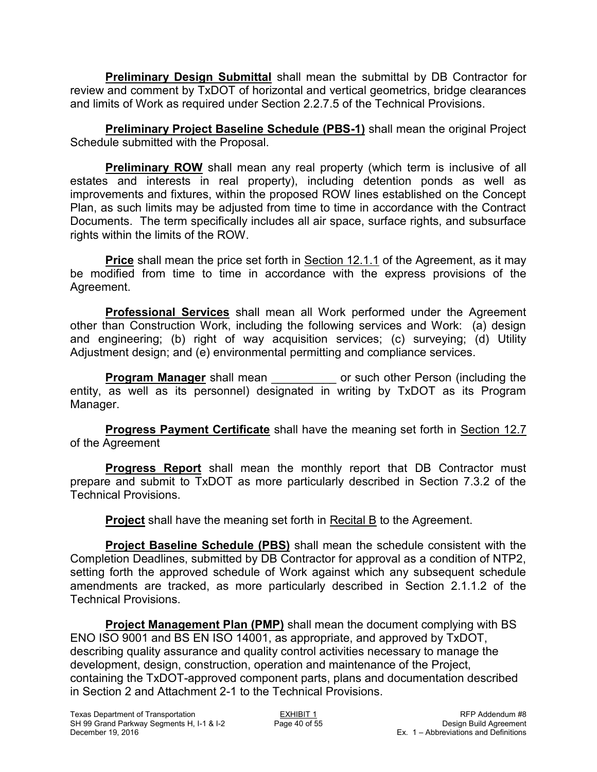**Preliminary Design Submittal** shall mean the submittal by DB Contractor for review and comment by TxDOT of horizontal and vertical geometrics, bridge clearances and limits of Work as required under Section 2.2.7.5 of the Technical Provisions.

**Preliminary Project Baseline Schedule (PBS-1)** shall mean the original Project Schedule submitted with the Proposal.

**Preliminary ROW** shall mean any real property (which term is inclusive of all estates and interests in real property), including detention ponds as well as improvements and fixtures, within the proposed ROW lines established on the Concept Plan, as such limits may be adjusted from time to time in accordance with the Contract Documents. The term specifically includes all air space, surface rights, and subsurface rights within the limits of the ROW.

**Price** shall mean the price set forth in Section 12.1.1 of the Agreement, as it may be modified from time to time in accordance with the express provisions of the Agreement.

**Professional Services** shall mean all Work performed under the Agreement other than Construction Work, including the following services and Work: (a) design and engineering; (b) right of way acquisition services; (c) surveying; (d) Utility Adjustment design; and (e) environmental permitting and compliance services.

**Program Manager** shall mean __________ or such other Person (including the entity, as well as its personnel) designated in writing by TxDOT as its Program Manager.

**Progress Payment Certificate** shall have the meaning set forth in Section 12.7 of the Agreement

**Progress Report** shall mean the monthly report that DB Contractor must prepare and submit to TxDOT as more particularly described in Section 7.3.2 of the Technical Provisions.

**Project** shall have the meaning set forth in Recital B to the Agreement.

**Project Baseline Schedule (PBS)** shall mean the schedule consistent with the Completion Deadlines, submitted by DB Contractor for approval as a condition of NTP2, setting forth the approved schedule of Work against which any subsequent schedule amendments are tracked, as more particularly described in Section 2.1.1.2 of the Technical Provisions.

**Project Management Plan (PMP)** shall mean the document complying with BS ENO ISO 9001 and BS EN ISO 14001, as appropriate, and approved by TxDOT, describing quality assurance and quality control activities necessary to manage the development, design, construction, operation and maintenance of the Project, containing the TxDOT-approved component parts, plans and documentation described in Section 2 and Attachment 2-1 to the Technical Provisions.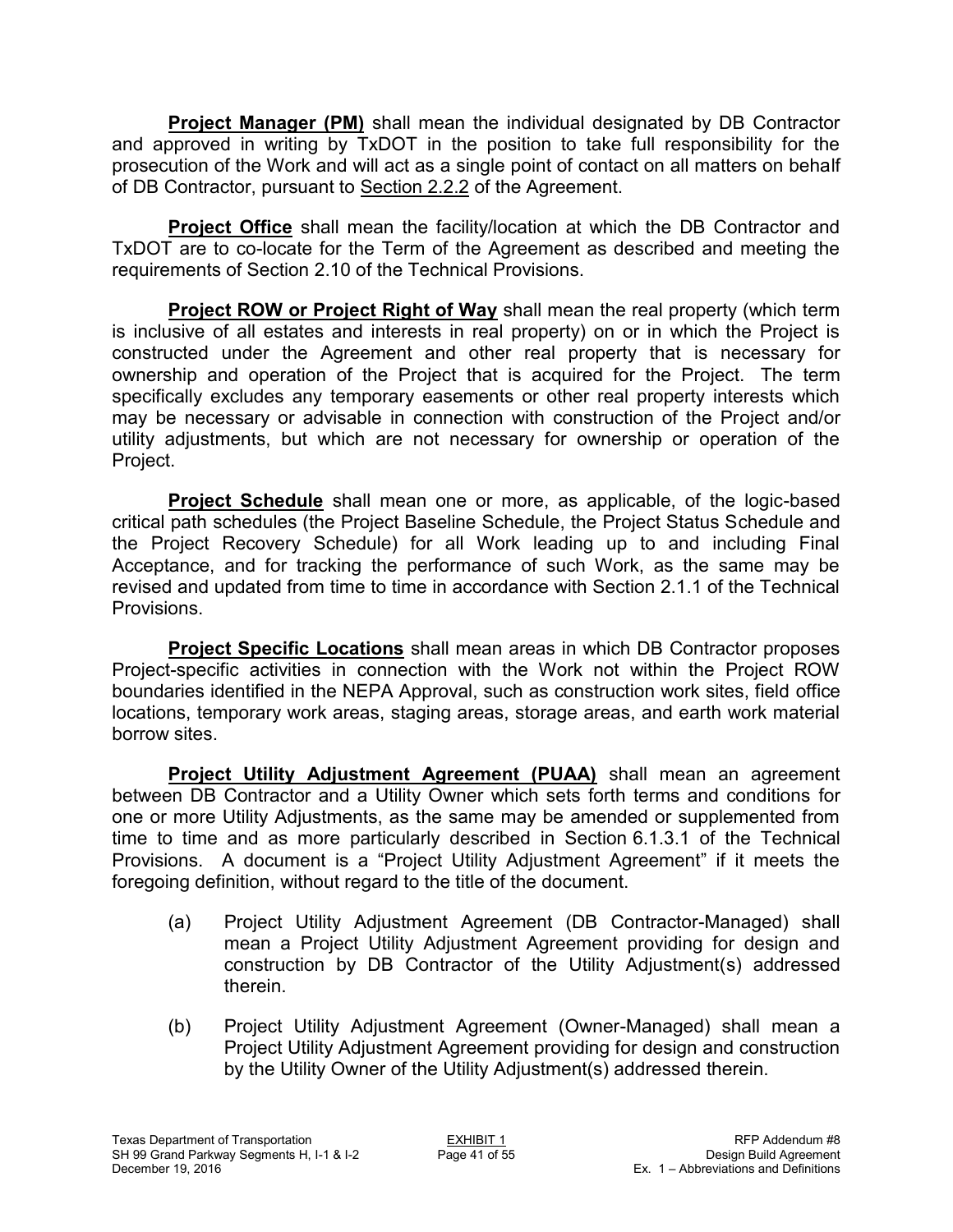**Project Manager (PM)** shall mean the individual designated by DB Contractor and approved in writing by TxDOT in the position to take full responsibility for the prosecution of the Work and will act as a single point of contact on all matters on behalf of DB Contractor, pursuant to Section 2.2.2 of the Agreement.

**Project Office** shall mean the facility/location at which the DB Contractor and TxDOT are to co-locate for the Term of the Agreement as described and meeting the requirements of Section 2.10 of the Technical Provisions.

**Project ROW or Project Right of Way** shall mean the real property (which term is inclusive of all estates and interests in real property) on or in which the Project is constructed under the Agreement and other real property that is necessary for ownership and operation of the Project that is acquired for the Project. The term specifically excludes any temporary easements or other real property interests which may be necessary or advisable in connection with construction of the Project and/or utility adjustments, but which are not necessary for ownership or operation of the Project.

**Project Schedule** shall mean one or more, as applicable, of the logic-based critical path schedules (the Project Baseline Schedule, the Project Status Schedule and the Project Recovery Schedule) for all Work leading up to and including Final Acceptance, and for tracking the performance of such Work, as the same may be revised and updated from time to time in accordance with Section 2.1.1 of the Technical Provisions.

**Project Specific Locations** shall mean areas in which DB Contractor proposes Project-specific activities in connection with the Work not within the Project ROW boundaries identified in the NEPA Approval, such as construction work sites, field office locations, temporary work areas, staging areas, storage areas, and earth work material borrow sites.

**Project Utility Adjustment Agreement (PUAA)** shall mean an agreement between DB Contractor and a Utility Owner which sets forth terms and conditions for one or more Utility Adjustments, as the same may be amended or supplemented from time to time and as more particularly described in Section 6.1.3.1 of the Technical Provisions. A document is a "Project Utility Adjustment Agreement" if it meets the foregoing definition, without regard to the title of the document.

(a) Project Utility Adjustment Agreement (DB Contractor-Managed) shall mean a Project Utility Adjustment Agreement providing for design and construction by DB Contractor of the Utility Adjustment(s) addressed therein.

(b) Project Utility Adjustment Agreement (Owner-Managed) shall mean a Project Utility Adjustment Agreement providing for design and construction by the Utility Owner of the Utility Adjustment(s) addressed therein.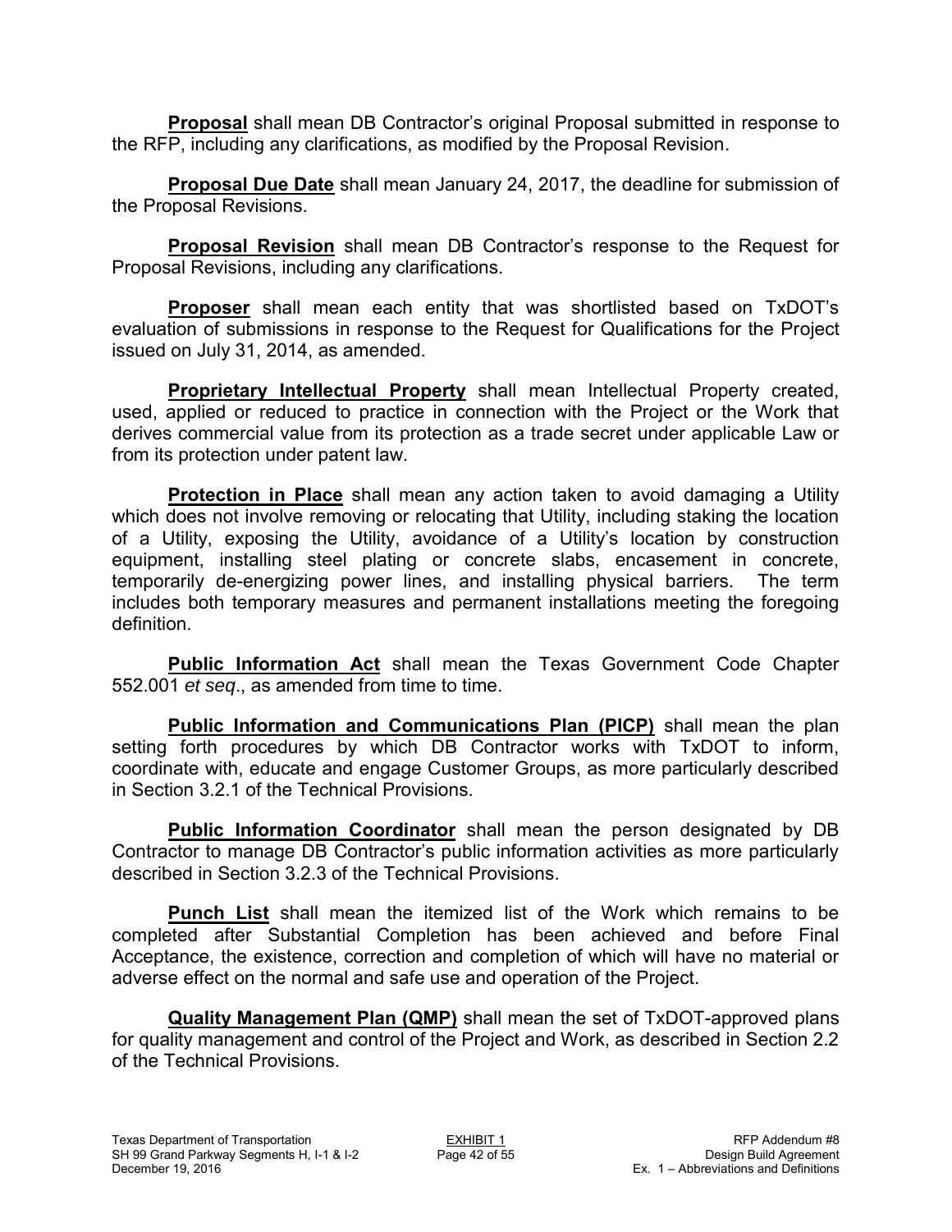**Proposal** shall mean DB Contractor's original Proposal submitted in response to the RFP, including any clarifications, as modified by the Proposal Revision.

**Proposal Due Date** shall mean January 24, 2017, the deadline for submission of the Proposal Revisions.

**Proposal Revision** shall mean DB Contractor's response to the Request for Proposal Revisions, including any clarifications.

**Proposer** shall mean each entity that was shortlisted based on TxDOT's evaluation of submissions in response to the Request for Qualifications for the Project issued on July 31, 2014, as amended.

**Proprietary Intellectual Property** shall mean Intellectual Property created, used, applied or reduced to practice in connection with the Project or the Work that derives commercial value from its protection as a trade secret under applicable Law or from its protection under patent law.

**Protection in Place** shall mean any action taken to avoid damaging a Utility which does not involve removing or relocating that Utility, including staking the location of a Utility, exposing the Utility, avoidance of a Utility's location by construction equipment, installing steel plating or concrete slabs, encasement in concrete, temporarily de-energizing power lines, and installing physical barriers. The term includes both temporary measures and permanent installations meeting the foregoing definition.

**Public Information Act** shall mean the Texas Government Code Chapter 552.001 *et seq*., as amended from time to time.

**Public Information and Communications Plan (PICP)** shall mean the plan setting forth procedures by which DB Contractor works with TxDOT to inform, coordinate with, educate and engage Customer Groups, as more particularly described in Section 3.2.1 of the Technical Provisions.

**Public Information Coordinator** shall mean the person designated by DB Contractor to manage DB Contractor's public information activities as more particularly described in Section 3.2.3 of the Technical Provisions.

**Punch List** shall mean the itemized list of the Work which remains to be completed after Substantial Completion has been achieved and before Final Acceptance, the existence, correction and completion of which will have no material or adverse effect on the normal and safe use and operation of the Project.

**Quality Management Plan (QMP)** shall mean the set of TxDOT-approved plans for quality management and control of the Project and Work, as described in Section 2.2 of the Technical Provisions.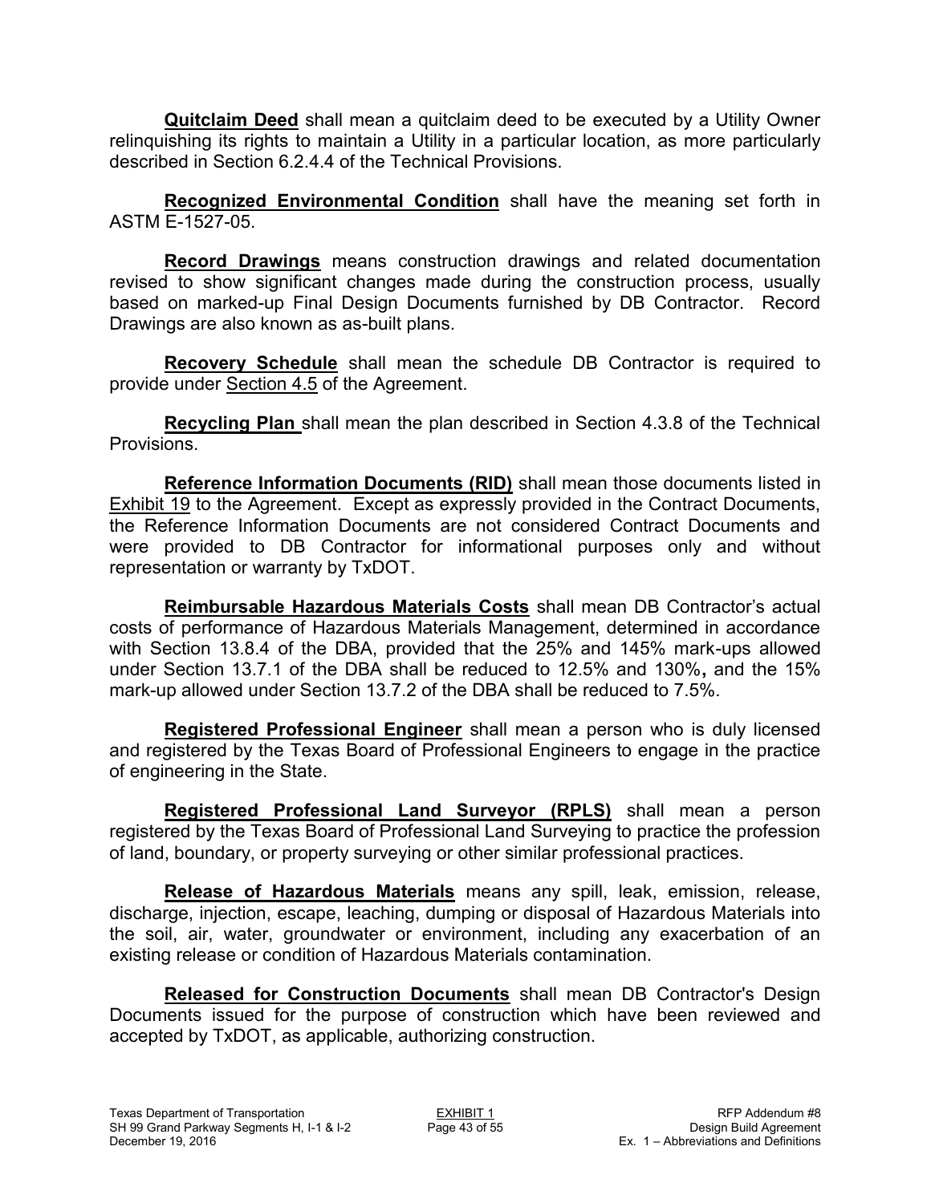**<u>Quitclaim Deed</u>** shall mean a quitclaim deed to be executed by a Utility Owner relinquishing its rights to maintain a Utility in a particular location, as more particularly described in Section 6.2.4.4 of the Technical Provisions.

**<u>Recognized Environmental Condition</u>** shall have the meaning set forth in ASTM E-1527-05.

**<u>Record Drawings</u>** means construction drawings and related documentation revised to show significant changes made during the construction process, usually based on marked-up Final Design Documents furnished by DB Contractor. Record Drawings are also known as as-built plans.

**<u>Recovery Schedule</u>** shall mean the schedule DB Contractor is required to provide under <u>Section 4.5</u> of the Agreement.

**<u>Recycling Plan</u>** shall mean the plan described in Section 4.3.8 of the Technical Provisions.

**<u>Reference Information Documents (RID)</u>** shall mean those documents listed in <u>Exhibit 19</u> to the Agreement. Except as expressly provided in the Contract Documents, the Reference Information Documents are not considered Contract Documents and were provided to DB Contractor for informational purposes only and without representation or warranty by TxDOT.

**<u>Reimbursable Hazardous Materials Costs</u>** shall mean DB Contractor's actual costs of performance of Hazardous Materials Management, determined in accordance with Section 13.8.4 of the DBA, provided that the 25% and 145% mark-ups allowed under Section 13.7.1 of the DBA shall be reduced to 12.5% and 130%**,** and the 15% mark-up allowed under Section 13.7.2 of the DBA shall be reduced to 7.5%.

**<u>Registered Professional Engineer</u>** shall mean a person who is duly licensed and registered by the Texas Board of Professional Engineers to engage in the practice of engineering in the State.

**<u>Registered Professional Land Surveyor (RPLS)</u>** shall mean a person registered by the Texas Board of Professional Land Surveying to practice the profession of land, boundary, or property surveying or other similar professional practices.

**<u>Release of Hazardous Materials</u>** means any spill, leak, emission, release, discharge, injection, escape, leaching, dumping or disposal of Hazardous Materials into the soil, air, water, groundwater or environment, including any exacerbation of an existing release or condition of Hazardous Materials contamination.

**<u>Released for Construction Documents</u>** shall mean DB Contractor's Design Documents issued for the purpose of construction which have been reviewed and accepted by TxDOT, as applicable, authorizing construction.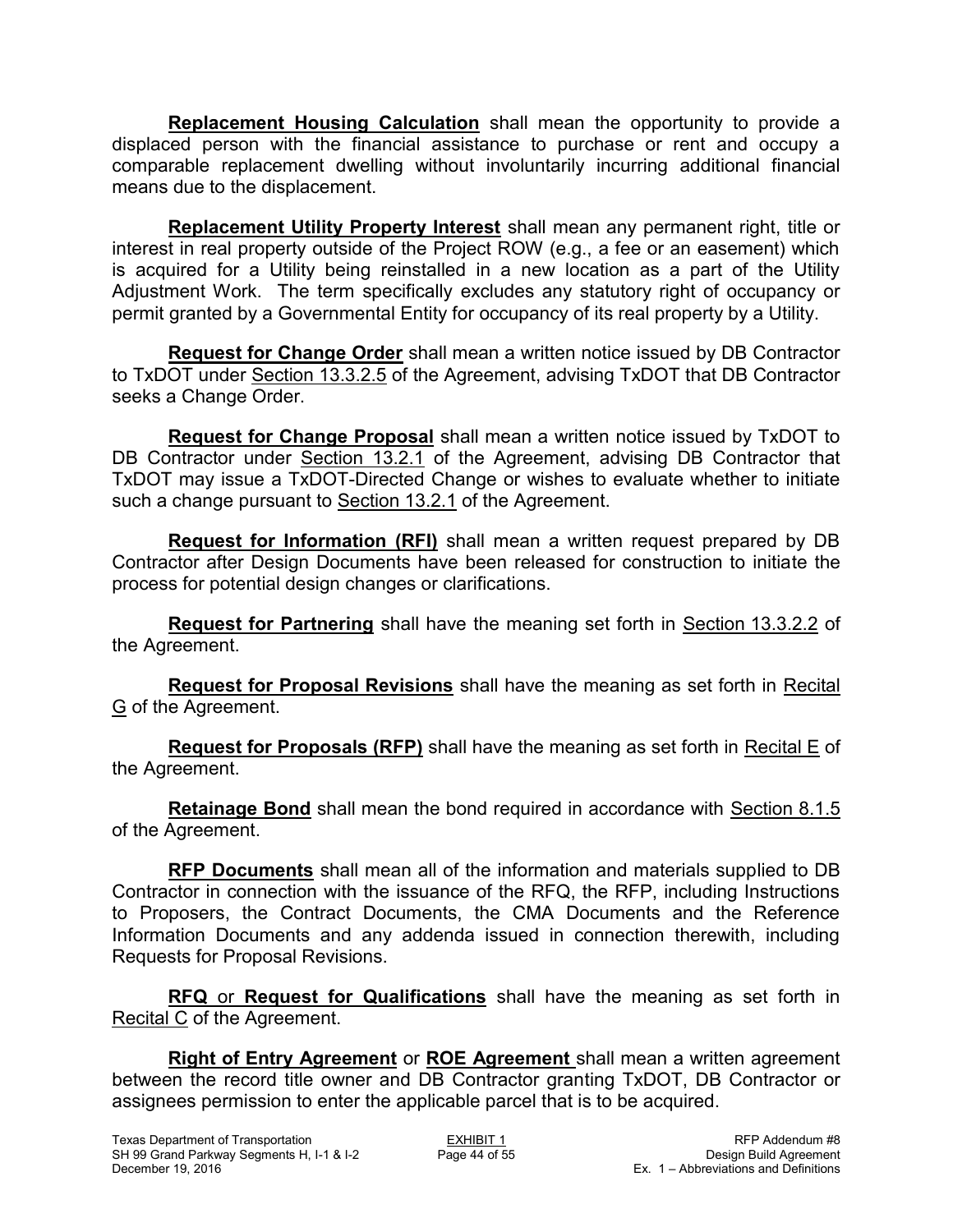**<u>Replacement Housing Calculation</u>** shall mean the opportunity to provide a displaced person with the financial assistance to purchase or rent and occupy a comparable replacement dwelling without involuntarily incurring additional financial means due to the displacement.

**<u>Replacement Utility Property Interest</u>** shall mean any permanent right, title or interest in real property outside of the Project ROW (e.g., a fee or an easement) which is acquired for a Utility being reinstalled in a new location as a part of the Utility Adjustment Work. The term specifically excludes any statutory right of occupancy or permit granted by a Governmental Entity for occupancy of its real property by a Utility.

**<u>Request for Change Order</u>** shall mean a written notice issued by DB Contractor to TxDOT under <u>Section 13.3.2.5</u> of the Agreement, advising TxDOT that DB Contractor seeks a Change Order.

**<u>Request for Change Proposal</u>** shall mean a written notice issued by TxDOT to DB Contractor under <u>Section 13.2.1</u> of the Agreement, advising DB Contractor that TxDOT may issue a TxDOT-Directed Change or wishes to evaluate whether to initiate such a change pursuant to <u>Section 13.2.1</u> of the Agreement.

**<u>Request for Information (RFI)</u>** shall mean a written request prepared by DB Contractor after Design Documents have been released for construction to initiate the process for potential design changes or clarifications.

**<u>Request for Partnering</u>** shall have the meaning set forth in <u>Section 13.3.2.2</u> of the Agreement.

**<u>Request for Proposal Revisions</u>** shall have the meaning as set forth in <u>Recital G</u> of the Agreement.

**<u>Request for Proposals (RFP)</u>** shall have the meaning as set forth in <u>Recital E</u> of the Agreement.

**<u>Retainage Bond</u>** shall mean the bond required in accordance with <u>Section 8.1.5</u> of the Agreement.

**<u>RFP Documents</u>** shall mean all of the information and materials supplied to DB Contractor in connection with the issuance of the RFQ, the RFP, including Instructions to Proposers, the Contract Documents, the CMA Documents and the Reference Information Documents and any addenda issued in connection therewith, including Requests for Proposal Revisions.

**<u>RFQ</u>** or **<u>Request for Qualifications</u>** shall have the meaning as set forth in <u>Recital C</u> of the Agreement.

**<u>Right of Entry Agreement</u>** or **<u>ROE Agreement</u>** shall mean a written agreement between the record title owner and DB Contractor granting TxDOT, DB Contractor or assignees permission to enter the applicable parcel that is to be acquired.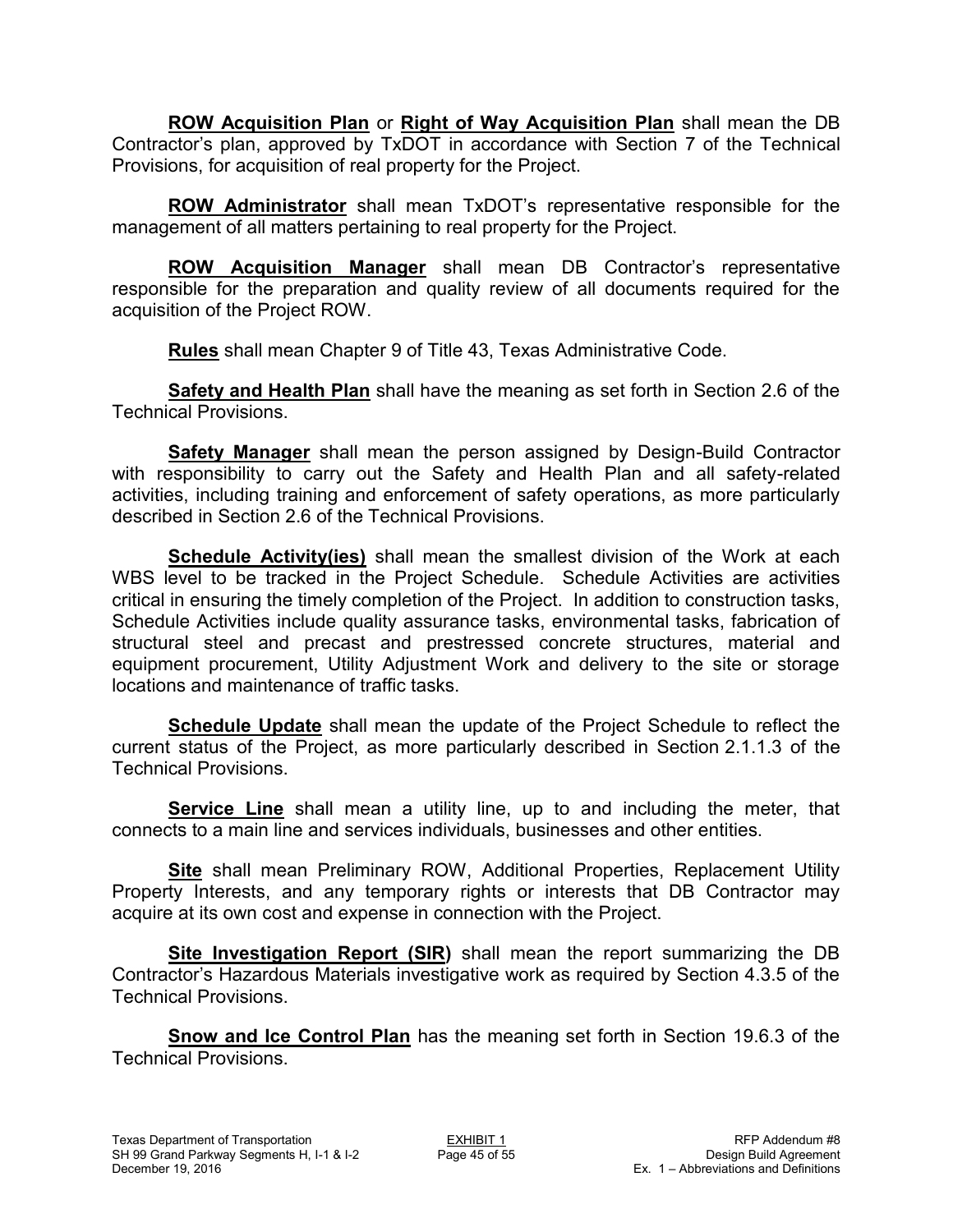**ROW Acquisition Plan** or **Right of Way Acquisition Plan** shall mean the DB Contractor's plan, approved by TxDOT in accordance with Section 7 of the Technical Provisions, for acquisition of real property for the Project.

**ROW Administrator** shall mean TxDOT's representative responsible for the management of all matters pertaining to real property for the Project.

**ROW Acquisition Manager** shall mean DB Contractor's representative responsible for the preparation and quality review of all documents required for the acquisition of the Project ROW.

**Rules** shall mean Chapter 9 of Title 43, Texas Administrative Code.

**Safety and Health Plan** shall have the meaning as set forth in Section 2.6 of the Technical Provisions.

**Safety Manager** shall mean the person assigned by Design-Build Contractor with responsibility to carry out the Safety and Health Plan and all safety-related activities, including training and enforcement of safety operations, as more particularly described in Section 2.6 of the Technical Provisions.

**Schedule Activity(ies)** shall mean the smallest division of the Work at each WBS level to be tracked in the Project Schedule. Schedule Activities are activities critical in ensuring the timely completion of the Project. In addition to construction tasks, Schedule Activities include quality assurance tasks, environmental tasks, fabrication of structural steel and precast and prestressed concrete structures, material and equipment procurement, Utility Adjustment Work and delivery to the site or storage locations and maintenance of traffic tasks.

**Schedule Update** shall mean the update of the Project Schedule to reflect the current status of the Project, as more particularly described in Section 2.1.1.3 of the Technical Provisions.

**Service Line** shall mean a utility line, up to and including the meter, that connects to a main line and services individuals, businesses and other entities.

**Site** shall mean Preliminary ROW, Additional Properties, Replacement Utility Property Interests, and any temporary rights or interests that DB Contractor may acquire at its own cost and expense in connection with the Project.

**Site Investigation Report (SIR)** shall mean the report summarizing the DB Contractor's Hazardous Materials investigative work as required by Section 4.3.5 of the Technical Provisions.

**Snow and Ice Control Plan** has the meaning set forth in Section 19.6.3 of the Technical Provisions.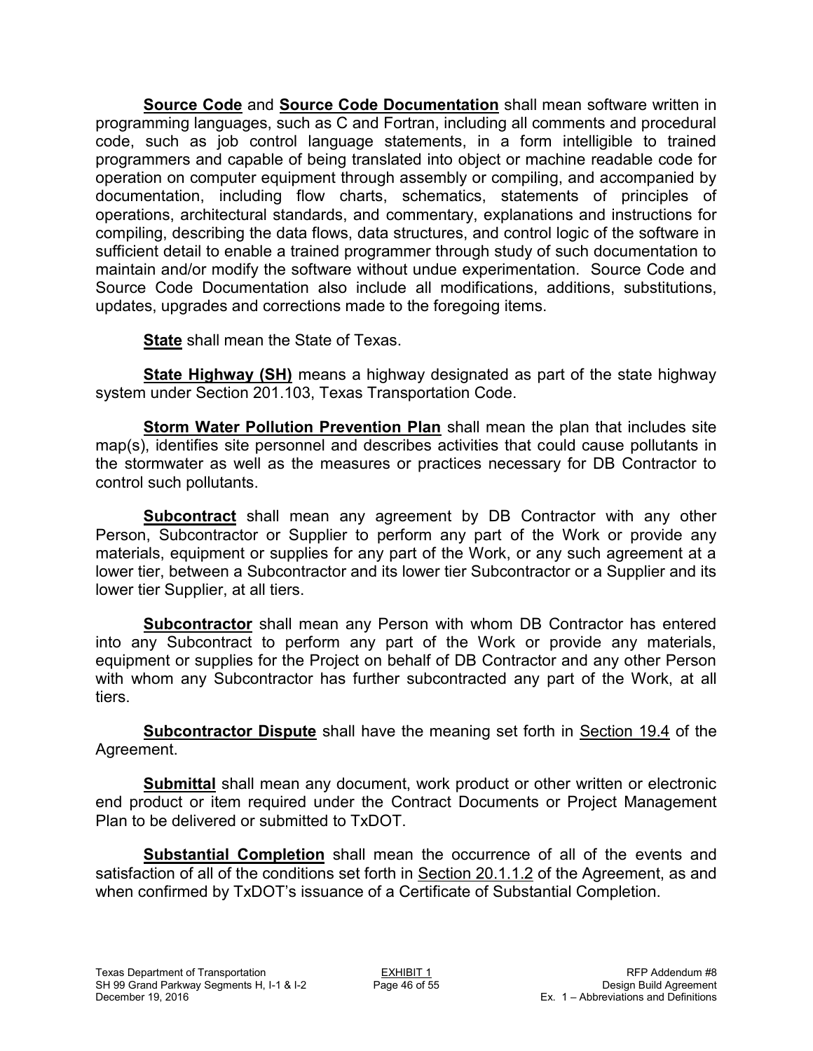**Source Code** and **Source Code Documentation** shall mean software written in programming languages, such as C and Fortran, including all comments and procedural code, such as job control language statements, in a form intelligible to trained programmers and capable of being translated into object or machine readable code for operation on computer equipment through assembly or compiling, and accompanied by documentation, including flow charts, schematics, statements of principles of operations, architectural standards, and commentary, explanations and instructions for compiling, describing the data flows, data structures, and control logic of the software in sufficient detail to enable a trained programmer through study of such documentation to maintain and/or modify the software without undue experimentation. Source Code and Source Code Documentation also include all modifications, additions, substitutions, updates, upgrades and corrections made to the foregoing items.

**State** shall mean the State of Texas.

**State Highway (SH)** means a highway designated as part of the state highway system under Section 201.103, Texas Transportation Code.

**Storm Water Pollution Prevention Plan** shall mean the plan that includes site map(s), identifies site personnel and describes activities that could cause pollutants in the stormwater as well as the measures or practices necessary for DB Contractor to control such pollutants.

**Subcontract** shall mean any agreement by DB Contractor with any other Person, Subcontractor or Supplier to perform any part of the Work or provide any materials, equipment or supplies for any part of the Work, or any such agreement at a lower tier, between a Subcontractor and its lower tier Subcontractor or a Supplier and its lower tier Supplier, at all tiers.

**Subcontractor** shall mean any Person with whom DB Contractor has entered into any Subcontract to perform any part of the Work or provide any materials, equipment or supplies for the Project on behalf of DB Contractor and any other Person with whom any Subcontractor has further subcontracted any part of the Work, at all tiers.

**Subcontractor Dispute** shall have the meaning set forth in Section 19.4 of the Agreement.

**Submittal** shall mean any document, work product or other written or electronic end product or item required under the Contract Documents or Project Management Plan to be delivered or submitted to TxDOT.

**Substantial Completion** shall mean the occurrence of all of the events and satisfaction of all of the conditions set forth in Section 20.1.1.2 of the Agreement, as and when confirmed by TxDOT's issuance of a Certificate of Substantial Completion.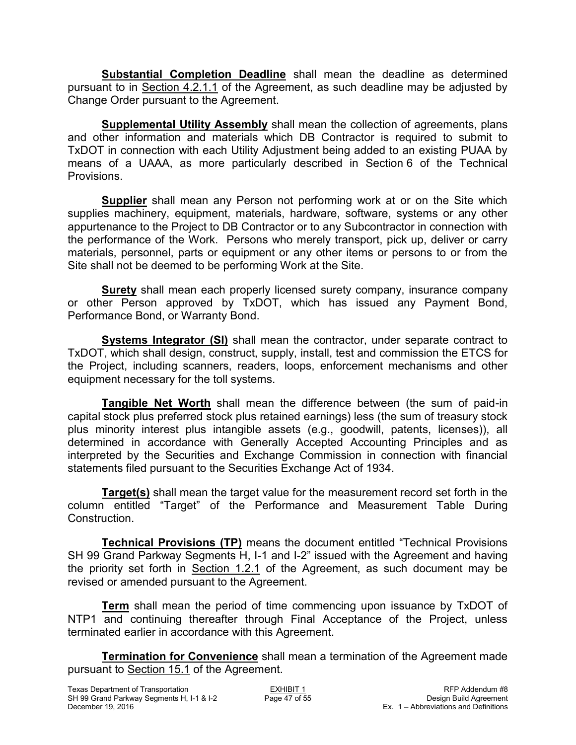**Substantial Completion Deadline** shall mean the deadline as determined pursuant to in Section 4.2.1.1 of the Agreement, as such deadline may be adjusted by Change Order pursuant to the Agreement.

**Supplemental Utility Assembly** shall mean the collection of agreements, plans and other information and materials which DB Contractor is required to submit to TxDOT in connection with each Utility Adjustment being added to an existing PUAA by means of a UAAA, as more particularly described in Section 6 of the Technical Provisions.

**Supplier** shall mean any Person not performing work at or on the Site which supplies machinery, equipment, materials, hardware, software, systems or any other appurtenance to the Project to DB Contractor or to any Subcontractor in connection with the performance of the Work. Persons who merely transport, pick up, deliver or carry materials, personnel, parts or equipment or any other items or persons to or from the Site shall not be deemed to be performing Work at the Site.

**Surety** shall mean each properly licensed surety company, insurance company or other Person approved by TxDOT, which has issued any Payment Bond, Performance Bond, or Warranty Bond.

**Systems Integrator (SI)** shall mean the contractor, under separate contract to TxDOT, which shall design, construct, supply, install, test and commission the ETCS for the Project, including scanners, readers, loops, enforcement mechanisms and other equipment necessary for the toll systems.

**Tangible Net Worth** shall mean the difference between (the sum of paid-in capital stock plus preferred stock plus retained earnings) less (the sum of treasury stock plus minority interest plus intangible assets (e.g., goodwill, patents, licenses)), all determined in accordance with Generally Accepted Accounting Principles and as interpreted by the Securities and Exchange Commission in connection with financial statements filed pursuant to the Securities Exchange Act of 1934.

**Target(s)** shall mean the target value for the measurement record set forth in the column entitled "Target" of the Performance and Measurement Table During Construction.

**Technical Provisions (TP)** means the document entitled "Technical Provisions SH 99 Grand Parkway Segments H, I-1 and I-2" issued with the Agreement and having the priority set forth in Section 1.2.1 of the Agreement, as such document may be revised or amended pursuant to the Agreement.

**Term** shall mean the period of time commencing upon issuance by TxDOT of NTP1 and continuing thereafter through Final Acceptance of the Project, unless terminated earlier in accordance with this Agreement.

**Termination for Convenience** shall mean a termination of the Agreement made pursuant to Section 15.1 of the Agreement.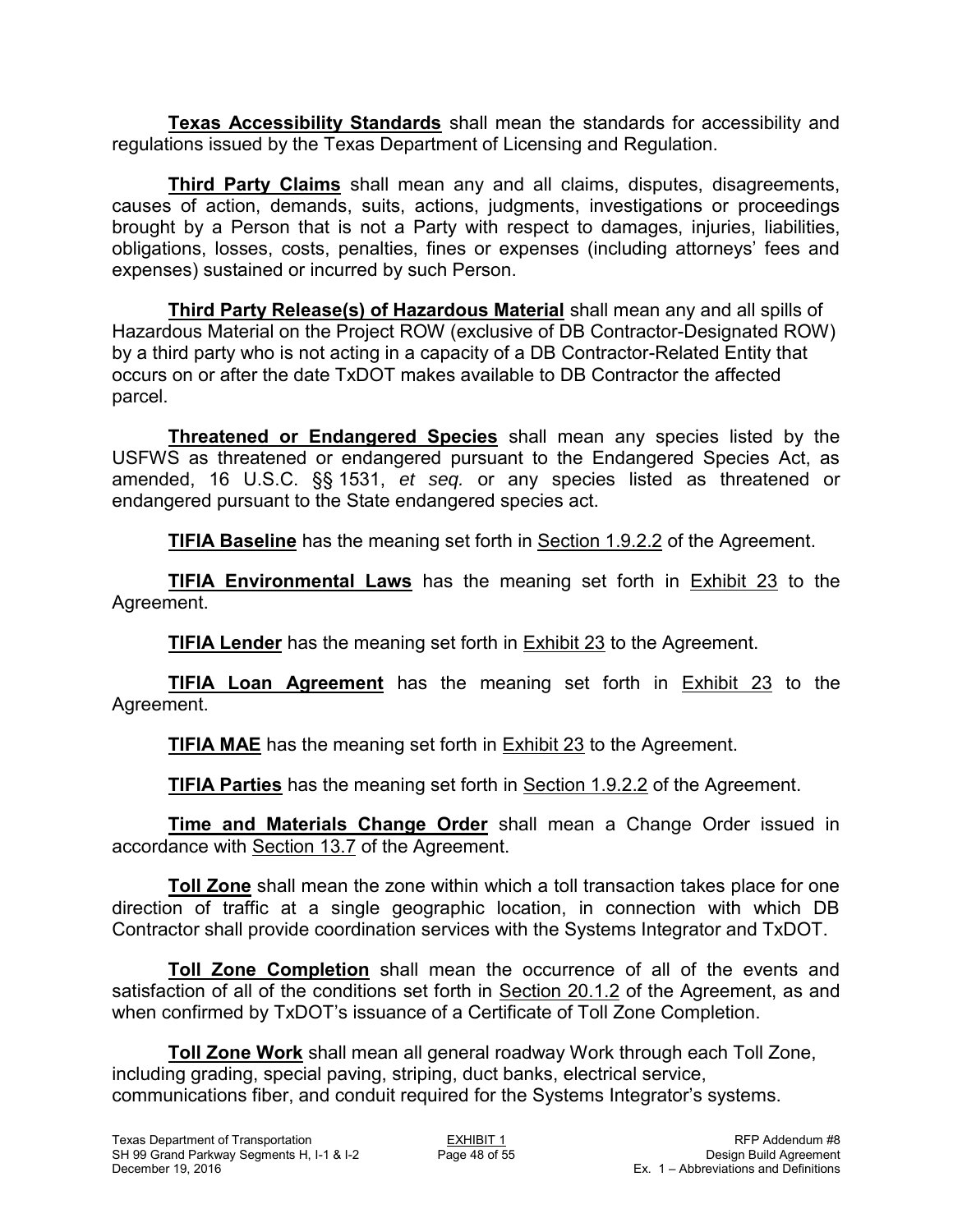**Texas Accessibility Standards** shall mean the standards for accessibility and regulations issued by the Texas Department of Licensing and Regulation.

**Third Party Claims** shall mean any and all claims, disputes, disagreements, causes of action, demands, suits, actions, judgments, investigations or proceedings brought by a Person that is not a Party with respect to damages, injuries, liabilities, obligations, losses, costs, penalties, fines or expenses (including attorneys' fees and expenses) sustained or incurred by such Person.

**Third Party Release(s) of Hazardous Material** shall mean any and all spills of Hazardous Material on the Project ROW (exclusive of DB Contractor-Designated ROW) by a third party who is not acting in a capacity of a DB Contractor-Related Entity that occurs on or after the date TxDOT makes available to DB Contractor the affected parcel.

**Threatened or Endangered Species** shall mean any species listed by the USFWS as threatened or endangered pursuant to the Endangered Species Act, as amended, 16 U.S.C. §§ 1531, *et seq.* or any species listed as threatened or endangered pursuant to the State endangered species act.

**TIFIA Baseline** has the meaning set forth in Section 1.9.2.2 of the Agreement.

**TIFIA Environmental Laws** has the meaning set forth in Exhibit 23 to the Agreement.

**TIFIA Lender** has the meaning set forth in Exhibit 23 to the Agreement.

**TIFIA Loan Agreement** has the meaning set forth in Exhibit 23 to the Agreement.

**TIFIA MAE** has the meaning set forth in Exhibit 23 to the Agreement.

**TIFIA Parties** has the meaning set forth in Section 1.9.2.2 of the Agreement.

**Time and Materials Change Order** shall mean a Change Order issued in accordance with Section 13.7 of the Agreement.

**Toll Zone** shall mean the zone within which a toll transaction takes place for one direction of traffic at a single geographic location, in connection with which DB Contractor shall provide coordination services with the Systems Integrator and TxDOT.

**Toll Zone Completion** shall mean the occurrence of all of the events and satisfaction of all of the conditions set forth in Section 20.1.2 of the Agreement, as and when confirmed by TxDOT's issuance of a Certificate of Toll Zone Completion.

**Toll Zone Work** shall mean all general roadway Work through each Toll Zone, including grading, special paving, striping, duct banks, electrical service, communications fiber, and conduit required for the Systems Integrator's systems.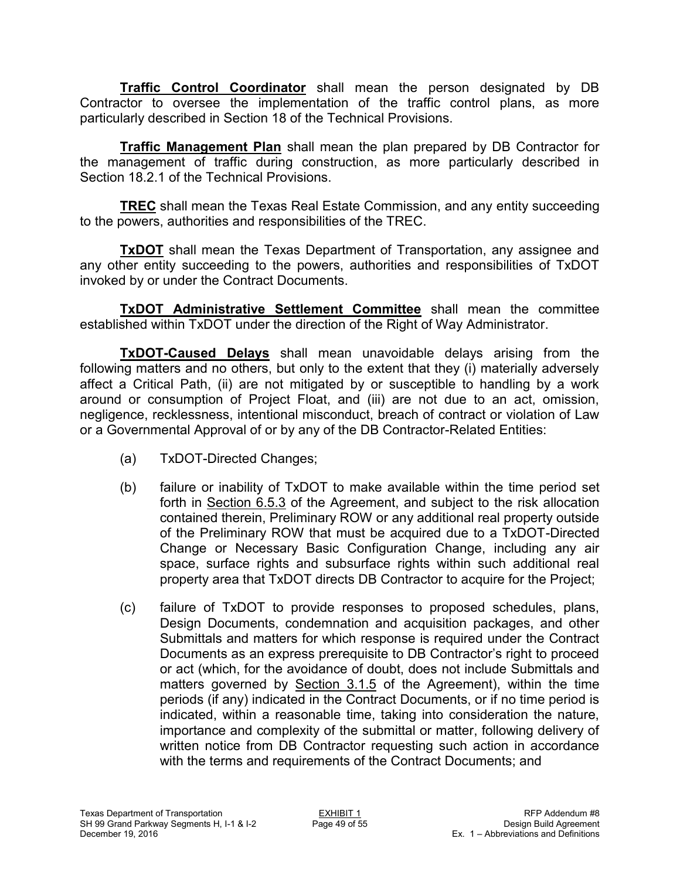**Traffic Control Coordinator** shall mean the person designated by DB Contractor to oversee the implementation of the traffic control plans, as more particularly described in Section 18 of the Technical Provisions.

**Traffic Management Plan** shall mean the plan prepared by DB Contractor for the management of traffic during construction, as more particularly described in Section 18.2.1 of the Technical Provisions.

**TREC** shall mean the Texas Real Estate Commission, and any entity succeeding to the powers, authorities and responsibilities of the TREC.

**TxDOT** shall mean the Texas Department of Transportation, any assignee and any other entity succeeding to the powers, authorities and responsibilities of TxDOT invoked by or under the Contract Documents.

**TxDOT Administrative Settlement Committee** shall mean the committee established within TxDOT under the direction of the Right of Way Administrator.

**TxDOT-Caused Delays** shall mean unavoidable delays arising from the following matters and no others, but only to the extent that they (i) materially adversely affect a Critical Path, (ii) are not mitigated by or susceptible to handling by a work around or consumption of Project Float, and (iii) are not due to an act, omission, negligence, recklessness, intentional misconduct, breach of contract or violation of Law or a Governmental Approval of or by any of the DB Contractor-Related Entities:

(a) TxDOT-Directed Changes;

(b) failure or inability of TxDOT to make available within the time period set forth in Section 6.5.3 of the Agreement, and subject to the risk allocation contained therein, Preliminary ROW or any additional real property outside of the Preliminary ROW that must be acquired due to a TxDOT-Directed Change or Necessary Basic Configuration Change, including any air space, surface rights and subsurface rights within such additional real property area that TxDOT directs DB Contractor to acquire for the Project;

(c) failure of TxDOT to provide responses to proposed schedules, plans, Design Documents, condemnation and acquisition packages, and other Submittals and matters for which response is required under the Contract Documents as an express prerequisite to DB Contractor's right to proceed or act (which, for the avoidance of doubt, does not include Submittals and matters governed by Section 3.1.5 of the Agreement), within the time periods (if any) indicated in the Contract Documents, or if no time period is indicated, within a reasonable time, taking into consideration the nature, importance and complexity of the submittal or matter, following delivery of written notice from DB Contractor requesting such action in accordance with the terms and requirements of the Contract Documents; and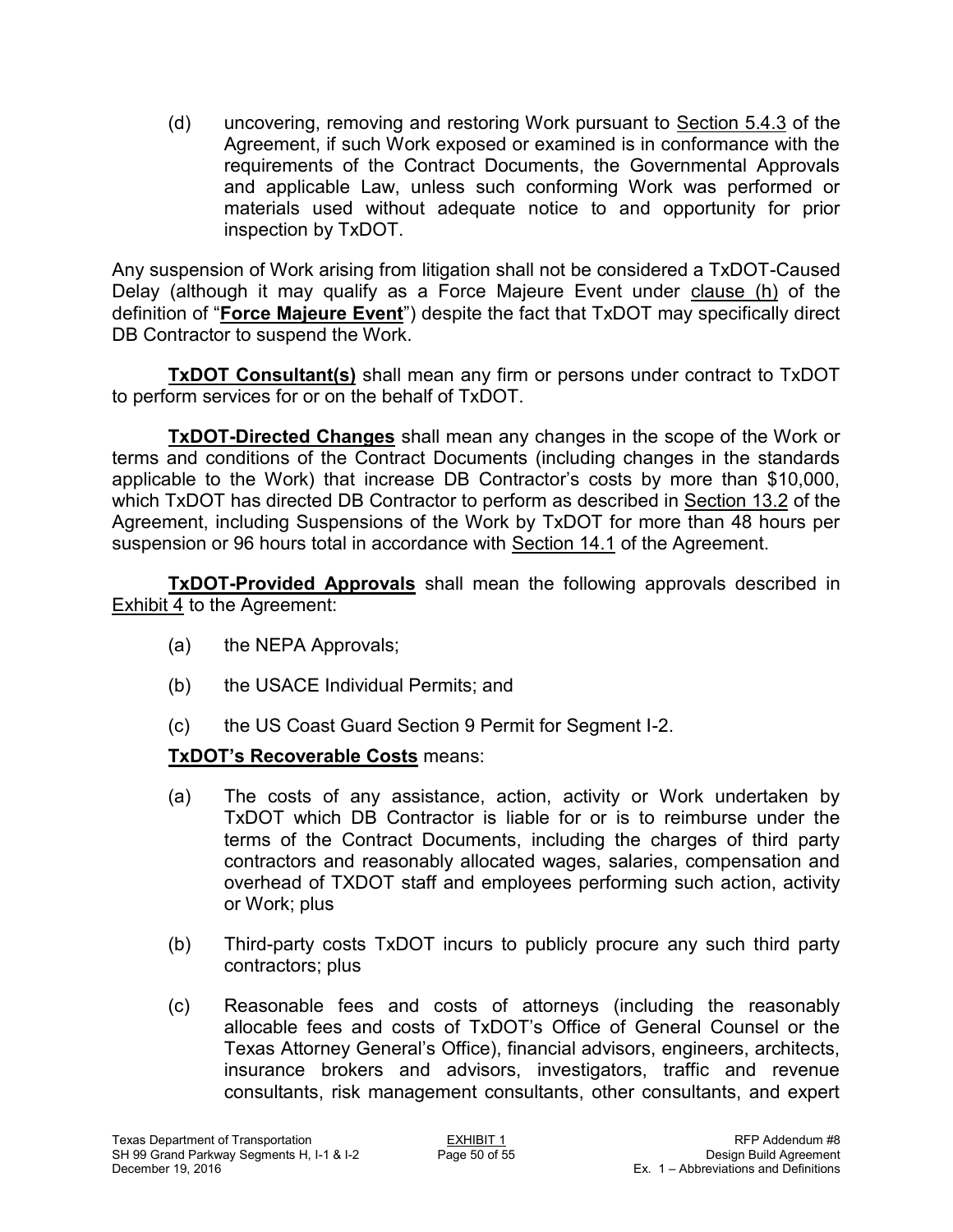(d) uncovering, removing and restoring Work pursuant to Section 5.4.3 of the Agreement, if such Work exposed or examined is in conformance with the requirements of the Contract Documents, the Governmental Approvals and applicable Law, unless such conforming Work was performed or materials used without adequate notice to and opportunity for prior inspection by TxDOT.

Any suspension of Work arising from litigation shall not be considered a TxDOT-Caused Delay (although it may qualify as a Force Majeure Event under clause (h) of the definition of "**Force Majeure Event**") despite the fact that TxDOT may specifically direct DB Contractor to suspend the Work.

**TxDOT Consultant(s)** shall mean any firm or persons under contract to TxDOT to perform services for or on the behalf of TxDOT.

**TxDOT-Directed Changes** shall mean any changes in the scope of the Work or terms and conditions of the Contract Documents (including changes in the standards applicable to the Work) that increase DB Contractor's costs by more than $10,000, which TxDOT has directed DB Contractor to perform as described in Section 13.2 of the Agreement, including Suspensions of the Work by TxDOT for more than 48 hours per suspension or 96 hours total in accordance with Section 14.1 of the Agreement.

**TxDOT-Provided Approvals** shall mean the following approvals described in Exhibit 4 to the Agreement:

(a) the NEPA Approvals;

(b) the USACE Individual Permits; and

(c) the US Coast Guard Section 9 Permit for Segment I-2.

**TxDOT's Recoverable Costs** means:

(a) The costs of any assistance, action, activity or Work undertaken by TxDOT which DB Contractor is liable for or is to reimburse under the terms of the Contract Documents, including the charges of third party contractors and reasonably allocated wages, salaries, compensation and overhead of TXDOT staff and employees performing such action, activity or Work; plus

(b) Third-party costs TxDOT incurs to publicly procure any such third party contractors; plus

(c) Reasonable fees and costs of attorneys (including the reasonably allocable fees and costs of TxDOT's Office of General Counsel or the Texas Attorney General's Office), financial advisors, engineers, architects, insurance brokers and advisors, investigators, traffic and revenue consultants, risk management consultants, other consultants, and expert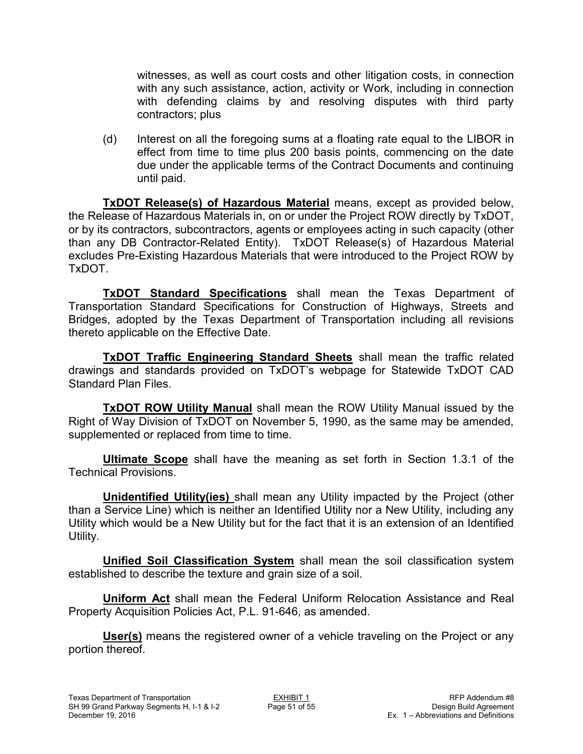witnesses, as well as court costs and other litigation costs, in connection with any such assistance, action, activity or Work, including in connection with defending claims by and resolving disputes with third party contractors; plus

(d) Interest on all the foregoing sums at a floating rate equal to the LIBOR in effect from time to time plus 200 basis points, commencing on the date due under the applicable terms of the Contract Documents and continuing until paid.

**TxDOT Release(s) of Hazardous Material** means, except as provided below, the Release of Hazardous Materials in, on or under the Project ROW directly by TxDOT, or by its contractors, subcontractors, agents or employees acting in such capacity (other than any DB Contractor-Related Entity). TxDOT Release(s) of Hazardous Material excludes Pre-Existing Hazardous Materials that were introduced to the Project ROW by TxDOT.

**TxDOT Standard Specifications** shall mean the Texas Department of Transportation Standard Specifications for Construction of Highways, Streets and Bridges, adopted by the Texas Department of Transportation including all revisions thereto applicable on the Effective Date.

**TxDOT Traffic Engineering Standard Sheets** shall mean the traffic related drawings and standards provided on TxDOT's webpage for Statewide TxDOT CAD Standard Plan Files.

**TxDOT ROW Utility Manual** shall mean the ROW Utility Manual issued by the Right of Way Division of TxDOT on November 5, 1990, as the same may be amended, supplemented or replaced from time to time.

**Ultimate Scope** shall have the meaning as set forth in Section 1.3.1 of the Technical Provisions.

**Unidentified Utility(ies)** shall mean any Utility impacted by the Project (other than a Service Line) which is neither an Identified Utility nor a New Utility, including any Utility which would be a New Utility but for the fact that it is an extension of an Identified Utility.

**Unified Soil Classification System** shall mean the soil classification system established to describe the texture and grain size of a soil.

**Uniform Act** shall mean the Federal Uniform Relocation Assistance and Real Property Acquisition Policies Act, P.L. 91-646, as amended.

**User(s)** means the registered owner of a vehicle traveling on the Project or any portion thereof.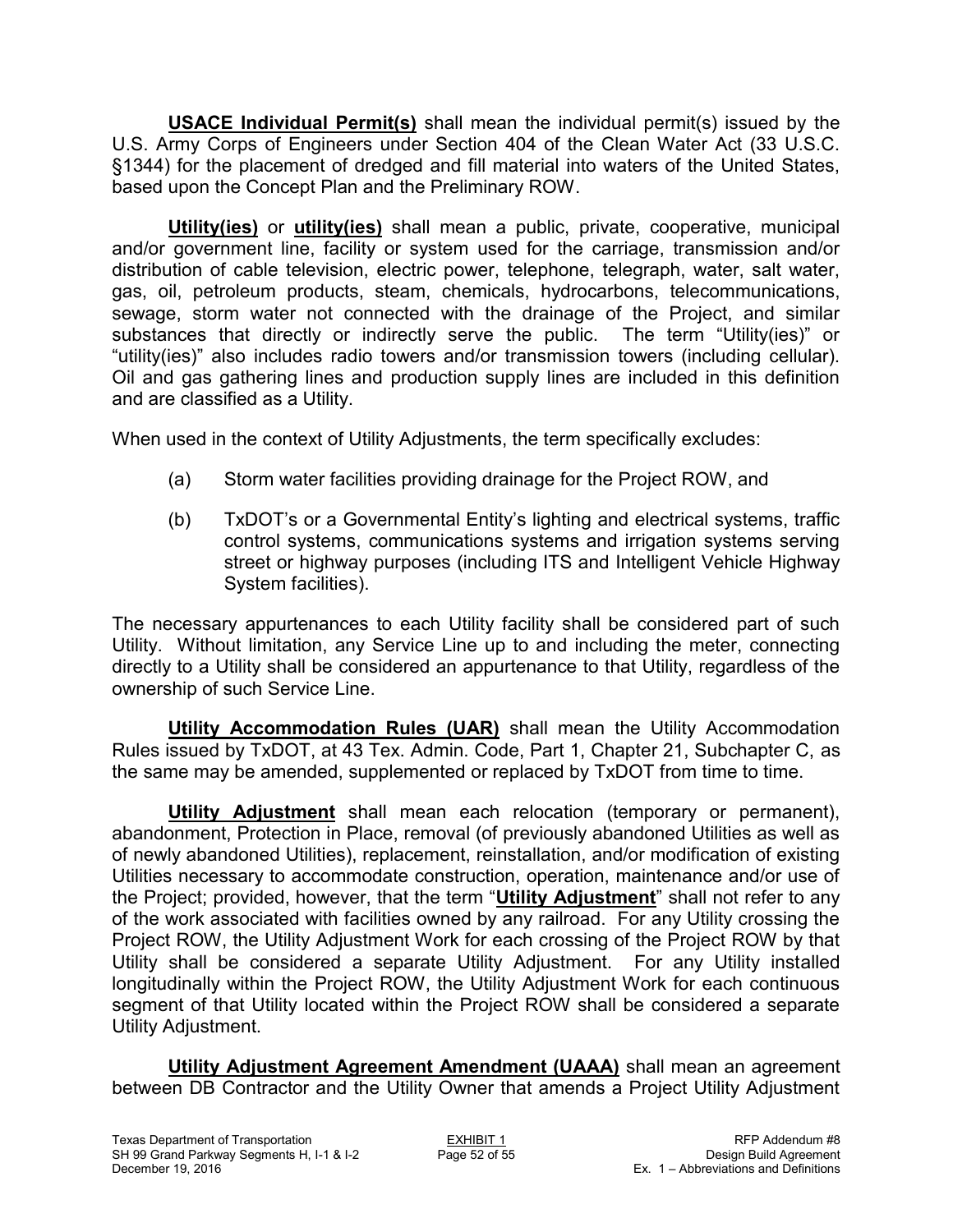**USACE Individual Permit(s)** shall mean the individual permit(s) issued by the U.S. Army Corps of Engineers under Section 404 of the Clean Water Act (33 U.S.C. §1344) for the placement of dredged and fill material into waters of the United States, based upon the Concept Plan and the Preliminary ROW.

**Utility(ies)** or **utility(ies)** shall mean a public, private, cooperative, municipal and/or government line, facility or system used for the carriage, transmission and/or distribution of cable television, electric power, telephone, telegraph, water, salt water, gas, oil, petroleum products, steam, chemicals, hydrocarbons, telecommunications, sewage, storm water not connected with the drainage of the Project, and similar substances that directly or indirectly serve the public. The term "Utility(ies)" or "utility(ies)" also includes radio towers and/or transmission towers (including cellular). Oil and gas gathering lines and production supply lines are included in this definition and are classified as a Utility.

When used in the context of Utility Adjustments, the term specifically excludes:

(a) Storm water facilities providing drainage for the Project ROW, and

(b) TxDOT's or a Governmental Entity's lighting and electrical systems, traffic control systems, communications systems and irrigation systems serving street or highway purposes (including ITS and Intelligent Vehicle Highway System facilities).

The necessary appurtenances to each Utility facility shall be considered part of such Utility. Without limitation, any Service Line up to and including the meter, connecting directly to a Utility shall be considered an appurtenance to that Utility, regardless of the ownership of such Service Line.

**Utility Accommodation Rules (UAR)** shall mean the Utility Accommodation Rules issued by TxDOT, at 43 Tex. Admin. Code, Part 1, Chapter 21, Subchapter C, as the same may be amended, supplemented or replaced by TxDOT from time to time.

**Utility Adjustment** shall mean each relocation (temporary or permanent), abandonment, Protection in Place, removal (of previously abandoned Utilities as well as of newly abandoned Utilities), replacement, reinstallation, and/or modification of existing Utilities necessary to accommodate construction, operation, maintenance and/or use of the Project; provided, however, that the term "**Utility Adjustment**" shall not refer to any of the work associated with facilities owned by any railroad. For any Utility crossing the Project ROW, the Utility Adjustment Work for each crossing of the Project ROW by that Utility shall be considered a separate Utility Adjustment. For any Utility installed longitudinally within the Project ROW, the Utility Adjustment Work for each continuous segment of that Utility located within the Project ROW shall be considered a separate Utility Adjustment.

**Utility Adjustment Agreement Amendment (UAAA)** shall mean an agreement between DB Contractor and the Utility Owner that amends a Project Utility Adjustment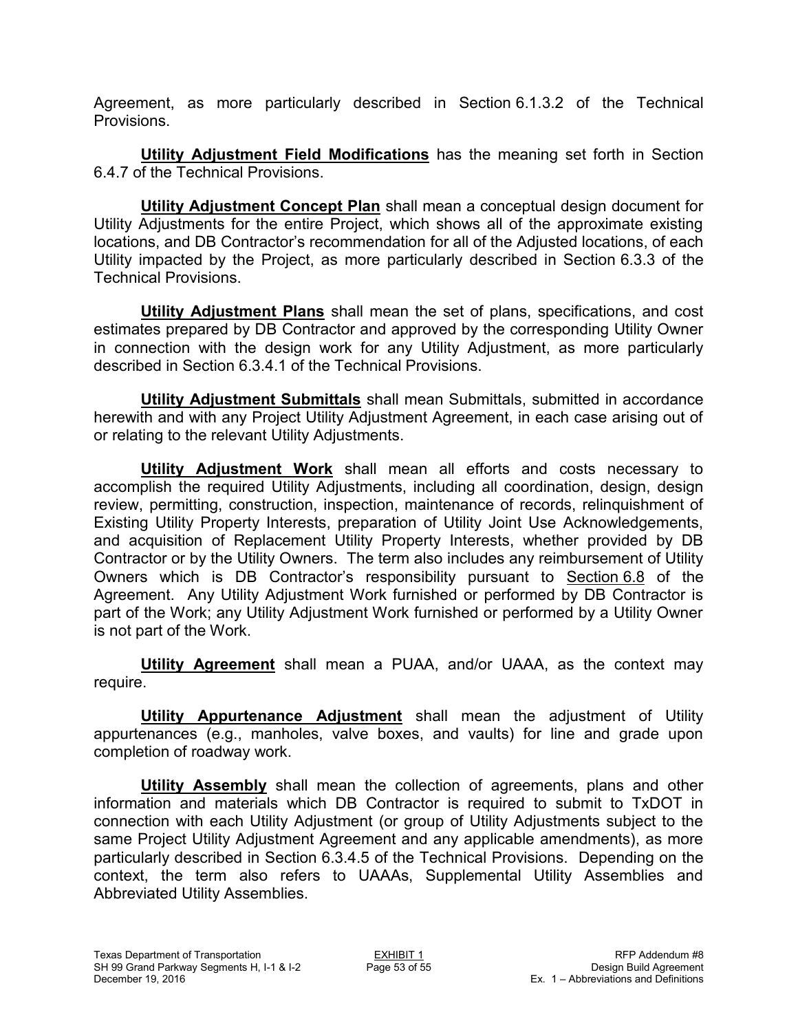Agreement, as more particularly described in Section 6.1.3.2 of the Technical Provisions.

**Utility Adjustment Field Modifications** has the meaning set forth in Section 6.4.7 of the Technical Provisions.

**Utility Adjustment Concept Plan** shall mean a conceptual design document for Utility Adjustments for the entire Project, which shows all of the approximate existing locations, and DB Contractor's recommendation for all of the Adjusted locations, of each Utility impacted by the Project, as more particularly described in Section 6.3.3 of the Technical Provisions.

**Utility Adjustment Plans** shall mean the set of plans, specifications, and cost estimates prepared by DB Contractor and approved by the corresponding Utility Owner in connection with the design work for any Utility Adjustment, as more particularly described in Section 6.3.4.1 of the Technical Provisions.

**Utility Adjustment Submittals** shall mean Submittals, submitted in accordance herewith and with any Project Utility Adjustment Agreement, in each case arising out of or relating to the relevant Utility Adjustments.

**Utility Adjustment Work** shall mean all efforts and costs necessary to accomplish the required Utility Adjustments, including all coordination, design, design review, permitting, construction, inspection, maintenance of records, relinquishment of Existing Utility Property Interests, preparation of Utility Joint Use Acknowledgements, and acquisition of Replacement Utility Property Interests, whether provided by DB Contractor or by the Utility Owners. The term also includes any reimbursement of Utility Owners which is DB Contractor's responsibility pursuant to Section 6.8 of the Agreement. Any Utility Adjustment Work furnished or performed by DB Contractor is part of the Work; any Utility Adjustment Work furnished or performed by a Utility Owner is not part of the Work.

**Utility Agreement** shall mean a PUAA, and/or UAAA, as the context may require.

**Utility Appurtenance Adjustment** shall mean the adjustment of Utility appurtenances (e.g., manholes, valve boxes, and vaults) for line and grade upon completion of roadway work.

**Utility Assembly** shall mean the collection of agreements, plans and other information and materials which DB Contractor is required to submit to TxDOT in connection with each Utility Adjustment (or group of Utility Adjustments subject to the same Project Utility Adjustment Agreement and any applicable amendments), as more particularly described in Section 6.3.4.5 of the Technical Provisions. Depending on the context, the term also refers to UAAAs, Supplemental Utility Assemblies and Abbreviated Utility Assemblies.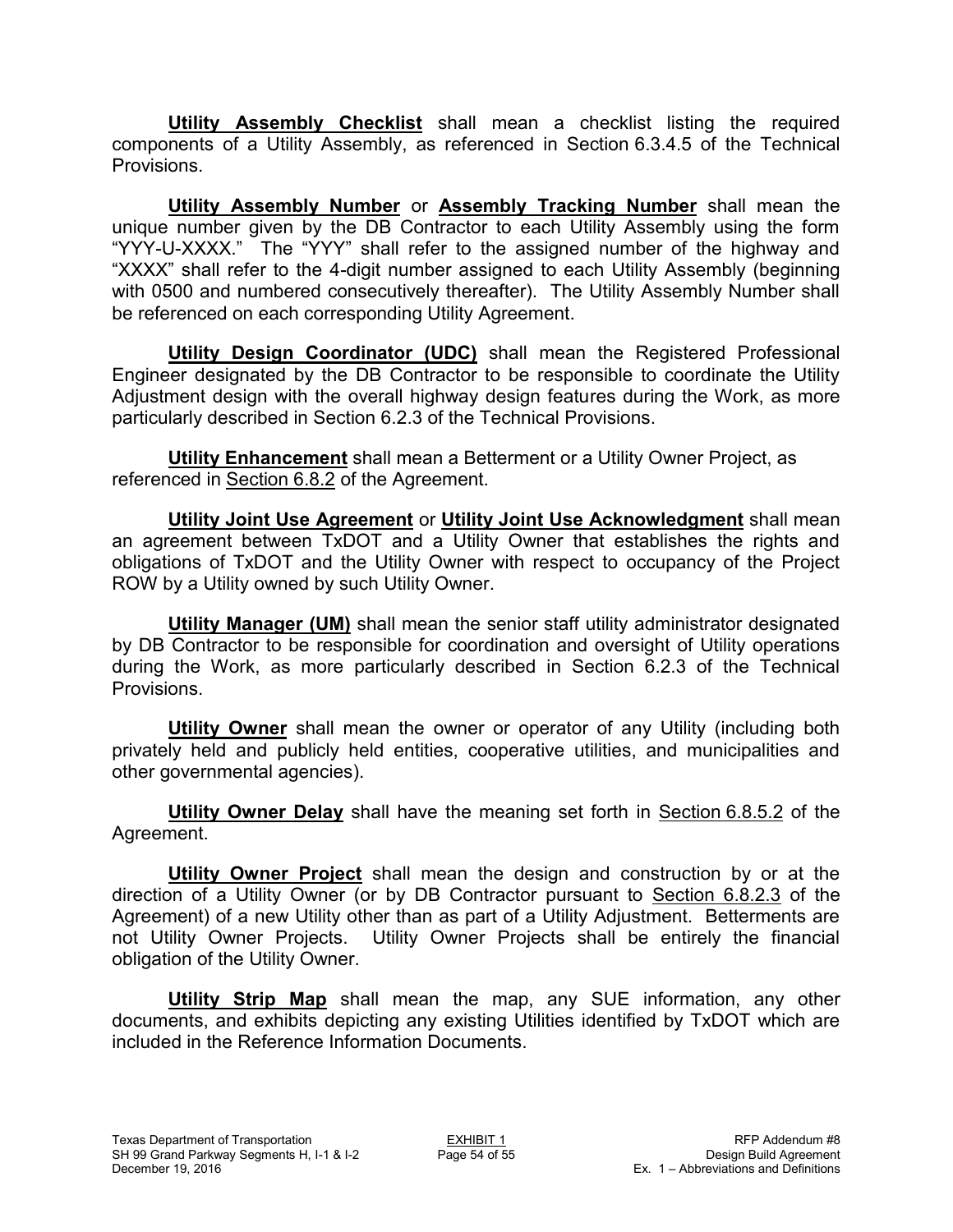**Utility Assembly Checklist** shall mean a checklist listing the required components of a Utility Assembly, as referenced in Section 6.3.4.5 of the Technical Provisions.

**Utility Assembly Number** or **Assembly Tracking Number** shall mean the unique number given by the DB Contractor to each Utility Assembly using the form "YYY-U-XXXX." The "YYY" shall refer to the assigned number of the highway and "XXXX" shall refer to the 4-digit number assigned to each Utility Assembly (beginning with 0500 and numbered consecutively thereafter). The Utility Assembly Number shall be referenced on each corresponding Utility Agreement.

**Utility Design Coordinator (UDC)** shall mean the Registered Professional Engineer designated by the DB Contractor to be responsible to coordinate the Utility Adjustment design with the overall highway design features during the Work, as more particularly described in Section 6.2.3 of the Technical Provisions.

**Utility Enhancement** shall mean a Betterment or a Utility Owner Project, as referenced in Section 6.8.2 of the Agreement.

**Utility Joint Use Agreement** or **Utility Joint Use Acknowledgment** shall mean an agreement between TxDOT and a Utility Owner that establishes the rights and obligations of TxDOT and the Utility Owner with respect to occupancy of the Project ROW by a Utility owned by such Utility Owner.

**Utility Manager (UM)** shall mean the senior staff utility administrator designated by DB Contractor to be responsible for coordination and oversight of Utility operations during the Work, as more particularly described in Section 6.2.3 of the Technical Provisions.

**Utility Owner** shall mean the owner or operator of any Utility (including both privately held and publicly held entities, cooperative utilities, and municipalities and other governmental agencies).

**Utility Owner Delay** shall have the meaning set forth in Section 6.8.5.2 of the Agreement.

**Utility Owner Project** shall mean the design and construction by or at the direction of a Utility Owner (or by DB Contractor pursuant to Section 6.8.2.3 of the Agreement) of a new Utility other than as part of a Utility Adjustment. Betterments are not Utility Owner Projects. Utility Owner Projects shall be entirely the financial obligation of the Utility Owner.

**Utility Strip Map** shall mean the map, any SUE information, any other documents, and exhibits depicting any existing Utilities identified by TxDOT which are included in the Reference Information Documents.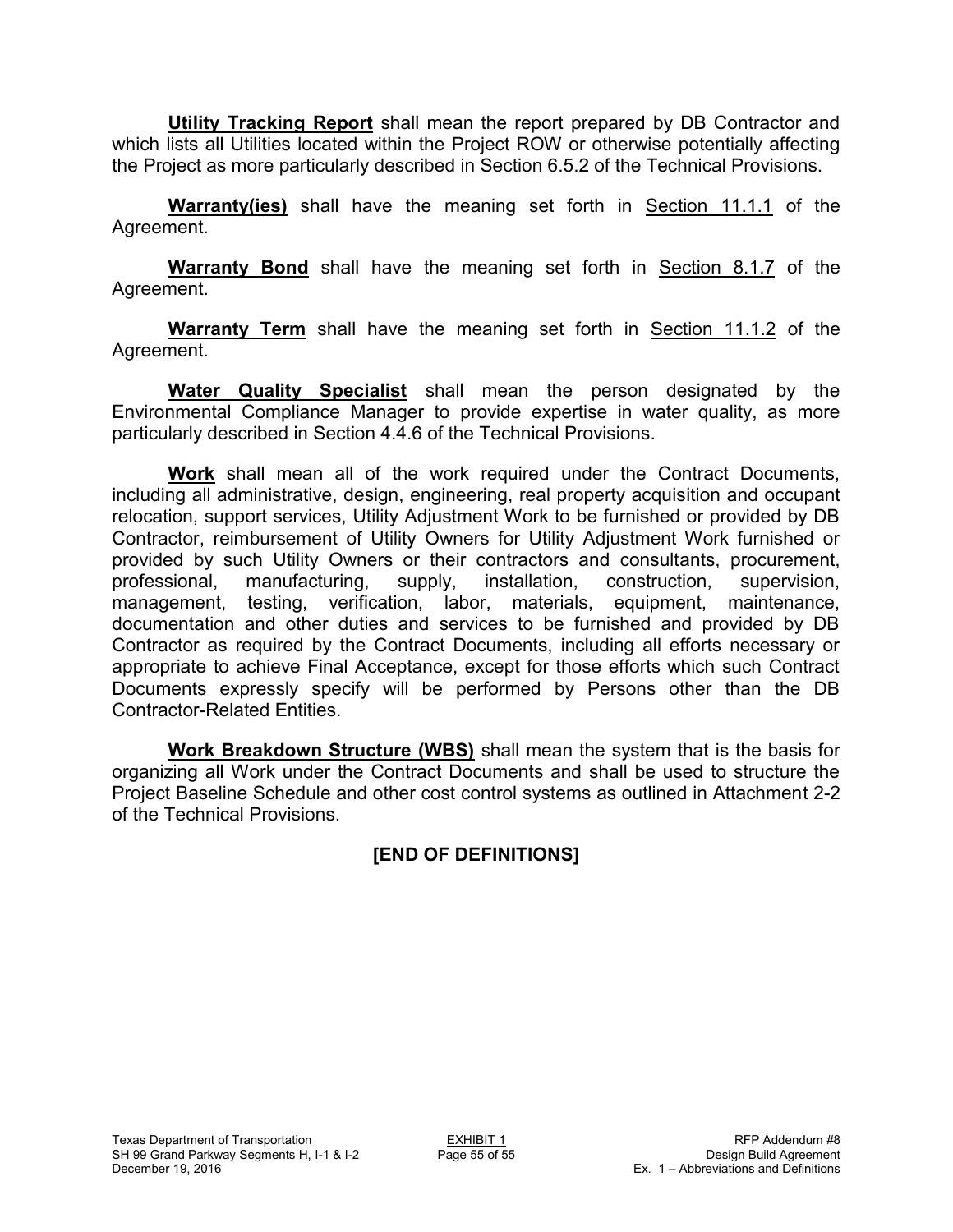**Utility Tracking Report** shall mean the report prepared by DB Contractor and which lists all Utilities located within the Project ROW or otherwise potentially affecting the Project as more particularly described in Section 6.5.2 of the Technical Provisions.

**Warranty(ies)** shall have the meaning set forth in Section 11.1.1 of the Agreement.

**Warranty Bond** shall have the meaning set forth in Section 8.1.7 of the Agreement.

**Warranty Term** shall have the meaning set forth in Section 11.1.2 of the Agreement.

**Water Quality Specialist** shall mean the person designated by the Environmental Compliance Manager to provide expertise in water quality, as more particularly described in Section 4.4.6 of the Technical Provisions.

**Work** shall mean all of the work required under the Contract Documents, including all administrative, design, engineering, real property acquisition and occupant relocation, support services, Utility Adjustment Work to be furnished or provided by DB Contractor, reimbursement of Utility Owners for Utility Adjustment Work furnished or provided by such Utility Owners or their contractors and consultants, procurement, professional, manufacturing, supply, installation, construction, supervision, management, testing, verification, labor, materials, equipment, maintenance, documentation and other duties and services to be furnished and provided by DB Contractor as required by the Contract Documents, including all efforts necessary or appropriate to achieve Final Acceptance, except for those efforts which such Contract Documents expressly specify will be performed by Persons other than the DB Contractor-Related Entities.

**Work Breakdown Structure (WBS)** shall mean the system that is the basis for organizing all Work under the Contract Documents and shall be used to structure the Project Baseline Schedule and other cost control systems as outlined in Attachment 2-2 of the Technical Provisions.

**[END OF DEFINITIONS]**